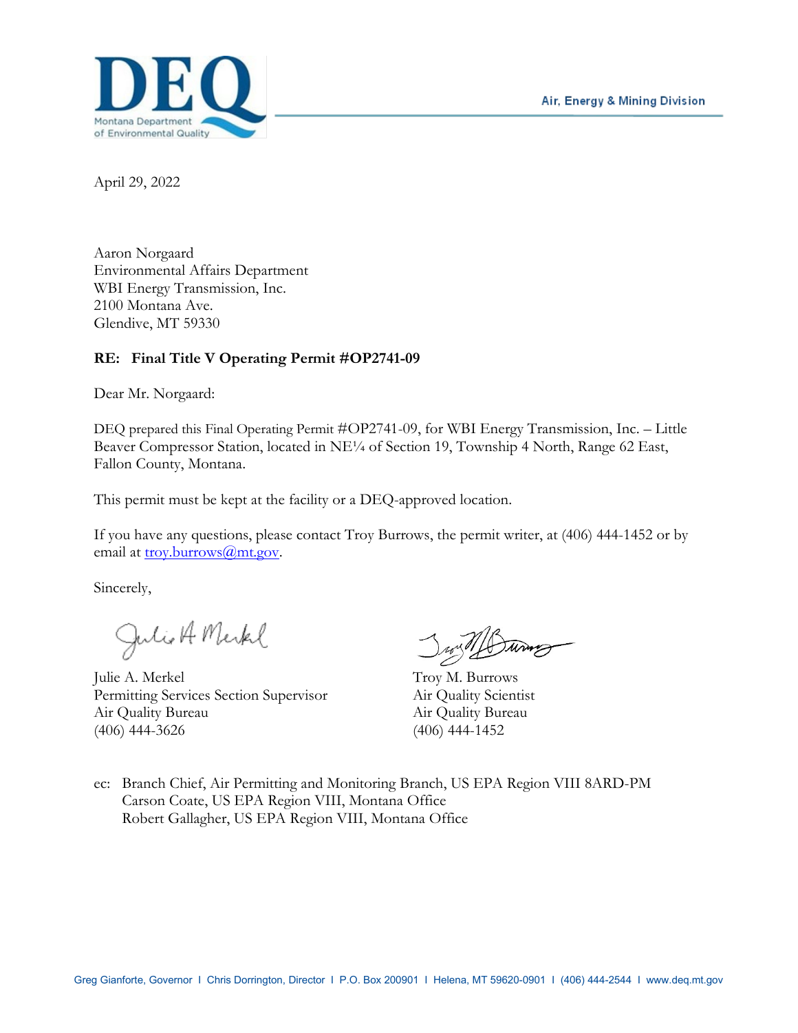DEQ Montana Department of Environmental Quality

Air, Energy & Mining Division

April 29, 2022

Aaron Norgaard
Environmental Affairs Department
WBI Energy Transmission, Inc.
2100 Montana Ave.
Glendive, MT 59330

**RE: Final Title V Operating Permit #OP2741-09**

Dear Mr. Norgaard:

DEQ prepared this Final Operating Permit #OP2741-09, for WBI Energy Transmission, Inc. – Little Beaver Compressor Station, located in NE¼ of Section 19, Township 4 North, Range 62 East, Fallon County, Montana.

This permit must be kept at the facility or a DEQ-approved location.

If you have any questions, please contact Troy Burrows, the permit writer, at (406) 444-1452 or by email at troy.burrows@mt.gov.

Sincerely,

Julie A. Merkel
Permitting Services Section Supervisor
Air Quality Bureau
(406) 444-3626

Troy M. Burrows
Air Quality Scientist
Air Quality Bureau
(406) 444-1452

ec: Branch Chief, Air Permitting and Monitoring Branch, US EPA Region VIII 8ARD-PM
Carson Coate, US EPA Region VIII, Montana Office
Robert Gallagher, US EPA Region VIII, Montana Office

Greg Gianforte, Governor I Chris Dorrington, Director I P.O. Box 200901 I Helena, MT 59620-0901 I (406) 444-2544 I www.deq.mt.gov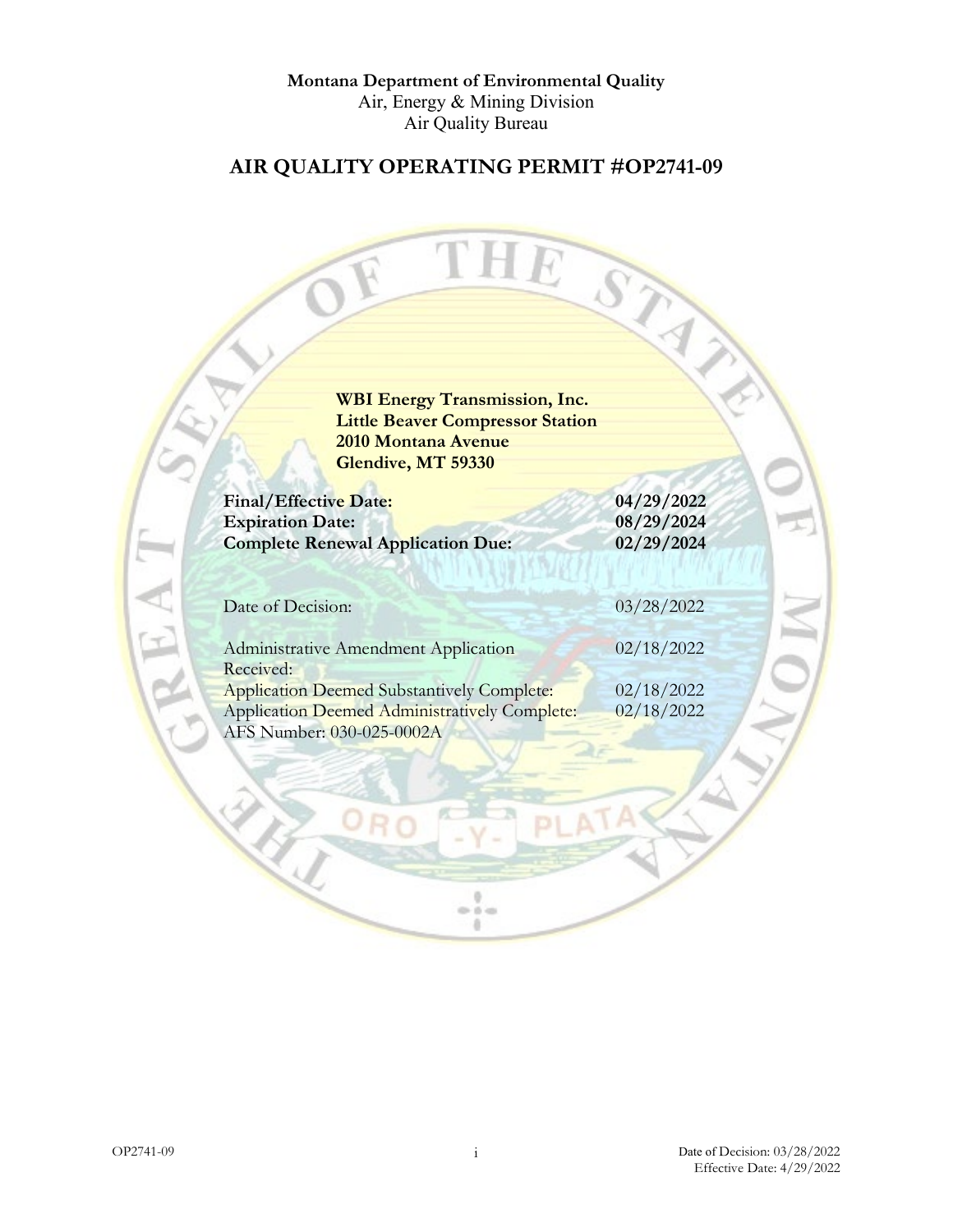**Montana Department of Environmental Quality**
Air, Energy & Mining Division
Air Quality Bureau

# AIR QUALITY OPERATING PERMIT #OP2741-09

**WBI Energy Transmission, Inc.**
**Little Beaver Compressor Station**
**2010 Montana Avenue**
**Glendive, MT 59330**

| | |
|---|---|
| **Final/Effective Date:** | **04/29/2022** |
| **Expiration Date:** | **08/29/2024** |
| **Complete Renewal Application Due:** | **02/29/2024** |
| Date of Decision: | 03/28/2022 |
| Administrative Amendment Application Received: | 02/18/2022 |
| Application Deemed Substantively Complete: | 02/18/2022 |
| Application Deemed Administratively Complete: | 02/18/2022 |

AFS Number: 030-025-0002A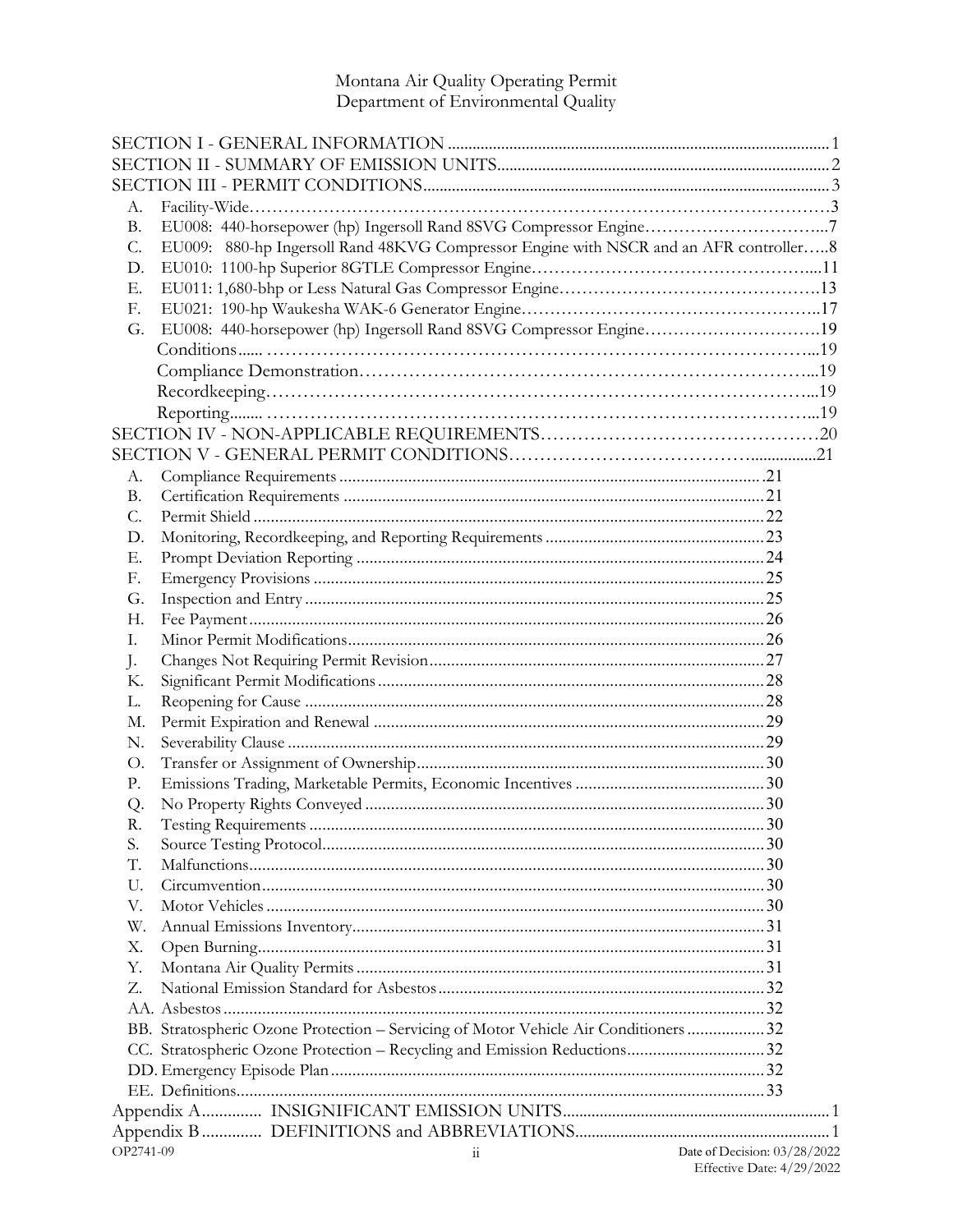Montana Air Quality Operating Permit
Department of Environmental Quality

SECTION I - GENERAL INFORMATION ....... 1
SECTION II - SUMMARY OF EMISSION UNITS....... 2
SECTION III - PERMIT CONDITIONS....... 3

- A. Facility-Wide....... 3
- B. EU008: 440-horsepower (hp) Ingersoll Rand 8SVG Compressor Engine....... 7
- C. EU009: 880-hp Ingersoll Rand 48KVG Compressor Engine with NSCR and an AFR controller....... 8
- D. EU010: 1100-hp Superior 8GTLE Compressor Engine....... 11
- E. EU011: 1,680-bhp or Less Natural Gas Compressor Engine....... 13
- F. EU021: 190-hp Waukesha WAK-6 Generator Engine....... 17
- G. EU008: 440-horsepower (hp) Ingersoll Rand 8SVG Compressor Engine....... 19
  - Conditions....... 19
  - Compliance Demonstration....... 19
  - Recordkeeping....... 19
  - Reporting....... 19

SECTION IV - NON-APPLICABLE REQUIREMENTS....... 20
SECTION V - GENERAL PERMIT CONDITIONS....... 21

- A. Compliance Requirements ....... 21
- B. Certification Requirements ....... 21
- C. Permit Shield ....... 22
- D. Monitoring, Recordkeeping, and Reporting Requirements ....... 23
- E. Prompt Deviation Reporting ....... 24
- F. Emergency Provisions ....... 25
- G. Inspection and Entry ....... 25
- H. Fee Payment ....... 26
- I. Minor Permit Modifications....... 26
- J. Changes Not Requiring Permit Revision....... 27
- K. Significant Permit Modifications ....... 28
- L. Reopening for Cause ....... 28
- M. Permit Expiration and Renewal ....... 29
- N. Severability Clause ....... 29
- O. Transfer or Assignment of Ownership....... 30
- P. Emissions Trading, Marketable Permits, Economic Incentives ....... 30
- Q. No Property Rights Conveyed ....... 30
- R. Testing Requirements ....... 30
- S. Source Testing Protocol....... 30
- T. Malfunctions....... 30
- U. Circumvention....... 30
- V. Motor Vehicles ....... 30
- W. Annual Emissions Inventory....... 31
- X. Open Burning....... 31
- Y. Montana Air Quality Permits ....... 31
- Z. National Emission Standard for Asbestos ....... 32
- AA. Asbestos ....... 32
- BB. Stratospheric Ozone Protection – Servicing of Motor Vehicle Air Conditioners ....... 32
- CC. Stratospheric Ozone Protection – Recycling and Emission Reductions....... 32
- DD. Emergency Episode Plan ....... 32
- EE. Definitions....... 33

Appendix A....... INSIGNIFICANT EMISSION UNITS....... 1
Appendix B....... DEFINITIONS and ABBREVIATIONS....... 1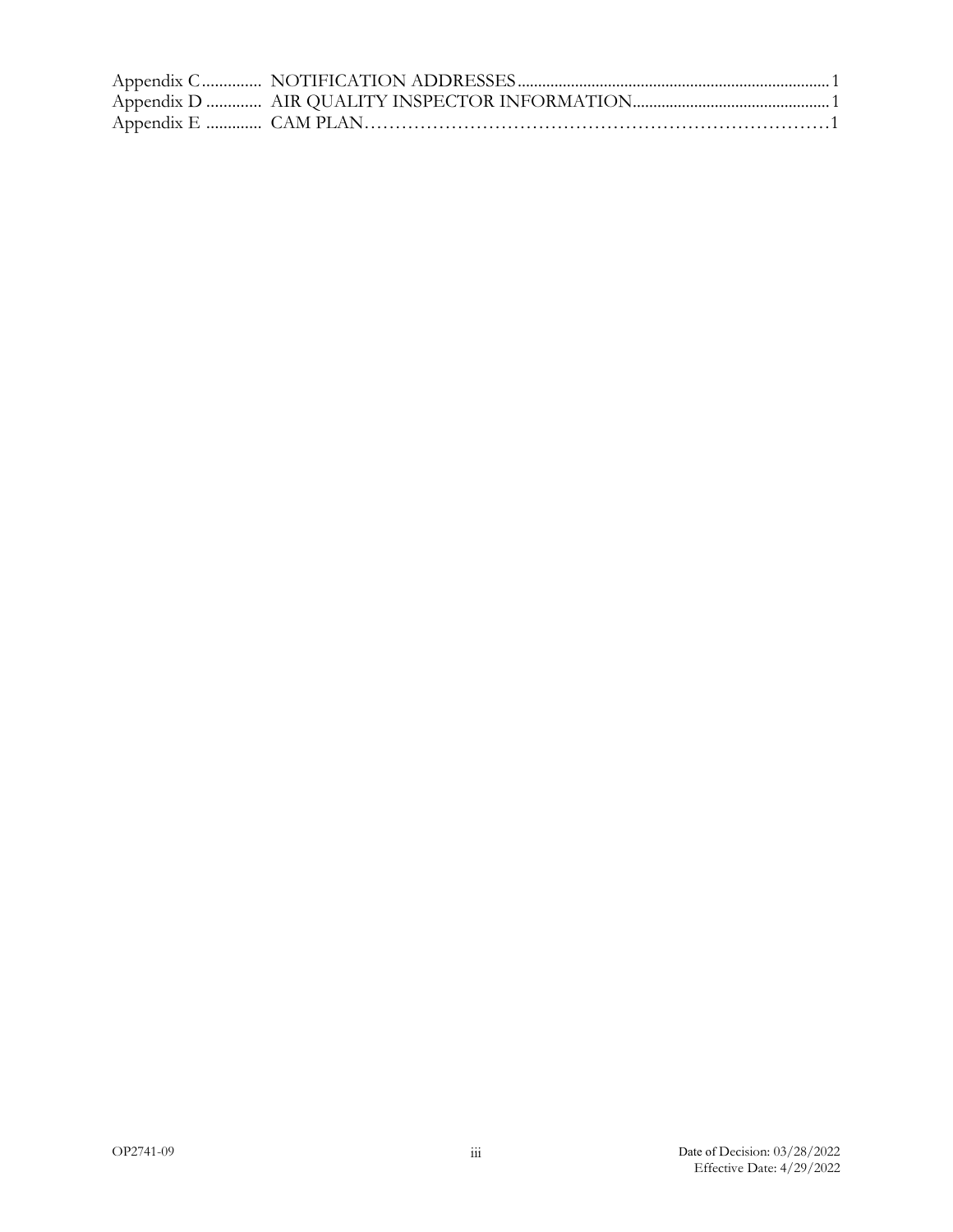Appendix C .............. NOTIFICATION ADDRESSES ........................................................................... 1
Appendix D ............. AIR QUALITY INSPECTOR INFORMATION ................................................ 1
Appendix E ............. CAM PLAN……………………………………………………………………1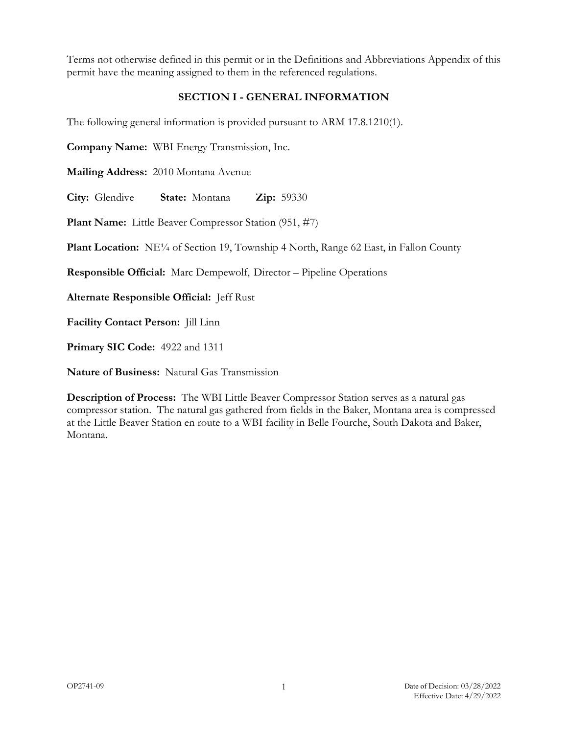Terms not otherwise defined in this permit or in the Definitions and Abbreviations Appendix of this permit have the meaning assigned to them in the referenced regulations.

## SECTION I - GENERAL INFORMATION

The following general information is provided pursuant to ARM 17.8.1210(1).

**Company Name:** WBI Energy Transmission, Inc.

**Mailing Address:** 2010 Montana Avenue

**City:** Glendive **State:** Montana **Zip:** 59330

**Plant Name:** Little Beaver Compressor Station (951, #7)

**Plant Location:** NE¼ of Section 19, Township 4 North, Range 62 East, in Fallon County

**Responsible Official:** Marc Dempewolf, Director – Pipeline Operations

**Alternate Responsible Official:** Jeff Rust

**Facility Contact Person:** Jill Linn

**Primary SIC Code:** 4922 and 1311

**Nature of Business:** Natural Gas Transmission

**Description of Process:** The WBI Little Beaver Compressor Station serves as a natural gas compressor station. The natural gas gathered from fields in the Baker, Montana area is compressed at the Little Beaver Station en route to a WBI facility in Belle Fourche, South Dakota and Baker, Montana.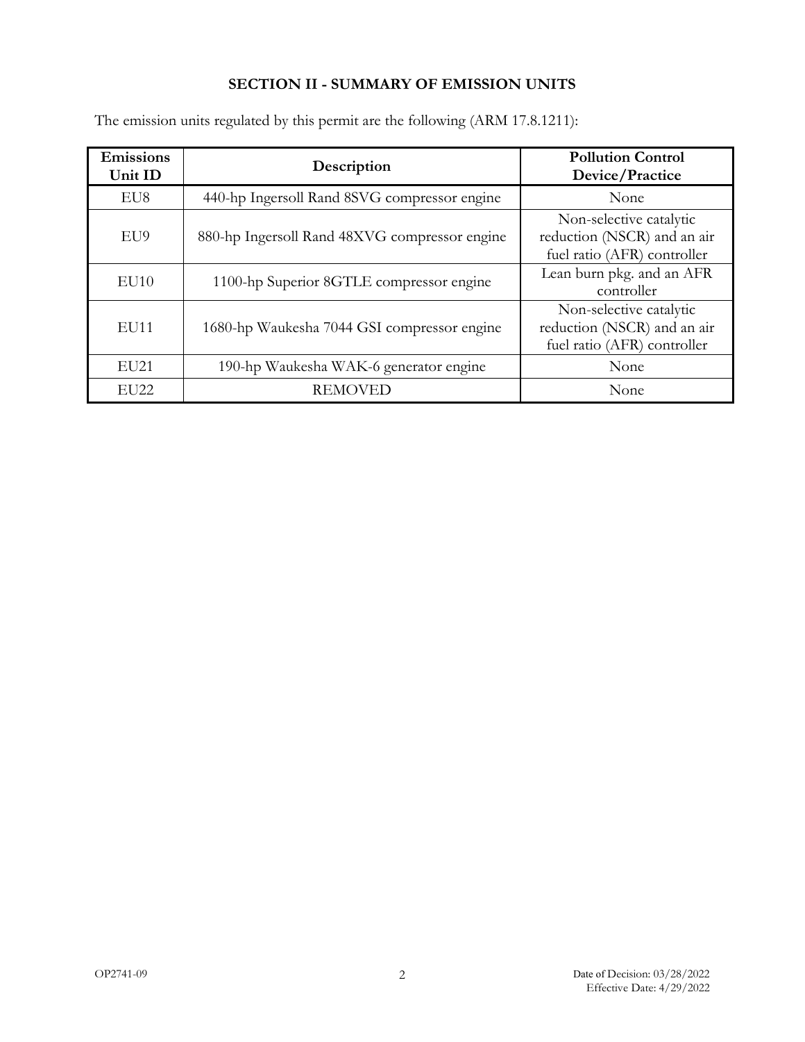## SECTION II - SUMMARY OF EMISSION UNITS

The emission units regulated by this permit are the following (ARM 17.8.1211):

| Emissions Unit ID | Description | Pollution Control Device/Practice |
|---|---|---|
| EU8 | 440-hp Ingersoll Rand 8SVG compressor engine | None |
| EU9 | 880-hp Ingersoll Rand 48XVG compressor engine | Non-selective catalytic reduction (NSCR) and an air fuel ratio (AFR) controller |
| EU10 | 1100-hp Superior 8GTLE compressor engine | Lean burn pkg. and an AFR controller |
| EU11 | 1680-hp Waukesha 7044 GSI compressor engine | Non-selective catalytic reduction (NSCR) and an air fuel ratio (AFR) controller |
| EU21 | 190-hp Waukesha WAK-6 generator engine | None |
| EU22 | REMOVED | None |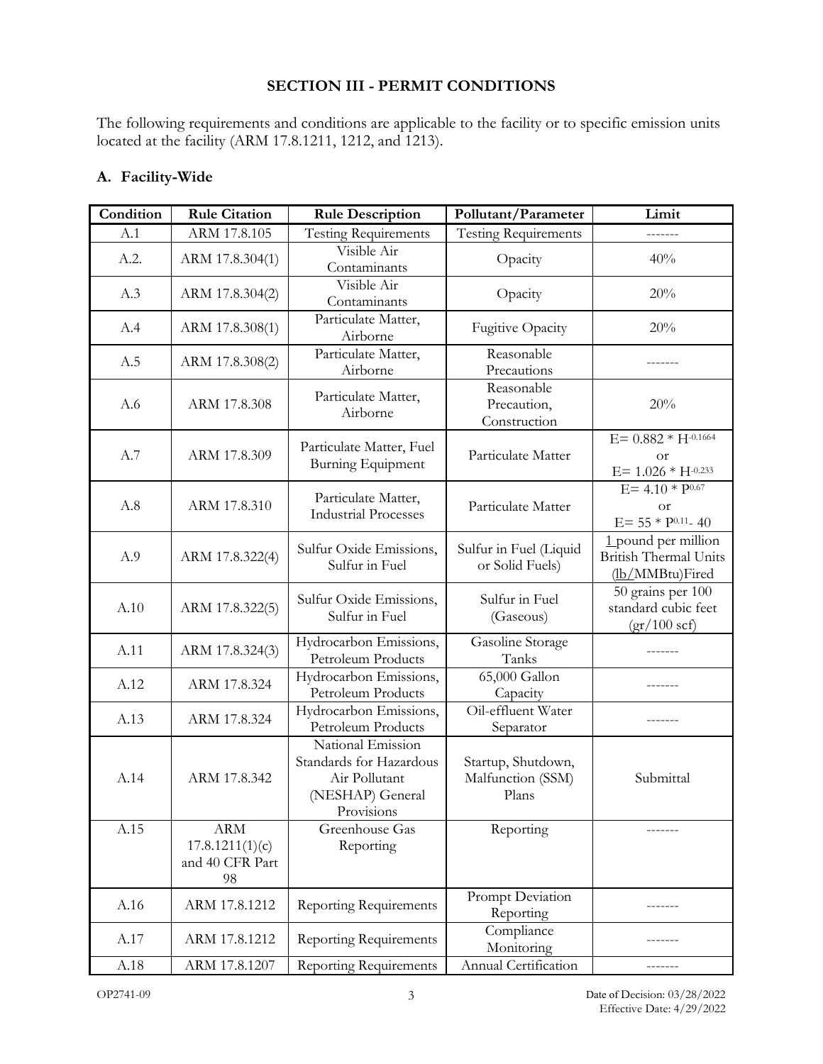# SECTION III - PERMIT CONDITIONS

The following requirements and conditions are applicable to the facility or to specific emission units located at the facility (ARM 17.8.1211, 1212, and 1213).

## A. Facility-Wide

| Condition | Rule Citation | Rule Description | Pollutant/Parameter | Limit |
|---|---|---|---|---|
| A.1 | ARM 17.8.105 | Testing Requirements | Testing Requirements | ------- |
| A.2. | ARM 17.8.304(1) | Visible Air Contaminants | Opacity | 40% |
| A.3 | ARM 17.8.304(2) | Visible Air Contaminants | Opacity | 20% |
| A.4 | ARM 17.8.308(1) | Particulate Matter, Airborne | Fugitive Opacity | 20% |
| A.5 | ARM 17.8.308(2) | Particulate Matter, Airborne | Reasonable Precautions | ------- |
| A.6 | ARM 17.8.308 | Particulate Matter, Airborne | Reasonable Precaution, Construction | 20% |
| A.7 | ARM 17.8.309 | Particulate Matter, Fuel Burning Equipment | Particulate Matter | $E= 0.882 * H^{-0.1664}$ or $E= 1.026 * H^{-0.233}$ |
| A.8 | ARM 17.8.310 | Particulate Matter, Industrial Processes | Particulate Matter | $E= 4.10 * P^{0.67}$ or $E= 55 * P^{0.11} - 40$ |
| A.9 | ARM 17.8.322(4) | Sulfur Oxide Emissions, Sulfur in Fuel | Sulfur in Fuel (Liquid or Solid Fuels) | 1 pound per million British Thermal Units (lb/MMBtu)Fired |
| A.10 | ARM 17.8.322(5) | Sulfur Oxide Emissions, Sulfur in Fuel | Sulfur in Fuel (Gaseous) | 50 grains per 100 standard cubic feet (gr/100 scf) |
| A.11 | ARM 17.8.324(3) | Hydrocarbon Emissions, Petroleum Products | Gasoline Storage Tanks | ------- |
| A.12 | ARM 17.8.324 | Hydrocarbon Emissions, Petroleum Products | 65,000 Gallon Capacity | ------- |
| A.13 | ARM 17.8.324 | Hydrocarbon Emissions, Petroleum Products | Oil-effluent Water Separator | ------- |
| A.14 | ARM 17.8.342 | National Emission Standards for Hazardous Air Pollutant (NESHAP) General Provisions | Startup, Shutdown, Malfunction (SSM) Plans | Submittal |
| A.15 | ARM 17.8.1211(1)(c) and 40 CFR Part 98 | Greenhouse Gas Reporting | Reporting | ------- |
| A.16 | ARM 17.8.1212 | Reporting Requirements | Prompt Deviation Reporting | ------- |
| A.17 | ARM 17.8.1212 | Reporting Requirements | Compliance Monitoring | ------- |
| A.18 | ARM 17.8.1207 | Reporting Requirements | Annual Certification | ------- |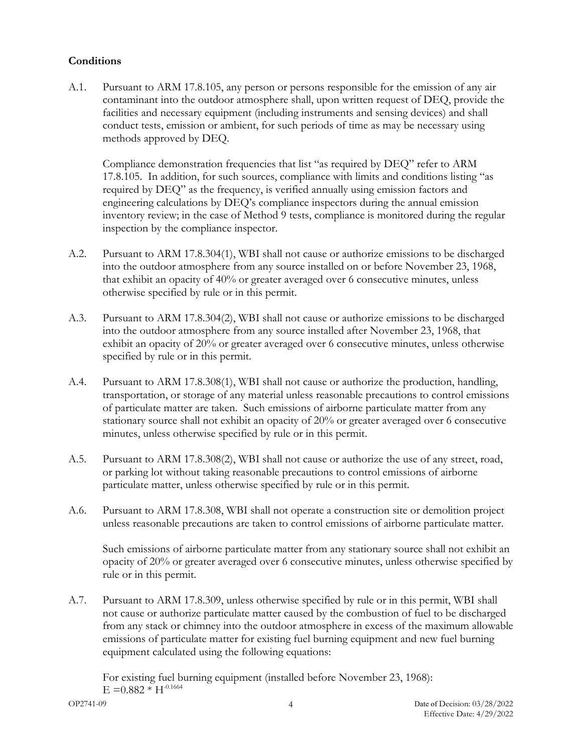**Conditions**

A.1. Pursuant to ARM 17.8.105, any person or persons responsible for the emission of any air contaminant into the outdoor atmosphere shall, upon written request of DEQ, provide the facilities and necessary equipment (including instruments and sensing devices) and shall conduct tests, emission or ambient, for such periods of time as may be necessary using methods approved by DEQ.

Compliance demonstration frequencies that list "as required by DEQ" refer to ARM 17.8.105. In addition, for such sources, compliance with limits and conditions listing "as required by DEQ" as the frequency, is verified annually using emission factors and engineering calculations by DEQ's compliance inspectors during the annual emission inventory review; in the case of Method 9 tests, compliance is monitored during the regular inspection by the compliance inspector.

A.2. Pursuant to ARM 17.8.304(1), WBI shall not cause or authorize emissions to be discharged into the outdoor atmosphere from any source installed on or before November 23, 1968, that exhibit an opacity of 40% or greater averaged over 6 consecutive minutes, unless otherwise specified by rule or in this permit.

A.3. Pursuant to ARM 17.8.304(2), WBI shall not cause or authorize emissions to be discharged into the outdoor atmosphere from any source installed after November 23, 1968, that exhibit an opacity of 20% or greater averaged over 6 consecutive minutes, unless otherwise specified by rule or in this permit.

A.4. Pursuant to ARM 17.8.308(1), WBI shall not cause or authorize the production, handling, transportation, or storage of any material unless reasonable precautions to control emissions of particulate matter are taken. Such emissions of airborne particulate matter from any stationary source shall not exhibit an opacity of 20% or greater averaged over 6 consecutive minutes, unless otherwise specified by rule or in this permit.

A.5. Pursuant to ARM 17.8.308(2), WBI shall not cause or authorize the use of any street, road, or parking lot without taking reasonable precautions to control emissions of airborne particulate matter, unless otherwise specified by rule or in this permit.

A.6. Pursuant to ARM 17.8.308, WBI shall not operate a construction site or demolition project unless reasonable precautions are taken to control emissions of airborne particulate matter.

Such emissions of airborne particulate matter from any stationary source shall not exhibit an opacity of 20% or greater averaged over 6 consecutive minutes, unless otherwise specified by rule or in this permit.

A.7. Pursuant to ARM 17.8.309, unless otherwise specified by rule or in this permit, WBI shall not cause or authorize particulate matter caused by the combustion of fuel to be discharged from any stack or chimney into the outdoor atmosphere in excess of the maximum allowable emissions of particulate matter for existing fuel burning equipment and new fuel burning equipment calculated using the following equations:

For existing fuel burning equipment (installed before November 23, 1968):
$E = 0.882 * H^{-0.1664}$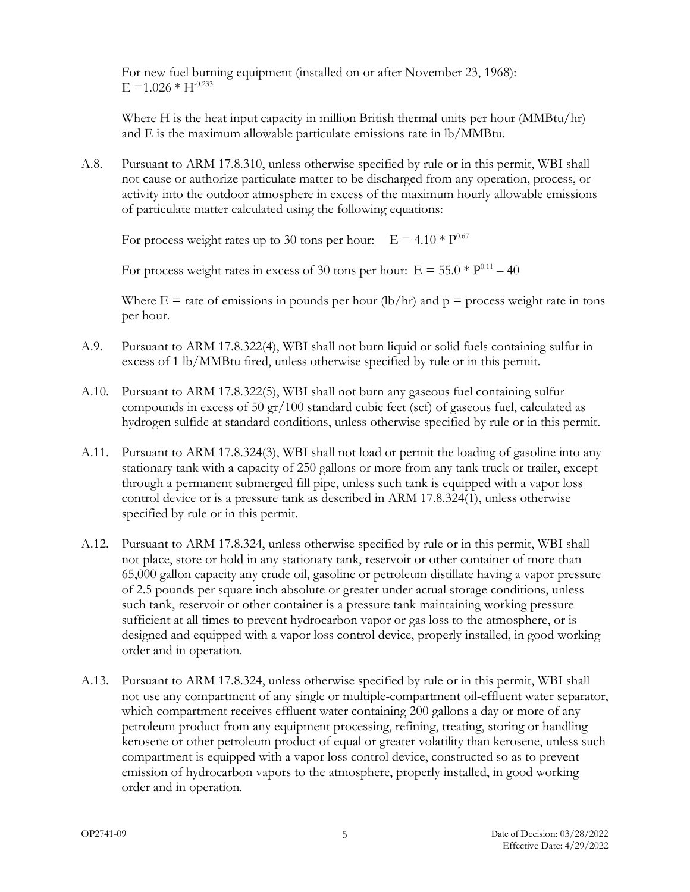For new fuel burning equipment (installed on or after November 23, 1968):
$E = 1.026 * H^{-0.233}$

Where H is the heat input capacity in million British thermal units per hour (MMBtu/hr) and E is the maximum allowable particulate emissions rate in lb/MMBtu.

A.8. Pursuant to ARM 17.8.310, unless otherwise specified by rule or in this permit, WBI shall not cause or authorize particulate matter to be discharged from any operation, process, or activity into the outdoor atmosphere in excess of the maximum hourly allowable emissions of particulate matter calculated using the following equations:

For process weight rates up to 30 tons per hour: $E = 4.10 * P^{0.67}$

For process weight rates in excess of 30 tons per hour: $E = 55.0 * P^{0.11} - 40$

Where E = rate of emissions in pounds per hour (lb/hr) and p = process weight rate in tons per hour.

A.9. Pursuant to ARM 17.8.322(4), WBI shall not burn liquid or solid fuels containing sulfur in excess of 1 lb/MMBtu fired, unless otherwise specified by rule or in this permit.

A.10. Pursuant to ARM 17.8.322(5), WBI shall not burn any gaseous fuel containing sulfur compounds in excess of 50 gr/100 standard cubic feet (scf) of gaseous fuel, calculated as hydrogen sulfide at standard conditions, unless otherwise specified by rule or in this permit.

A.11. Pursuant to ARM 17.8.324(3), WBI shall not load or permit the loading of gasoline into any stationary tank with a capacity of 250 gallons or more from any tank truck or trailer, except through a permanent submerged fill pipe, unless such tank is equipped with a vapor loss control device or is a pressure tank as described in ARM 17.8.324(1), unless otherwise specified by rule or in this permit.

A.12. Pursuant to ARM 17.8.324, unless otherwise specified by rule or in this permit, WBI shall not place, store or hold in any stationary tank, reservoir or other container of more than 65,000 gallon capacity any crude oil, gasoline or petroleum distillate having a vapor pressure of 2.5 pounds per square inch absolute or greater under actual storage conditions, unless such tank, reservoir or other container is a pressure tank maintaining working pressure sufficient at all times to prevent hydrocarbon vapor or gas loss to the atmosphere, or is designed and equipped with a vapor loss control device, properly installed, in good working order and in operation.

A.13. Pursuant to ARM 17.8.324, unless otherwise specified by rule or in this permit, WBI shall not use any compartment of any single or multiple-compartment oil-effluent water separator, which compartment receives effluent water containing 200 gallons a day or more of any petroleum product from any equipment processing, refining, treating, storing or handling kerosene or other petroleum product of equal or greater volatility than kerosene, unless such compartment is equipped with a vapor loss control device, constructed so as to prevent emission of hydrocarbon vapors to the atmosphere, properly installed, in good working order and in operation.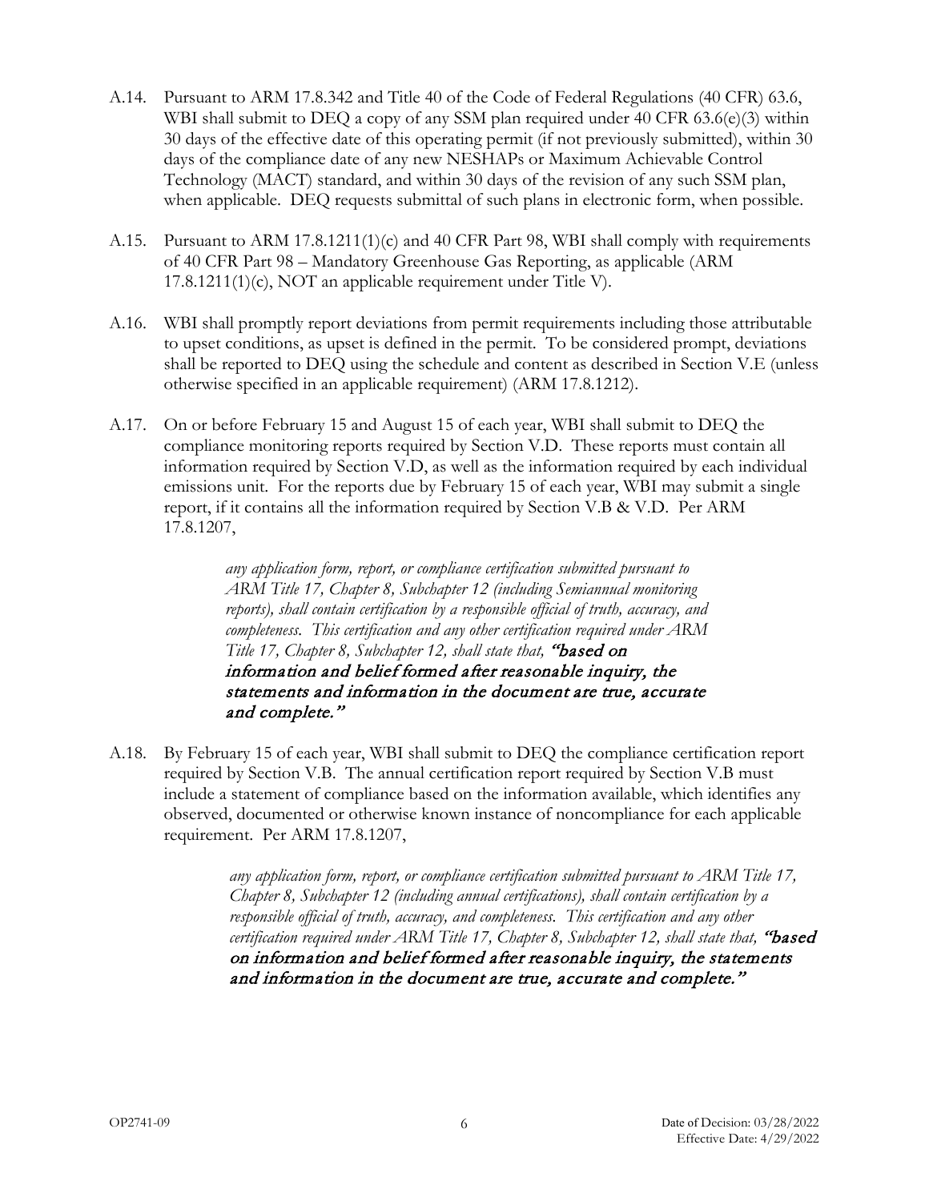A.14. Pursuant to ARM 17.8.342 and Title 40 of the Code of Federal Regulations (40 CFR) 63.6, WBI shall submit to DEQ a copy of any SSM plan required under 40 CFR 63.6(e)(3) within 30 days of the effective date of this operating permit (if not previously submitted), within 30 days of the compliance date of any new NESHAPs or Maximum Achievable Control Technology (MACT) standard, and within 30 days of the revision of any such SSM plan, when applicable. DEQ requests submittal of such plans in electronic form, when possible.

A.15. Pursuant to ARM 17.8.1211(1)(c) and 40 CFR Part 98, WBI shall comply with requirements of 40 CFR Part 98 – Mandatory Greenhouse Gas Reporting, as applicable (ARM 17.8.1211(1)(c), NOT an applicable requirement under Title V).

A.16. WBI shall promptly report deviations from permit requirements including those attributable to upset conditions, as upset is defined in the permit. To be considered prompt, deviations shall be reported to DEQ using the schedule and content as described in Section V.E (unless otherwise specified in an applicable requirement) (ARM 17.8.1212).

A.17. On or before February 15 and August 15 of each year, WBI shall submit to DEQ the compliance monitoring reports required by Section V.D. These reports must contain all information required by Section V.D, as well as the information required by each individual emissions unit. For the reports due by February 15 of each year, WBI may submit a single report, if it contains all the information required by Section V.B & V.D. Per ARM 17.8.1207,

> *any application form, report, or compliance certification submitted pursuant to ARM Title 17, Chapter 8, Subchapter 12 (including Semiannual monitoring reports), shall contain certification by a responsible official of truth, accuracy, and completeness. This certification and any other certification required under ARM Title 17, Chapter 8, Subchapter 12, shall state that,* ***"based on information and belief formed after reasonable inquiry, the statements and information in the document are true, accurate and complete."***

A.18. By February 15 of each year, WBI shall submit to DEQ the compliance certification report required by Section V.B. The annual certification report required by Section V.B must include a statement of compliance based on the information available, which identifies any observed, documented or otherwise known instance of noncompliance for each applicable requirement. Per ARM 17.8.1207,

> *any application form, report, or compliance certification submitted pursuant to ARM Title 17, Chapter 8, Subchapter 12 (including annual certifications), shall contain certification by a responsible official of truth, accuracy, and completeness. This certification and any other certification required under ARM Title 17, Chapter 8, Subchapter 12, shall state that,* ***"based on information and belief formed after reasonable inquiry, the statements and information in the document are true, accurate and complete."***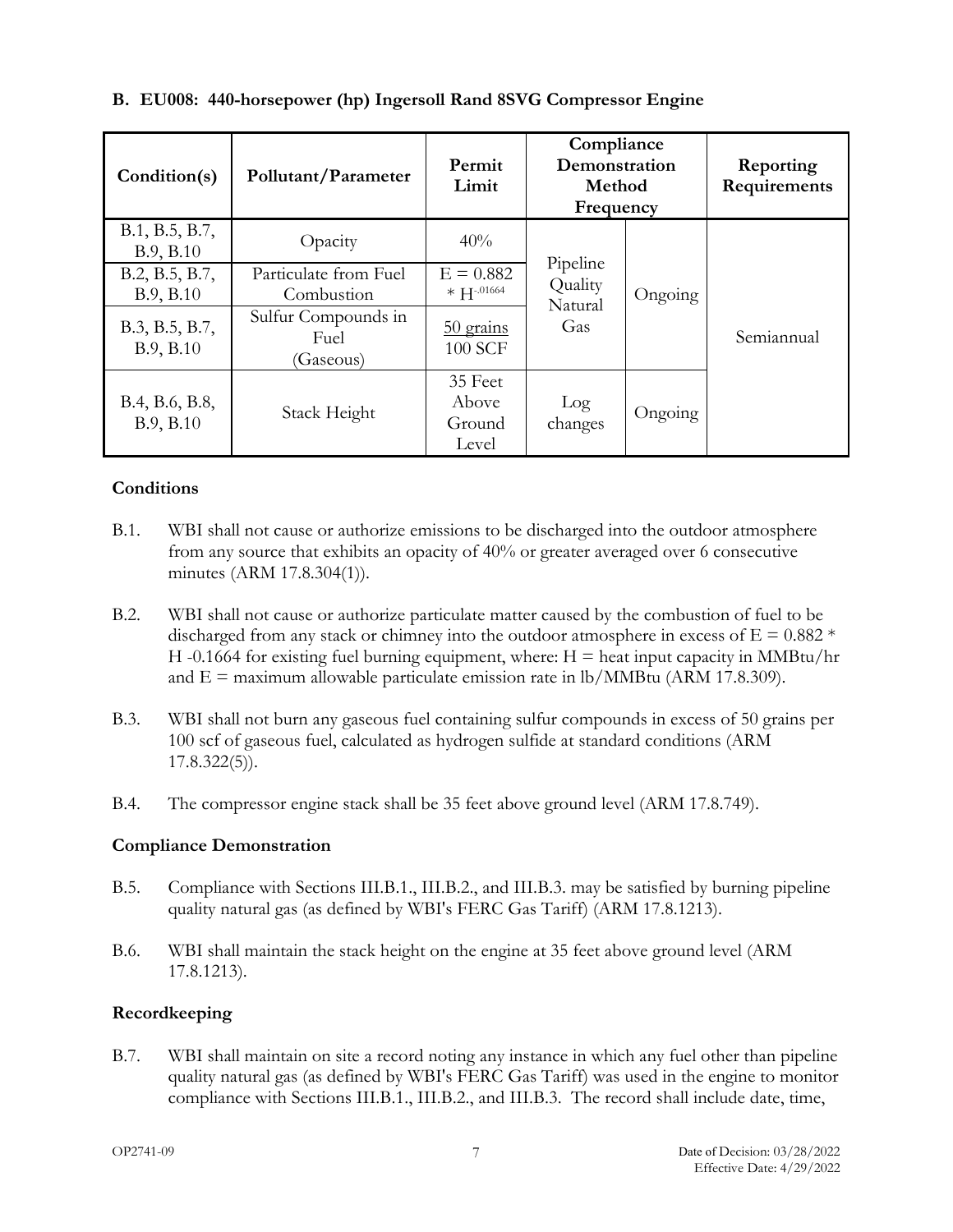**B. EU008: 440-horsepower (hp) Ingersoll Rand 8SVG Compressor Engine**

| Condition(s) | Pollutant/Parameter | Permit Limit | Compliance Demonstration Method | Frequency | Reporting Requirements |
|---|---|---|---|---|---|
| B.1, B.5, B.7, B.9, B.10 | Opacity | 40% | Pipeline Quality Natural Gas | Ongoing | Semiannual |
| B.2, B.5, B.7, B.9, B.10 | Particulate from Fuel Combustion | $E = 0.882 * H^{-.01664}$ | | | |
| B.3, B.5, B.7, B.9, B.10 | Sulfur Compounds in Fuel (Gaseous) | 50 grains / 100 SCF | | | |
| B.4, B.6, B.8, B.9, B.10 | Stack Height | 35 Feet Above Ground Level | Log changes | Ongoing | |

**Conditions**

B.1. WBI shall not cause or authorize emissions to be discharged into the outdoor atmosphere from any source that exhibits an opacity of 40% or greater averaged over 6 consecutive minutes (ARM 17.8.304(1)).

B.2. WBI shall not cause or authorize particulate matter caused by the combustion of fuel to be discharged from any stack or chimney into the outdoor atmosphere in excess of $E = 0.882 * H^{-0.1664}$ for existing fuel burning equipment, where: H = heat input capacity in MMBtu/hr and E = maximum allowable particulate emission rate in lb/MMBtu (ARM 17.8.309).

B.3. WBI shall not burn any gaseous fuel containing sulfur compounds in excess of 50 grains per 100 scf of gaseous fuel, calculated as hydrogen sulfide at standard conditions (ARM 17.8.322(5)).

B.4. The compressor engine stack shall be 35 feet above ground level (ARM 17.8.749).

**Compliance Demonstration**

B.5. Compliance with Sections III.B.1., III.B.2., and III.B.3. may be satisfied by burning pipeline quality natural gas (as defined by WBI's FERC Gas Tariff) (ARM 17.8.1213).

B.6. WBI shall maintain the stack height on the engine at 35 feet above ground level (ARM 17.8.1213).

**Recordkeeping**

B.7. WBI shall maintain on site a record noting any instance in which any fuel other than pipeline quality natural gas (as defined by WBI's FERC Gas Tariff) was used in the engine to monitor compliance with Sections III.B.1., III.B.2., and III.B.3. The record shall include date, time,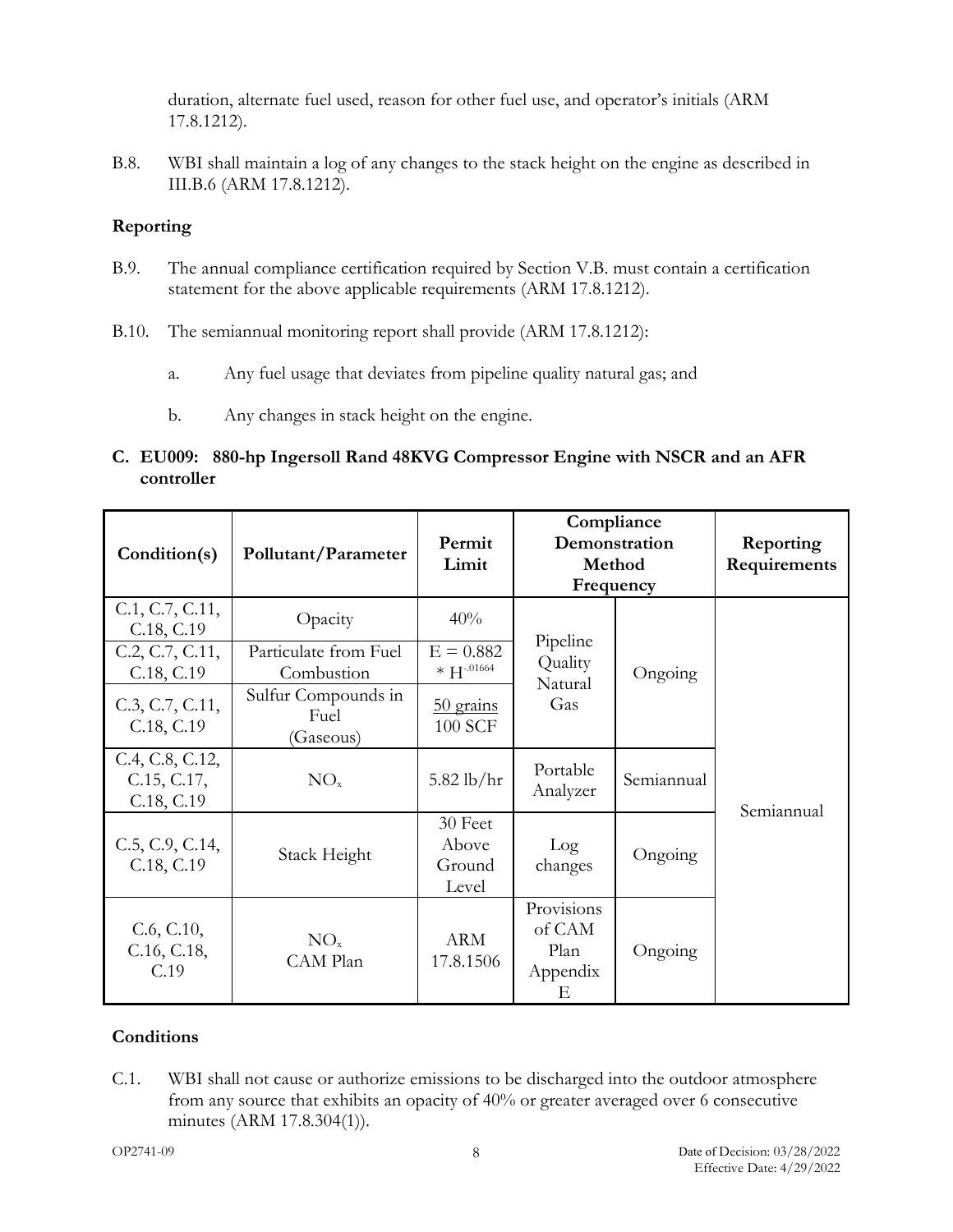duration, alternate fuel used, reason for other fuel use, and operator's initials (ARM 17.8.1212).

B.8. WBI shall maintain a log of any changes to the stack height on the engine as described in III.B.6 (ARM 17.8.1212).

**Reporting**

B.9. The annual compliance certification required by Section V.B. must contain a certification statement for the above applicable requirements (ARM 17.8.1212).

B.10. The semiannual monitoring report shall provide (ARM 17.8.1212):

a. Any fuel usage that deviates from pipeline quality natural gas; and

b. Any changes in stack height on the engine.

### C. EU009: 880-hp Ingersoll Rand 48KVG Compressor Engine with NSCR and an AFR controller

| Condition(s) | Pollutant/Parameter | Permit Limit | Compliance Demonstration Method | Frequency | Reporting Requirements |
|---|---|---|---|---|---|
| C.1, C.7, C.11, C.18, C.19 | Opacity | 40% | Pipeline Quality Natural Gas | Ongoing | Semiannual |
| C.2, C.7, C.11, C.18, C.19 | Particulate from Fuel Combustion | $E = 0.882 * H^{-.01664}$ | Pipeline Quality Natural Gas | Ongoing | Semiannual |
| C.3, C.7, C.11, C.18, C.19 | Sulfur Compounds in Fuel (Gaseous) | 50 grains / 100 SCF | Pipeline Quality Natural Gas | Ongoing | Semiannual |
| C.4, C.8, C.12, C.15, C.17, C.18, C.19 | $NO_x$ | 5.82 lb/hr | Portable Analyzer | Semiannual | Semiannual |
| C.5, C.9, C.14, C.18, C.19 | Stack Height | 30 Feet Above Ground Level | Log changes | Ongoing | Semiannual |
| C.6, C.10, C.16, C.18, C.19 | $NO_x$ CAM Plan | ARM 17.8.1506 | Provisions of CAM Plan Appendix E | Ongoing | Semiannual |

**Conditions**

C.1. WBI shall not cause or authorize emissions to be discharged into the outdoor atmosphere from any source that exhibits an opacity of 40% or greater averaged over 6 consecutive minutes (ARM 17.8.304(1)).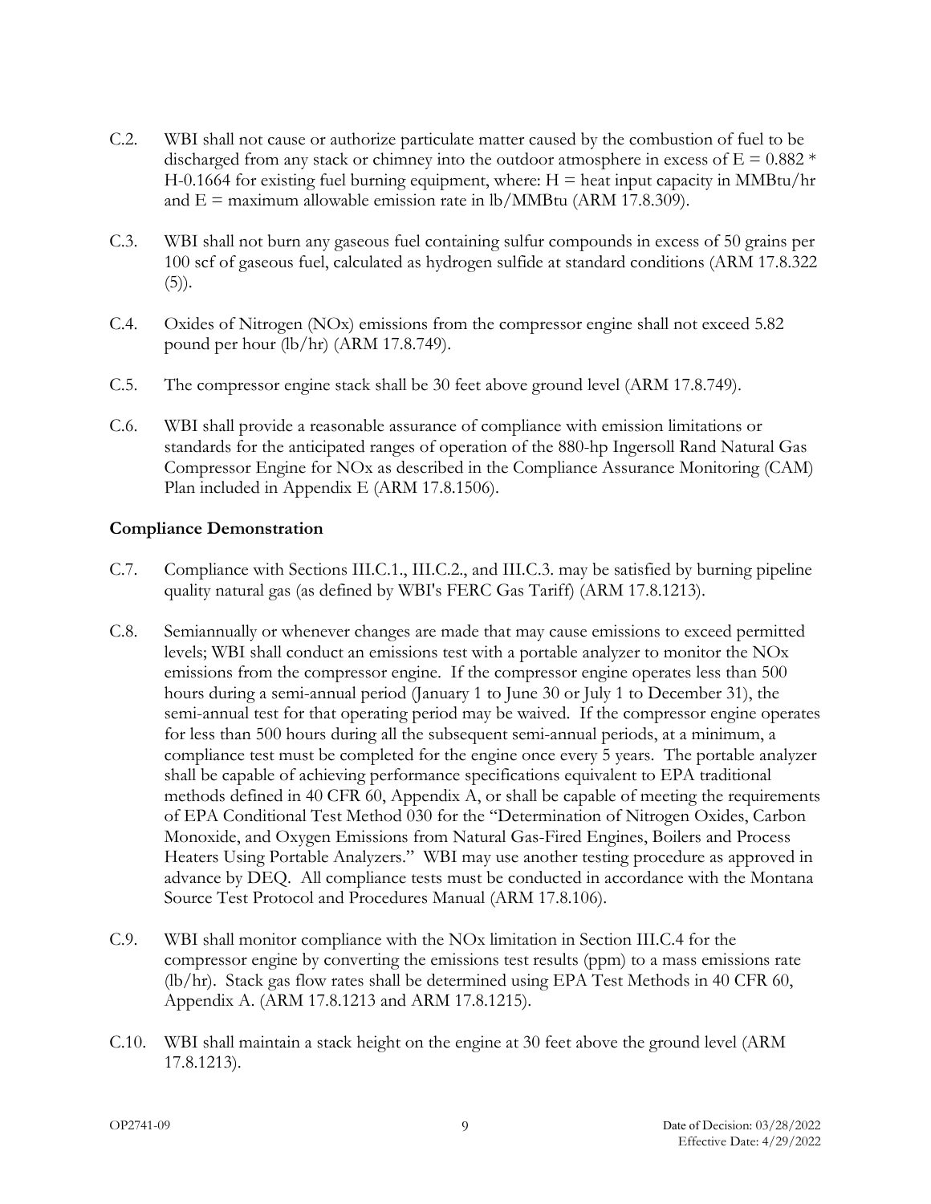C.2. WBI shall not cause or authorize particulate matter caused by the combustion of fuel to be discharged from any stack or chimney into the outdoor atmosphere in excess of $E = 0.882 * H^{-0.1664}$ for existing fuel burning equipment, where: H = heat input capacity in MMBtu/hr and E = maximum allowable emission rate in lb/MMBtu (ARM 17.8.309).

C.3. WBI shall not burn any gaseous fuel containing sulfur compounds in excess of 50 grains per 100 scf of gaseous fuel, calculated as hydrogen sulfide at standard conditions (ARM 17.8.322 (5)).

C.4. Oxides of Nitrogen ($NO_x$) emissions from the compressor engine shall not exceed 5.82 pound per hour (lb/hr) (ARM 17.8.749).

C.5. The compressor engine stack shall be 30 feet above ground level (ARM 17.8.749).

C.6. WBI shall provide a reasonable assurance of compliance with emission limitations or standards for the anticipated ranges of operation of the 880-hp Ingersoll Rand Natural Gas Compressor Engine for $NO_x$ as described in the Compliance Assurance Monitoring (CAM) Plan included in Appendix E (ARM 17.8.1506).

**Compliance Demonstration**

C.7. Compliance with Sections III.C.1., III.C.2., and III.C.3. may be satisfied by burning pipeline quality natural gas (as defined by WBI's FERC Gas Tariff) (ARM 17.8.1213).

C.8. Semiannually or whenever changes are made that may cause emissions to exceed permitted levels; WBI shall conduct an emissions test with a portable analyzer to monitor the $NO_x$ emissions from the compressor engine. If the compressor engine operates less than 500 hours during a semi-annual period (January 1 to June 30 or July 1 to December 31), the semi-annual test for that operating period may be waived. If the compressor engine operates for less than 500 hours during all the subsequent semi-annual periods, at a minimum, a compliance test must be completed for the engine once every 5 years. The portable analyzer shall be capable of achieving performance specifications equivalent to EPA traditional methods defined in 40 CFR 60, Appendix A, or shall be capable of meeting the requirements of EPA Conditional Test Method 030 for the "Determination of Nitrogen Oxides, Carbon Monoxide, and Oxygen Emissions from Natural Gas-Fired Engines, Boilers and Process Heaters Using Portable Analyzers." WBI may use another testing procedure as approved in advance by DEQ. All compliance tests must be conducted in accordance with the Montana Source Test Protocol and Procedures Manual (ARM 17.8.106).

C.9. WBI shall monitor compliance with the $NO_x$ limitation in Section III.C.4 for the compressor engine by converting the emissions test results (ppm) to a mass emissions rate (lb/hr). Stack gas flow rates shall be determined using EPA Test Methods in 40 CFR 60, Appendix A. (ARM 17.8.1213 and ARM 17.8.1215).

C.10. WBI shall maintain a stack height on the engine at 30 feet above the ground level (ARM 17.8.1213).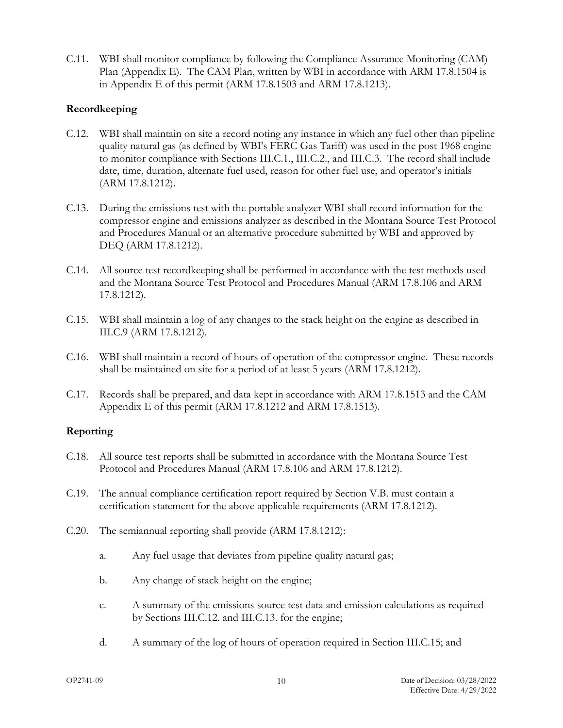C.11. WBI shall monitor compliance by following the Compliance Assurance Monitoring (CAM) Plan (Appendix E). The CAM Plan, written by WBI in accordance with ARM 17.8.1504 is in Appendix E of this permit (ARM 17.8.1503 and ARM 17.8.1213).

### Recordkeeping

C.12. WBI shall maintain on site a record noting any instance in which any fuel other than pipeline quality natural gas (as defined by WBI's FERC Gas Tariff) was used in the post 1968 engine to monitor compliance with Sections III.C.1., III.C.2., and III.C.3. The record shall include date, time, duration, alternate fuel used, reason for other fuel use, and operator's initials (ARM 17.8.1212).

C.13. During the emissions test with the portable analyzer WBI shall record information for the compressor engine and emissions analyzer as described in the Montana Source Test Protocol and Procedures Manual or an alternative procedure submitted by WBI and approved by DEQ (ARM 17.8.1212).

C.14. All source test recordkeeping shall be performed in accordance with the test methods used and the Montana Source Test Protocol and Procedures Manual (ARM 17.8.106 and ARM 17.8.1212).

C.15. WBI shall maintain a log of any changes to the stack height on the engine as described in III.C.9 (ARM 17.8.1212).

C.16. WBI shall maintain a record of hours of operation of the compressor engine. These records shall be maintained on site for a period of at least 5 years (ARM 17.8.1212).

C.17. Records shall be prepared, and data kept in accordance with ARM 17.8.1513 and the CAM Appendix E of this permit (ARM 17.8.1212 and ARM 17.8.1513).

### Reporting

C.18. All source test reports shall be submitted in accordance with the Montana Source Test Protocol and Procedures Manual (ARM 17.8.106 and ARM 17.8.1212).

C.19. The annual compliance certification report required by Section V.B. must contain a certification statement for the above applicable requirements (ARM 17.8.1212).

C.20. The semiannual reporting shall provide (ARM 17.8.1212):

a. Any fuel usage that deviates from pipeline quality natural gas;

b. Any change of stack height on the engine;

c. A summary of the emissions source test data and emission calculations as required by Sections III.C.12. and III.C.13. for the engine;

d. A summary of the log of hours of operation required in Section III.C.15; and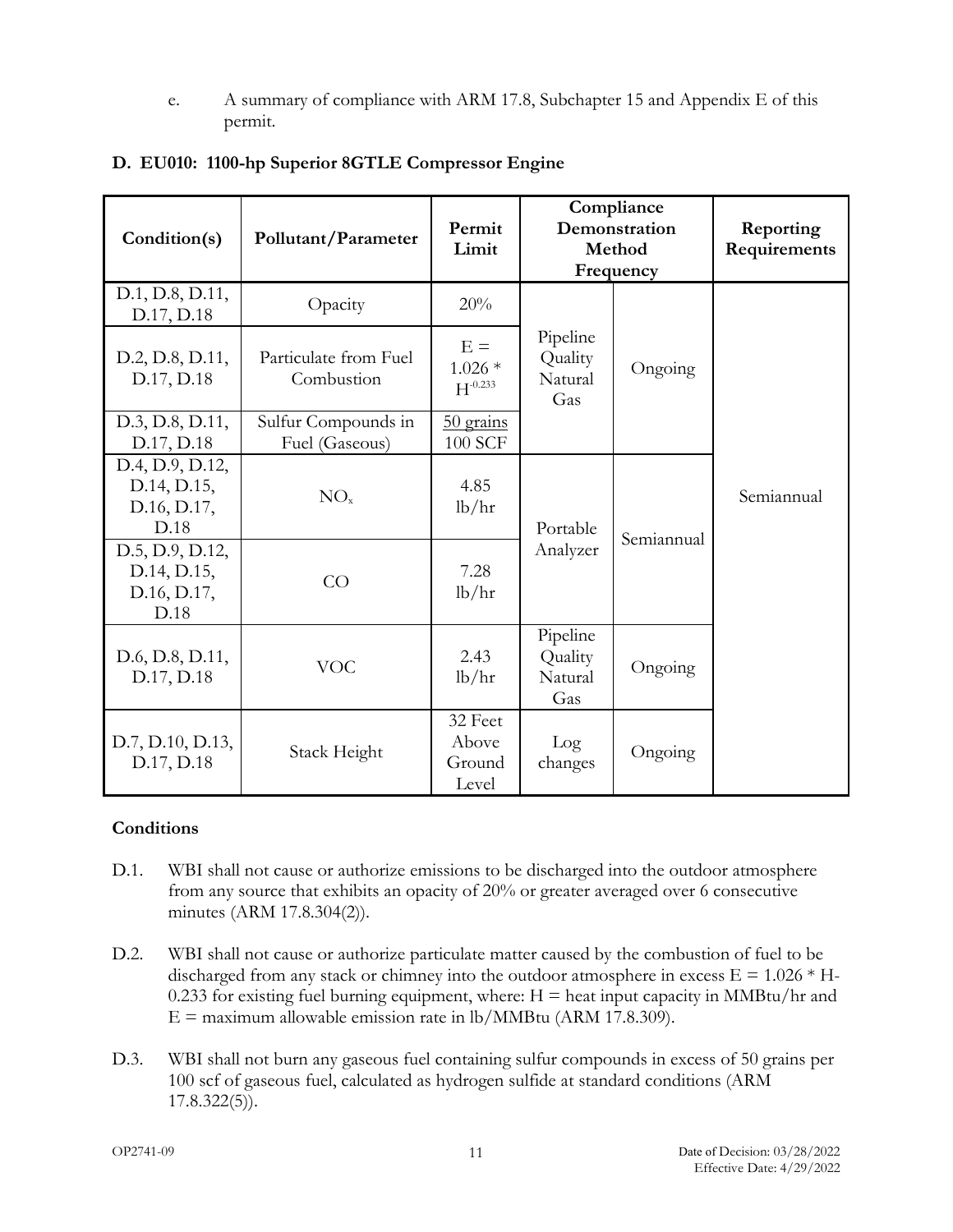e. A summary of compliance with ARM 17.8, Subchapter 15 and Appendix E of this permit.

### D. EU010: 1100-hp Superior 8GTLE Compressor Engine

| Condition(s) | Pollutant/Parameter | Permit Limit | Compliance Demonstration Method | Frequency | Reporting Requirements |
|---|---|---|---|---|---|
| D.1, D.8, D.11, D.17, D.18 | Opacity | 20% | Pipeline Quality Natural Gas | Ongoing | Semiannual |
| D.2, D.8, D.11, D.17, D.18 | Particulate from Fuel Combustion | $E = 1.026 * H^{-0.233}$ | Pipeline Quality Natural Gas | Ongoing | Semiannual |
| D.3, D.8, D.11, D.17, D.18 | Sulfur Compounds in Fuel (Gaseous) | 50 grains 100 SCF | Pipeline Quality Natural Gas | Ongoing | Semiannual |
| D.4, D.9, D.12, D.14, D.15, D.16, D.17, D.18 | $NO_x$ | 4.85 lb/hr | Portable Analyzer | Semiannual | Semiannual |
| D.5, D.9, D.12, D.14, D.15, D.16, D.17, D.18 | CO | 7.28 lb/hr | Portable Analyzer | Semiannual | Semiannual |
| D.6, D.8, D.11, D.17, D.18 | VOC | 2.43 lb/hr | Pipeline Quality Natural Gas | Ongoing | Semiannual |
| D.7, D.10, D.13, D.17, D.18 | Stack Height | 32 Feet Above Ground Level | Log changes | Ongoing | Semiannual |

**Conditions**

D.1. WBI shall not cause or authorize emissions to be discharged into the outdoor atmosphere from any source that exhibits an opacity of 20% or greater averaged over 6 consecutive minutes (ARM 17.8.304(2)).

D.2. WBI shall not cause or authorize particulate matter caused by the combustion of fuel to be discharged from any stack or chimney into the outdoor atmosphere in excess $E = 1.026 * H^{-0.233}$ for existing fuel burning equipment, where: H = heat input capacity in MMBtu/hr and E = maximum allowable emission rate in lb/MMBtu (ARM 17.8.309).

D.3. WBI shall not burn any gaseous fuel containing sulfur compounds in excess of 50 grains per 100 scf of gaseous fuel, calculated as hydrogen sulfide at standard conditions (ARM 17.8.322(5)).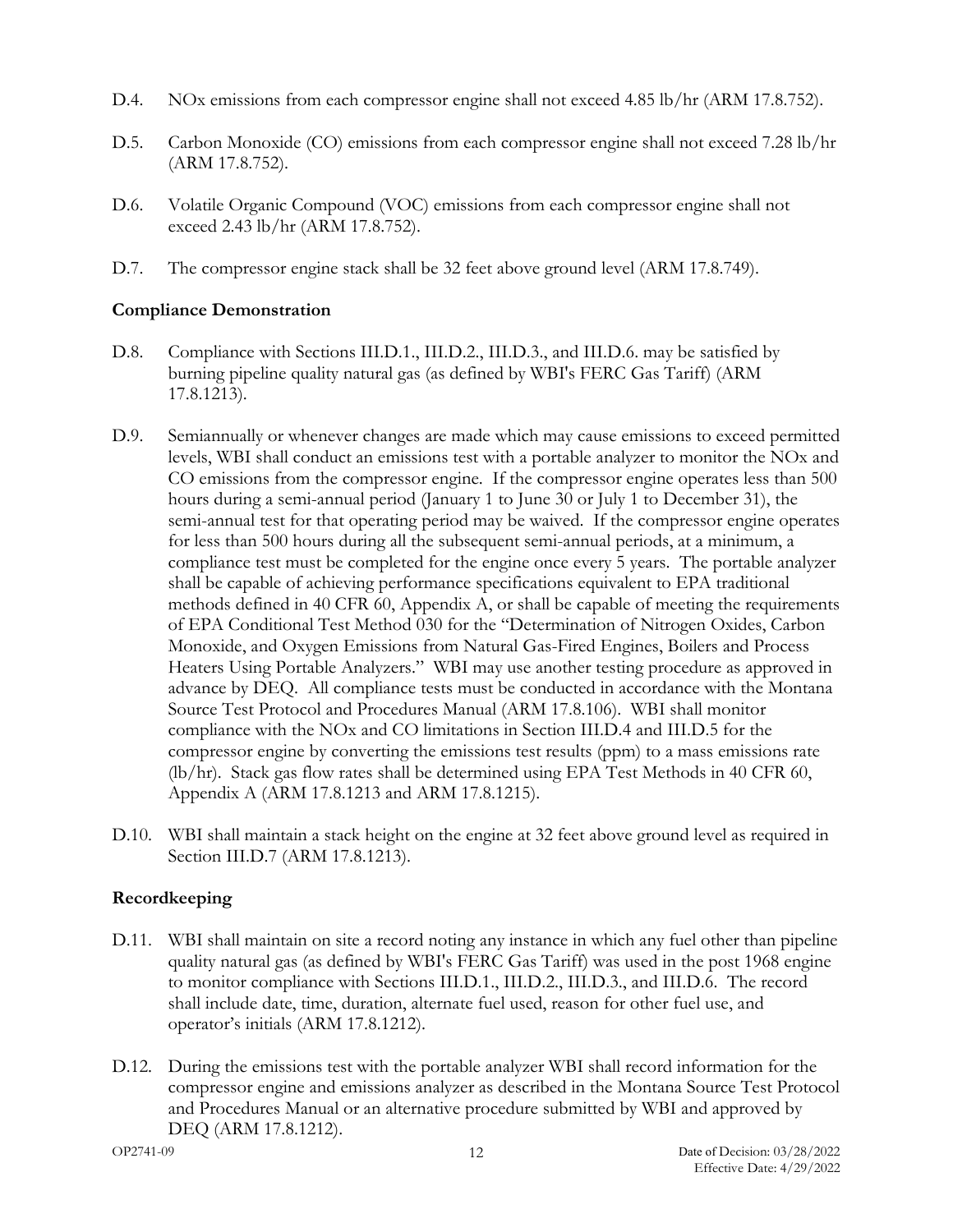D.4. NOx emissions from each compressor engine shall not exceed 4.85 lb/hr (ARM 17.8.752).

D.5. Carbon Monoxide (CO) emissions from each compressor engine shall not exceed 7.28 lb/hr (ARM 17.8.752).

D.6. Volatile Organic Compound (VOC) emissions from each compressor engine shall not exceed 2.43 lb/hr (ARM 17.8.752).

D.7. The compressor engine stack shall be 32 feet above ground level (ARM 17.8.749).

### Compliance Demonstration

D.8. Compliance with Sections III.D.1., III.D.2., III.D.3., and III.D.6. may be satisfied by burning pipeline quality natural gas (as defined by WBI's FERC Gas Tariff) (ARM 17.8.1213).

D.9. Semiannually or whenever changes are made which may cause emissions to exceed permitted levels, WBI shall conduct an emissions test with a portable analyzer to monitor the NOx and CO emissions from the compressor engine. If the compressor engine operates less than 500 hours during a semi-annual period (January 1 to June 30 or July 1 to December 31), the semi-annual test for that operating period may be waived. If the compressor engine operates for less than 500 hours during all the subsequent semi-annual periods, at a minimum, a compliance test must be completed for the engine once every 5 years. The portable analyzer shall be capable of achieving performance specifications equivalent to EPA traditional methods defined in 40 CFR 60, Appendix A, or shall be capable of meeting the requirements of EPA Conditional Test Method 030 for the "Determination of Nitrogen Oxides, Carbon Monoxide, and Oxygen Emissions from Natural Gas-Fired Engines, Boilers and Process Heaters Using Portable Analyzers." WBI may use another testing procedure as approved in advance by DEQ. All compliance tests must be conducted in accordance with the Montana Source Test Protocol and Procedures Manual (ARM 17.8.106). WBI shall monitor compliance with the NOx and CO limitations in Section III.D.4 and III.D.5 for the compressor engine by converting the emissions test results (ppm) to a mass emissions rate (lb/hr). Stack gas flow rates shall be determined using EPA Test Methods in 40 CFR 60, Appendix A (ARM 17.8.1213 and ARM 17.8.1215).

D.10. WBI shall maintain a stack height on the engine at 32 feet above ground level as required in Section III.D.7 (ARM 17.8.1213).

### Recordkeeping

D.11. WBI shall maintain on site a record noting any instance in which any fuel other than pipeline quality natural gas (as defined by WBI's FERC Gas Tariff) was used in the post 1968 engine to monitor compliance with Sections III.D.1., III.D.2., III.D.3., and III.D.6. The record shall include date, time, duration, alternate fuel used, reason for other fuel use, and operator's initials (ARM 17.8.1212).

D.12. During the emissions test with the portable analyzer WBI shall record information for the compressor engine and emissions analyzer as described in the Montana Source Test Protocol and Procedures Manual or an alternative procedure submitted by WBI and approved by DEQ (ARM 17.8.1212).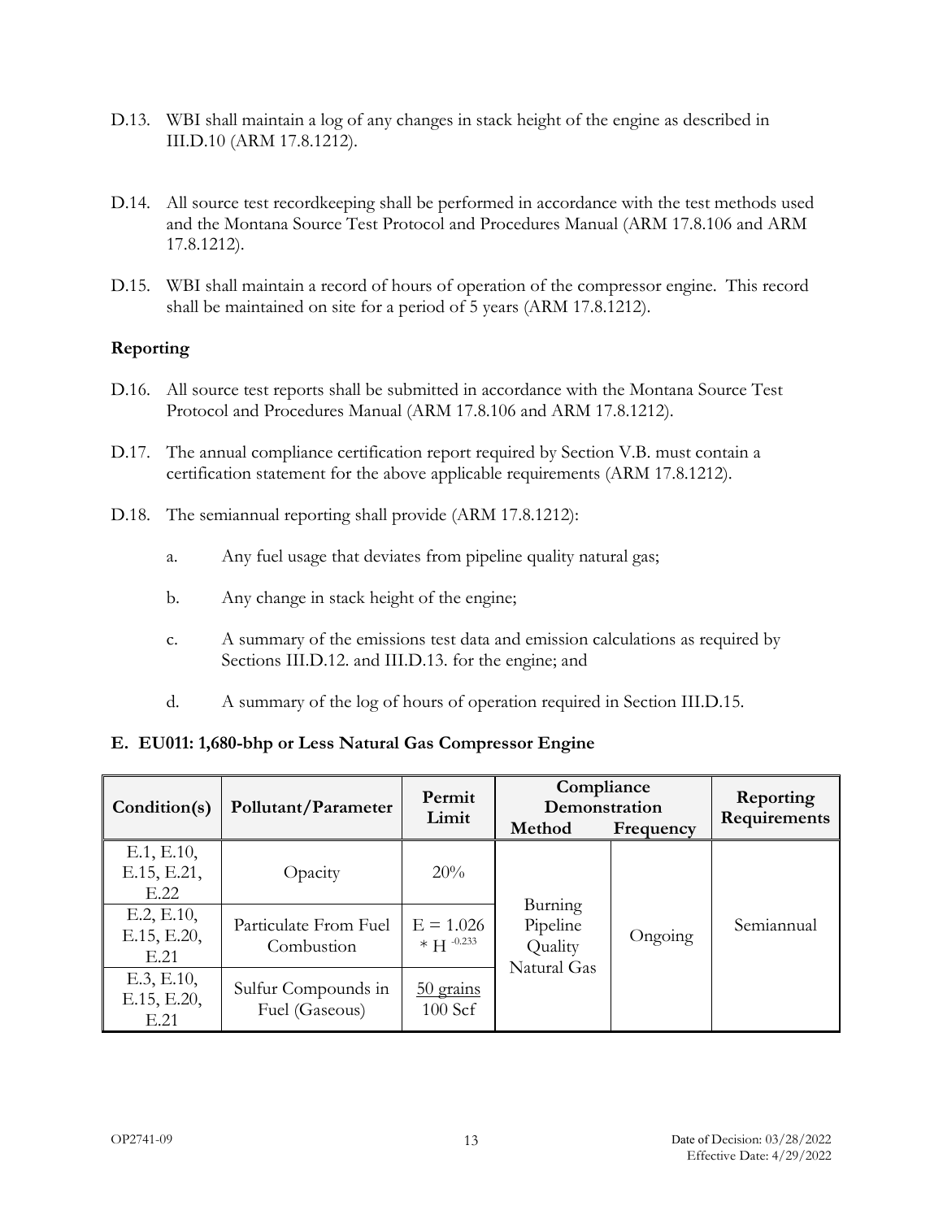D.13. WBI shall maintain a log of any changes in stack height of the engine as described in III.D.10 (ARM 17.8.1212).

D.14. All source test recordkeeping shall be performed in accordance with the test methods used and the Montana Source Test Protocol and Procedures Manual (ARM 17.8.106 and ARM 17.8.1212).

D.15. WBI shall maintain a record of hours of operation of the compressor engine. This record shall be maintained on site for a period of 5 years (ARM 17.8.1212).

**Reporting**

D.16. All source test reports shall be submitted in accordance with the Montana Source Test Protocol and Procedures Manual (ARM 17.8.106 and ARM 17.8.1212).

D.17. The annual compliance certification report required by Section V.B. must contain a certification statement for the above applicable requirements (ARM 17.8.1212).

D.18. The semiannual reporting shall provide (ARM 17.8.1212):

a. Any fuel usage that deviates from pipeline quality natural gas;

b. Any change in stack height of the engine;

c. A summary of the emissions test data and emission calculations as required by Sections III.D.12. and III.D.13. for the engine; and

d. A summary of the log of hours of operation required in Section III.D.15.

## E. EU011: 1,680-bhp or Less Natural Gas Compressor Engine

| Condition(s) | Pollutant/Parameter | Permit Limit | Compliance Demonstration | | Reporting Requirements |
|---|---|---|---|---|---|
| | | | Method | Frequency | |
| E.1, E.10, E.15, E.21, E.22 | Opacity | 20% | Burning Pipeline Quality Natural Gas | Ongoing | Semiannual |
| E.2, E.10, E.15, E.20, E.21 | Particulate From Fuel Combustion | $E = 1.026 * H^{-0.233}$ | | | |
| E.3, E.10, E.15, E.20, E.21 | Sulfur Compounds in Fuel (Gaseous) | $\frac{50 \text{ grains}}{100 \text{ Scf}}$ | | | |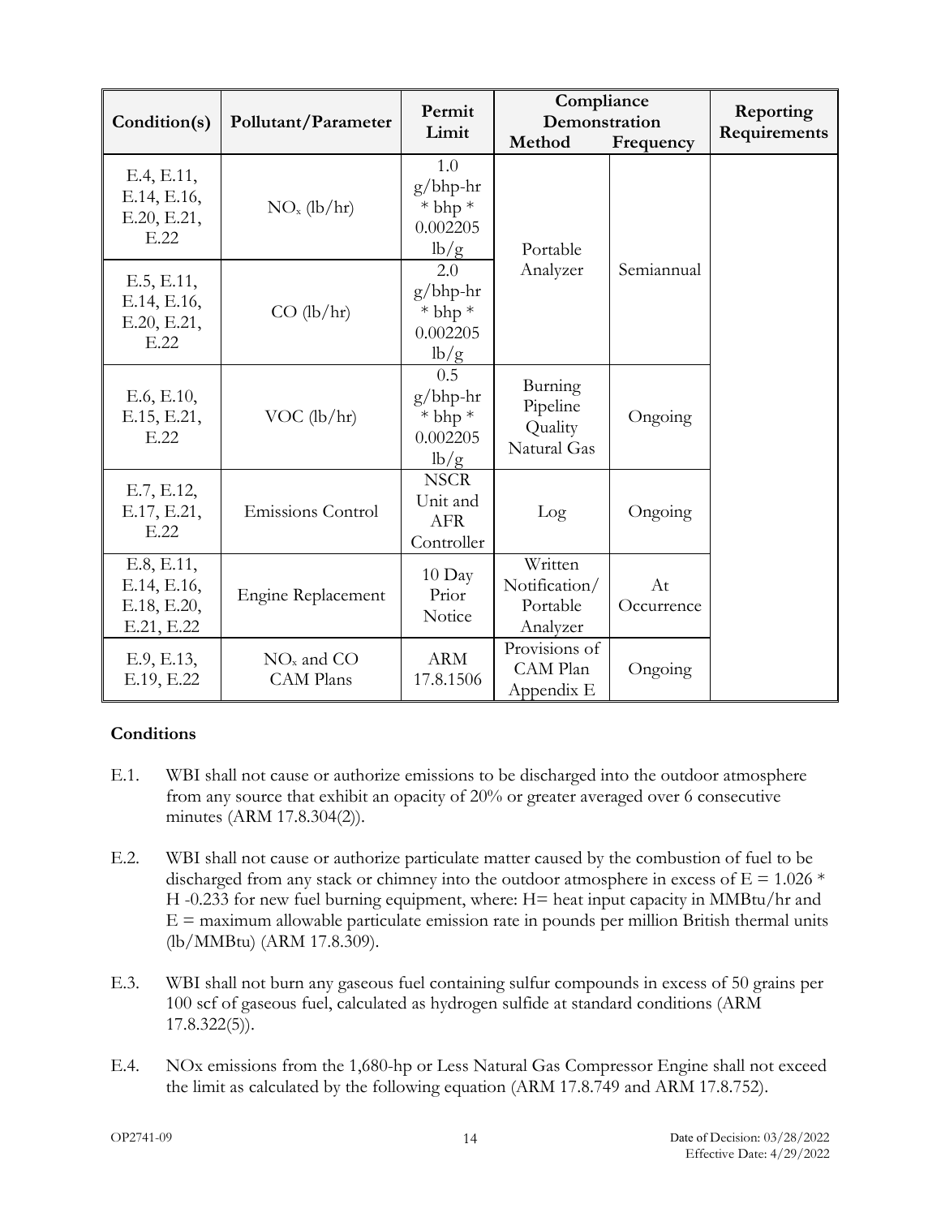| Condition(s) | Pollutant/Parameter | Permit Limit | Compliance Demonstration | | Reporting Requirements |
|---|---|---|---|---|---|
| | | | Method | Frequency | |
| E.4, E.11, E.14, E.16, E.20, E.21, E.22 | $NO_x$ (lb/hr) | 1.0 g/bhp-hr * bhp * 0.002205 lb/g | Portable Analyzer | Semiannual | |
| E.5, E.11, E.14, E.16, E.20, E.21, E.22 | CO (lb/hr) | 2.0 g/bhp-hr * bhp * 0.002205 lb/g | | | |
| E.6, E.10, E.15, E.21, E.22 | VOC (lb/hr) | 0.5 g/bhp-hr * bhp * 0.002205 lb/g | Burning Pipeline Quality Natural Gas | Ongoing | |
| E.7, E.12, E.17, E.21, E.22 | Emissions Control | NSCR Unit and AFR Controller | Log | Ongoing | |
| E.8, E.11, E.14, E.16, E.18, E.20, E.21, E.22 | Engine Replacement | 10 Day Prior Notice | Written Notification/ Portable Analyzer | At Occurrence | |
| E.9, E.13, E.19, E.22 | $NO_x$ and CO CAM Plans | ARM 17.8.1506 | Provisions of CAM Plan Appendix E | Ongoing | |

### Conditions

E.1. WBI shall not cause or authorize emissions to be discharged into the outdoor atmosphere from any source that exhibit an opacity of 20% or greater averaged over 6 consecutive minutes (ARM 17.8.304(2)).

E.2. WBI shall not cause or authorize particulate matter caused by the combustion of fuel to be discharged from any stack or chimney into the outdoor atmosphere in excess of $E = 1.026 * H^{-0.233}$ for new fuel burning equipment, where: H= heat input capacity in MMBtu/hr and E = maximum allowable particulate emission rate in pounds per million British thermal units (lb/MMBtu) (ARM 17.8.309).

E.3. WBI shall not burn any gaseous fuel containing sulfur compounds in excess of 50 grains per 100 scf of gaseous fuel, calculated as hydrogen sulfide at standard conditions (ARM 17.8.322(5)).

E.4. NOx emissions from the 1,680-hp or Less Natural Gas Compressor Engine shall not exceed the limit as calculated by the following equation (ARM 17.8.749 and ARM 17.8.752).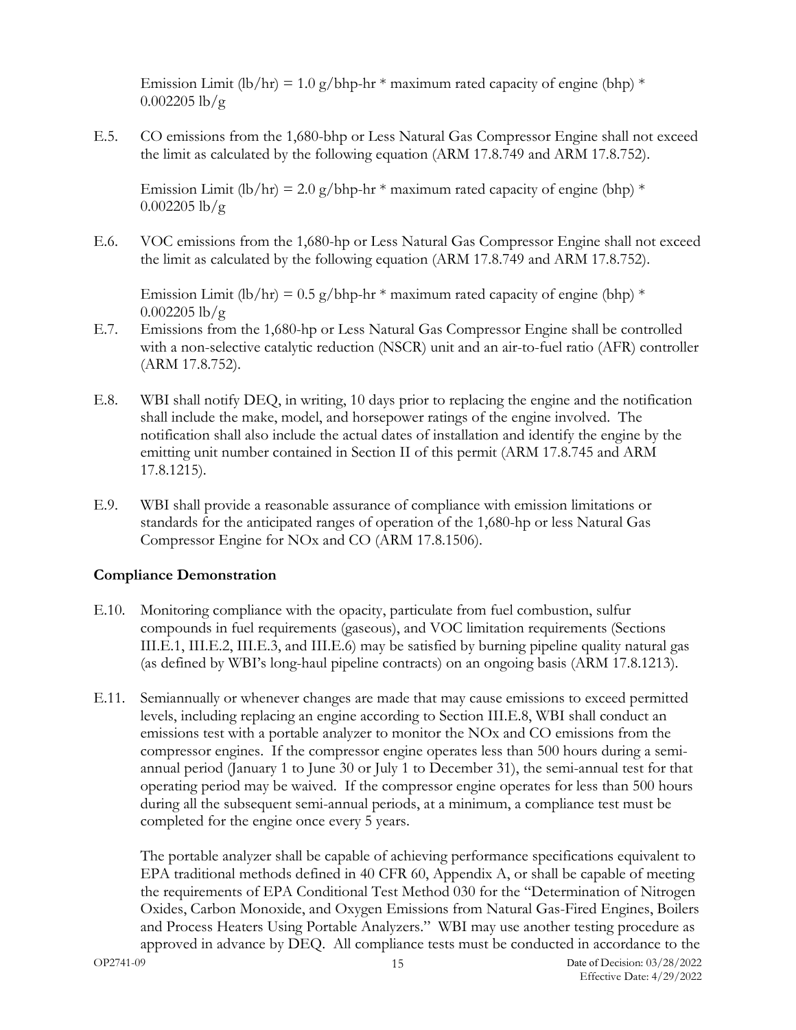Emission Limit (lb/hr) = 1.0 g/bhp-hr * maximum rated capacity of engine (bhp) * 0.002205 lb/g

E.5. CO emissions from the 1,680-bhp or Less Natural Gas Compressor Engine shall not exceed the limit as calculated by the following equation (ARM 17.8.749 and ARM 17.8.752).

Emission Limit (lb/hr) = 2.0 g/bhp-hr * maximum rated capacity of engine (bhp) * 0.002205 lb/g

E.6. VOC emissions from the 1,680-hp or Less Natural Gas Compressor Engine shall not exceed the limit as calculated by the following equation (ARM 17.8.749 and ARM 17.8.752).

Emission Limit (lb/hr) = 0.5 g/bhp-hr * maximum rated capacity of engine (bhp) * 0.002205 lb/g

E.7. Emissions from the 1,680-hp or Less Natural Gas Compressor Engine shall be controlled with a non-selective catalytic reduction (NSCR) unit and an air-to-fuel ratio (AFR) controller (ARM 17.8.752).

E.8. WBI shall notify DEQ, in writing, 10 days prior to replacing the engine and the notification shall include the make, model, and horsepower ratings of the engine involved. The notification shall also include the actual dates of installation and identify the engine by the emitting unit number contained in Section II of this permit (ARM 17.8.745 and ARM 17.8.1215).

E.9. WBI shall provide a reasonable assurance of compliance with emission limitations or standards for the anticipated ranges of operation of the 1,680-hp or less Natural Gas Compressor Engine for NOx and CO (ARM 17.8.1506).

**Compliance Demonstration**

E.10. Monitoring compliance with the opacity, particulate from fuel combustion, sulfur compounds in fuel requirements (gaseous), and VOC limitation requirements (Sections III.E.1, III.E.2, III.E.3, and III.E.6) may be satisfied by burning pipeline quality natural gas (as defined by WBI's long-haul pipeline contracts) on an ongoing basis (ARM 17.8.1213).

E.11. Semiannually or whenever changes are made that may cause emissions to exceed permitted levels, including replacing an engine according to Section III.E.8, WBI shall conduct an emissions test with a portable analyzer to monitor the NOx and CO emissions from the compressor engines. If the compressor engine operates less than 500 hours during a semi-annual period (January 1 to June 30 or July 1 to December 31), the semi-annual test for that operating period may be waived. If the compressor engine operates for less than 500 hours during all the subsequent semi-annual periods, at a minimum, a compliance test must be completed for the engine once every 5 years.

The portable analyzer shall be capable of achieving performance specifications equivalent to EPA traditional methods defined in 40 CFR 60, Appendix A, or shall be capable of meeting the requirements of EPA Conditional Test Method 030 for the "Determination of Nitrogen Oxides, Carbon Monoxide, and Oxygen Emissions from Natural Gas-Fired Engines, Boilers and Process Heaters Using Portable Analyzers." WBI may use another testing procedure as approved in advance by DEQ. All compliance tests must be conducted in accordance to the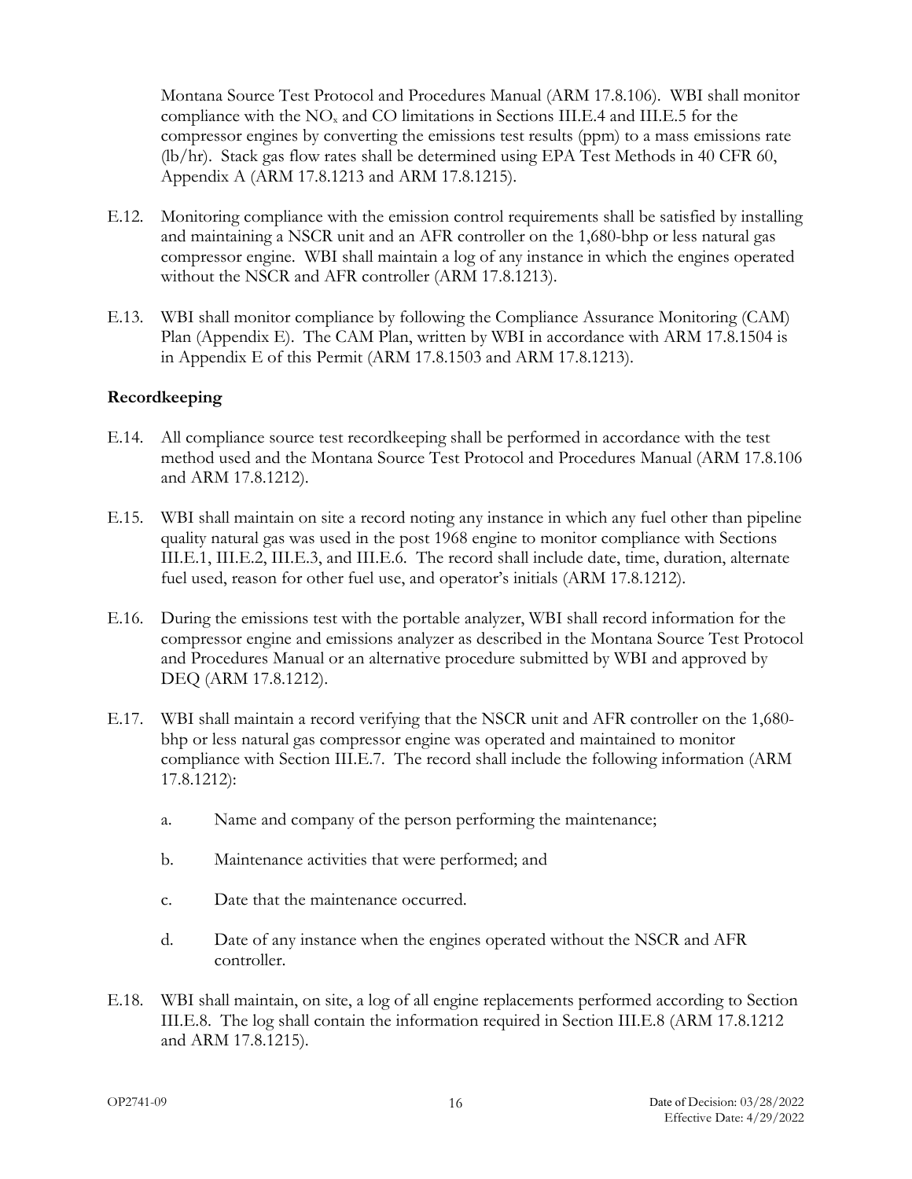Montana Source Test Protocol and Procedures Manual (ARM 17.8.106). WBI shall monitor compliance with the $NO_x$ and CO limitations in Sections III.E.4 and III.E.5 for the compressor engines by converting the emissions test results (ppm) to a mass emissions rate (lb/hr). Stack gas flow rates shall be determined using EPA Test Methods in 40 CFR 60, Appendix A (ARM 17.8.1213 and ARM 17.8.1215).

E.12. Monitoring compliance with the emission control requirements shall be satisfied by installing and maintaining a NSCR unit and an AFR controller on the 1,680-bhp or less natural gas compressor engine. WBI shall maintain a log of any instance in which the engines operated without the NSCR and AFR controller (ARM 17.8.1213).

E.13. WBI shall monitor compliance by following the Compliance Assurance Monitoring (CAM) Plan (Appendix E). The CAM Plan, written by WBI in accordance with ARM 17.8.1504 is in Appendix E of this Permit (ARM 17.8.1503 and ARM 17.8.1213).

**Recordkeeping**

E.14. All compliance source test recordkeeping shall be performed in accordance with the test method used and the Montana Source Test Protocol and Procedures Manual (ARM 17.8.106 and ARM 17.8.1212).

E.15. WBI shall maintain on site a record noting any instance in which any fuel other than pipeline quality natural gas was used in the post 1968 engine to monitor compliance with Sections III.E.1, III.E.2, III.E.3, and III.E.6. The record shall include date, time, duration, alternate fuel used, reason for other fuel use, and operator's initials (ARM 17.8.1212).

E.16. During the emissions test with the portable analyzer, WBI shall record information for the compressor engine and emissions analyzer as described in the Montana Source Test Protocol and Procedures Manual or an alternative procedure submitted by WBI and approved by DEQ (ARM 17.8.1212).

E.17. WBI shall maintain a record verifying that the NSCR unit and AFR controller on the 1,680-bhp or less natural gas compressor engine was operated and maintained to monitor compliance with Section III.E.7. The record shall include the following information (ARM 17.8.1212):

a. Name and company of the person performing the maintenance;

b. Maintenance activities that were performed; and

c. Date that the maintenance occurred.

d. Date of any instance when the engines operated without the NSCR and AFR controller.

E.18. WBI shall maintain, on site, a log of all engine replacements performed according to Section III.E.8. The log shall contain the information required in Section III.E.8 (ARM 17.8.1212 and ARM 17.8.1215).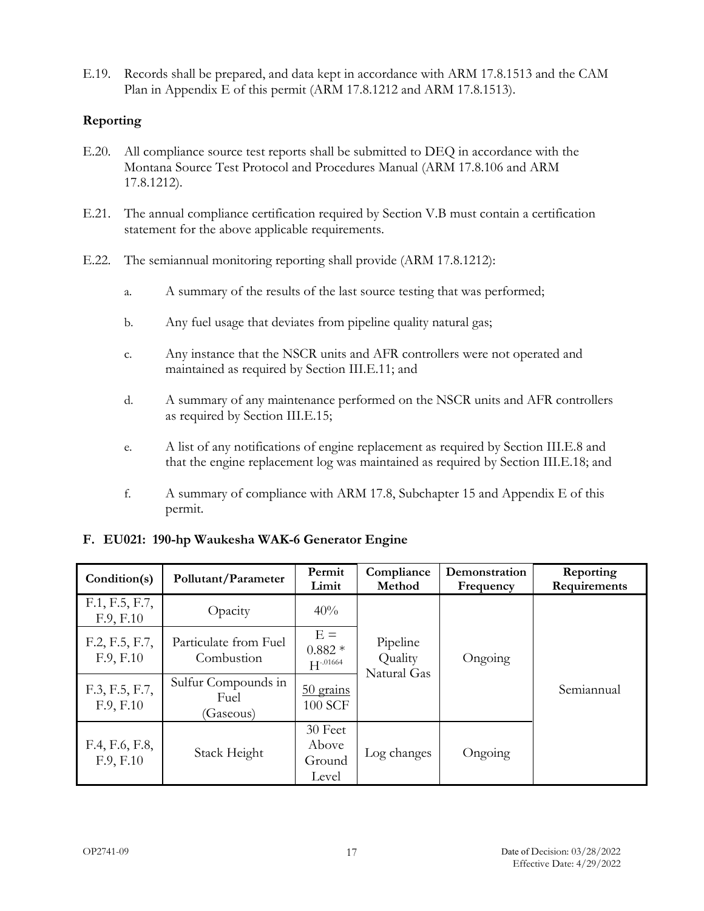E.19. Records shall be prepared, and data kept in accordance with ARM 17.8.1513 and the CAM Plan in Appendix E of this permit (ARM 17.8.1212 and ARM 17.8.1513).

**Reporting**

E.20. All compliance source test reports shall be submitted to DEQ in accordance with the Montana Source Test Protocol and Procedures Manual (ARM 17.8.106 and ARM 17.8.1212).

E.21. The annual compliance certification required by Section V.B must contain a certification statement for the above applicable requirements.

E.22. The semiannual monitoring reporting shall provide (ARM 17.8.1212):

a. A summary of the results of the last source testing that was performed;

b. Any fuel usage that deviates from pipeline quality natural gas;

c. Any instance that the NSCR units and AFR controllers were not operated and maintained as required by Section III.E.11; and

d. A summary of any maintenance performed on the NSCR units and AFR controllers as required by Section III.E.15;

e. A list of any notifications of engine replacement as required by Section III.E.8 and that the engine replacement log was maintained as required by Section III.E.18; and

f. A summary of compliance with ARM 17.8, Subchapter 15 and Appendix E of this permit.

## F. EU021: 190-hp Waukesha WAK-6 Generator Engine

| Condition(s) | Pollutant/Parameter | Permit Limit | Compliance Method | Demonstration Frequency | Reporting Requirements |
|---|---|---|---|---|---|
| F.1, F.5, F.7, F.9, F.10 | Opacity | 40% | Pipeline Quality Natural Gas | Ongoing | Semiannual |
| F.2, F.5, F.7, F.9, F.10 | Particulate from Fuel Combustion | $E = 0.882 * H^{-.01664}$ | | | |
| F.3, F.5, F.7, F.9, F.10 | Sulfur Compounds in Fuel (Gaseous) | 50 grains / 100 SCF | | | |
| F.4, F.6, F.8, F.9, F.10 | Stack Height | 30 Feet Above Ground Level | Log changes | Ongoing | |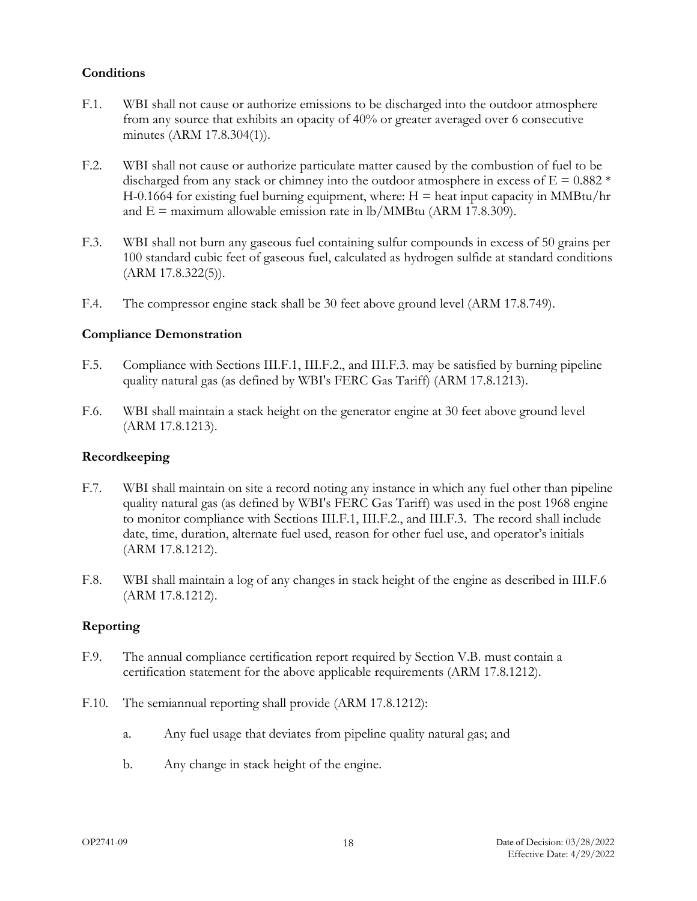### Conditions

F.1. WBI shall not cause or authorize emissions to be discharged into the outdoor atmosphere from any source that exhibits an opacity of 40% or greater averaged over 6 consecutive minutes (ARM 17.8.304(1)).

F.2. WBI shall not cause or authorize particulate matter caused by the combustion of fuel to be discharged from any stack or chimney into the outdoor atmosphere in excess of $E = 0.882 * H^{-0.1664}$ for existing fuel burning equipment, where: H = heat input capacity in MMBtu/hr and E = maximum allowable emission rate in lb/MMBtu (ARM 17.8.309).

F.3. WBI shall not burn any gaseous fuel containing sulfur compounds in excess of 50 grains per 100 standard cubic feet of gaseous fuel, calculated as hydrogen sulfide at standard conditions (ARM 17.8.322(5)).

F.4. The compressor engine stack shall be 30 feet above ground level (ARM 17.8.749).

### Compliance Demonstration

F.5. Compliance with Sections III.F.1, III.F.2., and III.F.3. may be satisfied by burning pipeline quality natural gas (as defined by WBI's FERC Gas Tariff) (ARM 17.8.1213).

F.6. WBI shall maintain a stack height on the generator engine at 30 feet above ground level (ARM 17.8.1213).

### Recordkeeping

F.7. WBI shall maintain on site a record noting any instance in which any fuel other than pipeline quality natural gas (as defined by WBI's FERC Gas Tariff) was used in the post 1968 engine to monitor compliance with Sections III.F.1, III.F.2., and III.F.3. The record shall include date, time, duration, alternate fuel used, reason for other fuel use, and operator's initials (ARM 17.8.1212).

F.8. WBI shall maintain a log of any changes in stack height of the engine as described in III.F.6 (ARM 17.8.1212).

### Reporting

F.9. The annual compliance certification report required by Section V.B. must contain a certification statement for the above applicable requirements (ARM 17.8.1212).

F.10. The semiannual reporting shall provide (ARM 17.8.1212):

a. Any fuel usage that deviates from pipeline quality natural gas; and

b. Any change in stack height of the engine.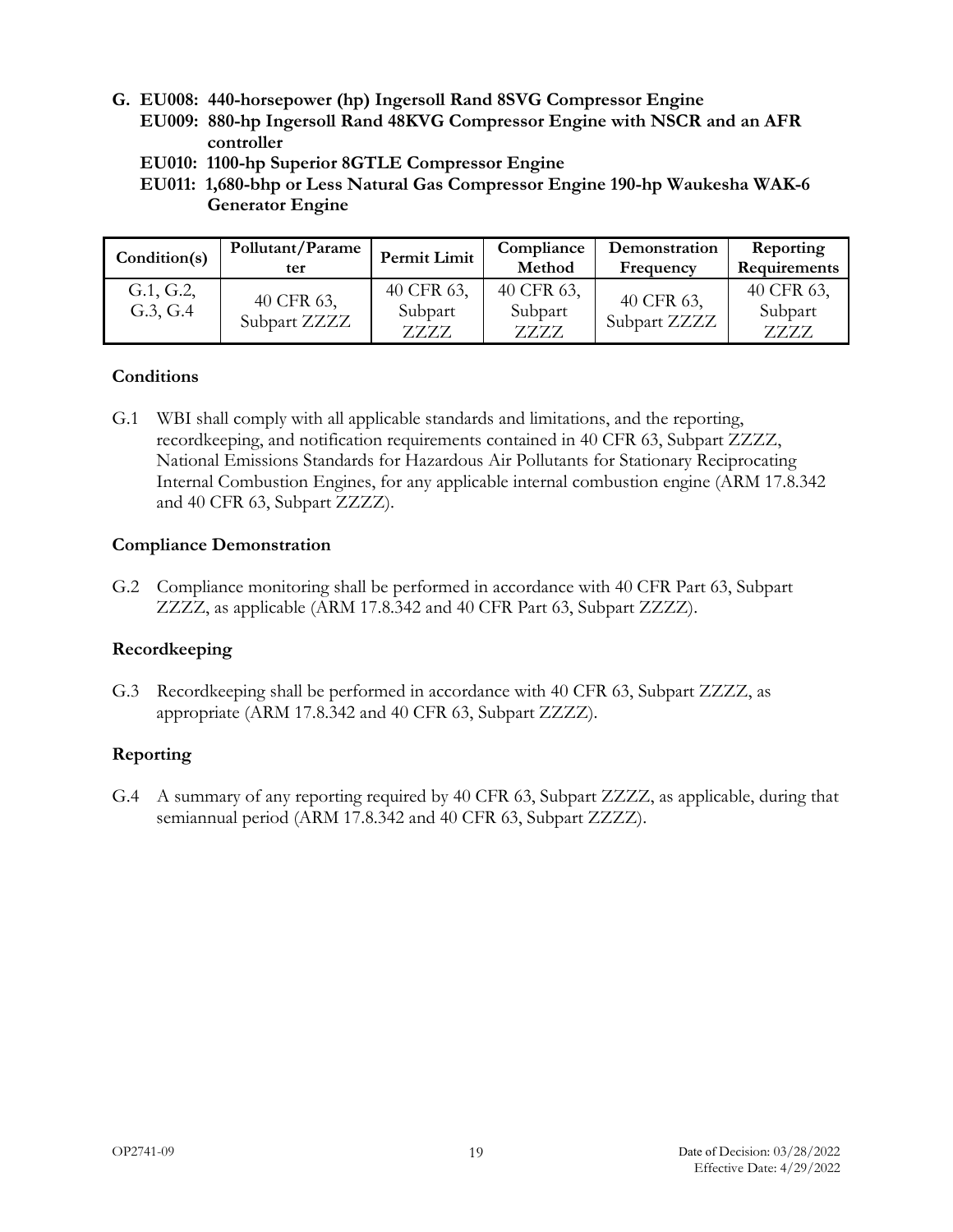**G. EU008: 440-horsepower (hp) Ingersoll Rand 8SVG Compressor Engine**
**EU009: 880-hp Ingersoll Rand 48KVG Compressor Engine with NSCR and an AFR controller**
**EU010: 1100-hp Superior 8GTLE Compressor Engine**
**EU011: 1,680-bhp or Less Natural Gas Compressor Engine 190-hp Waukesha WAK-6 Generator Engine**

| Condition(s) | Pollutant/Parameter | Permit Limit | Compliance Method | Demonstration Frequency | Reporting Requirements |
|---|---|---|---|---|---|
| G.1, G.2, G.3, G.4 | 40 CFR 63, Subpart ZZZZ | 40 CFR 63, Subpart ZZZZ | 40 CFR 63, Subpart ZZZZ | 40 CFR 63, Subpart ZZZZ | 40 CFR 63, Subpart ZZZZ |

### Conditions

G.1 WBI shall comply with all applicable standards and limitations, and the reporting, recordkeeping, and notification requirements contained in 40 CFR 63, Subpart ZZZZ, National Emissions Standards for Hazardous Air Pollutants for Stationary Reciprocating Internal Combustion Engines, for any applicable internal combustion engine (ARM 17.8.342 and 40 CFR 63, Subpart ZZZZ).

### Compliance Demonstration

G.2 Compliance monitoring shall be performed in accordance with 40 CFR Part 63, Subpart ZZZZ, as applicable (ARM 17.8.342 and 40 CFR Part 63, Subpart ZZZZ).

### Recordkeeping

G.3 Recordkeeping shall be performed in accordance with 40 CFR 63, Subpart ZZZZ, as appropriate (ARM 17.8.342 and 40 CFR 63, Subpart ZZZZ).

### Reporting

G.4 A summary of any reporting required by 40 CFR 63, Subpart ZZZZ, as applicable, during that semiannual period (ARM 17.8.342 and 40 CFR 63, Subpart ZZZZ).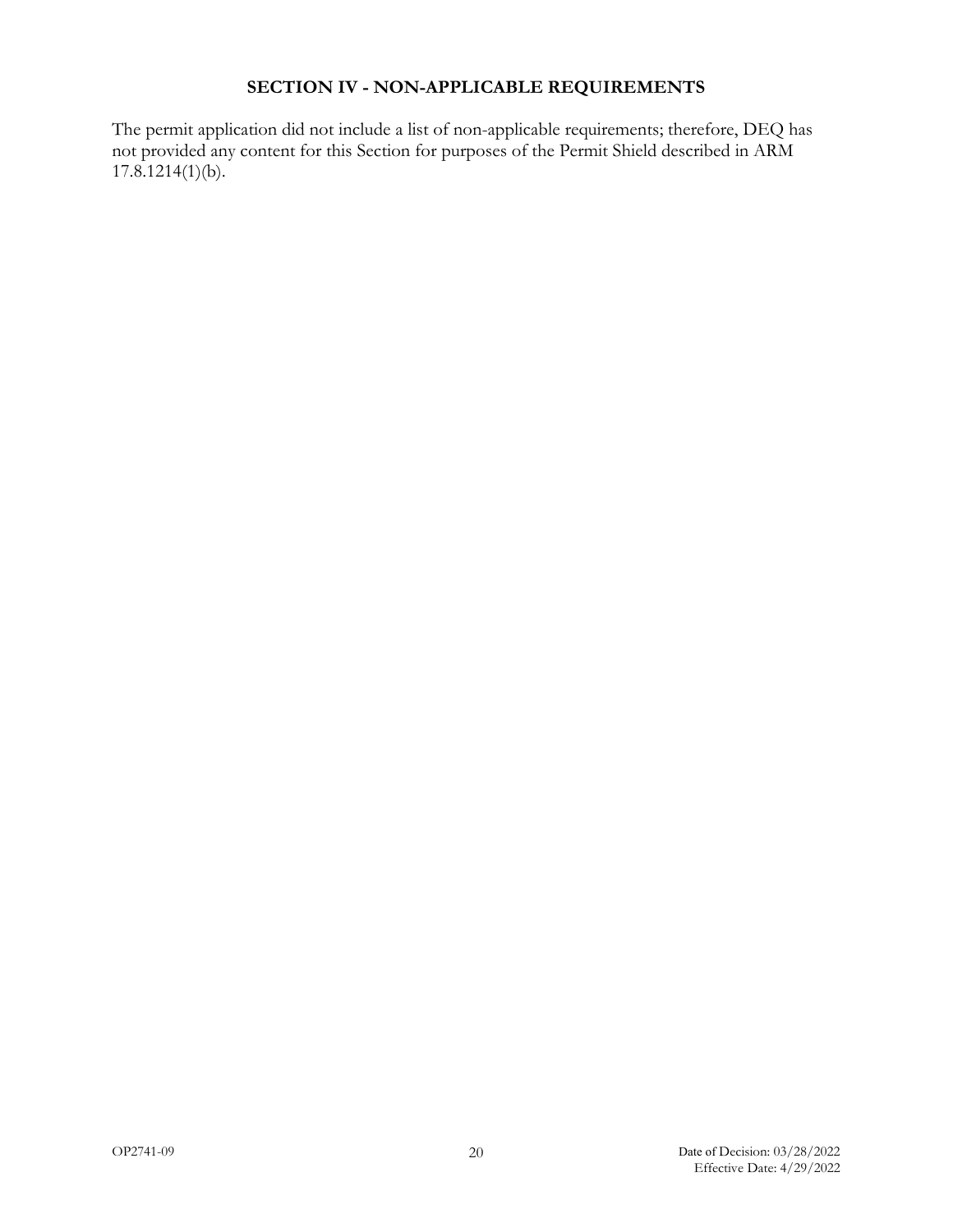## SECTION IV - NON-APPLICABLE REQUIREMENTS

The permit application did not include a list of non-applicable requirements; therefore, DEQ has not provided any content for this Section for purposes of the Permit Shield described in ARM 17.8.1214(1)(b).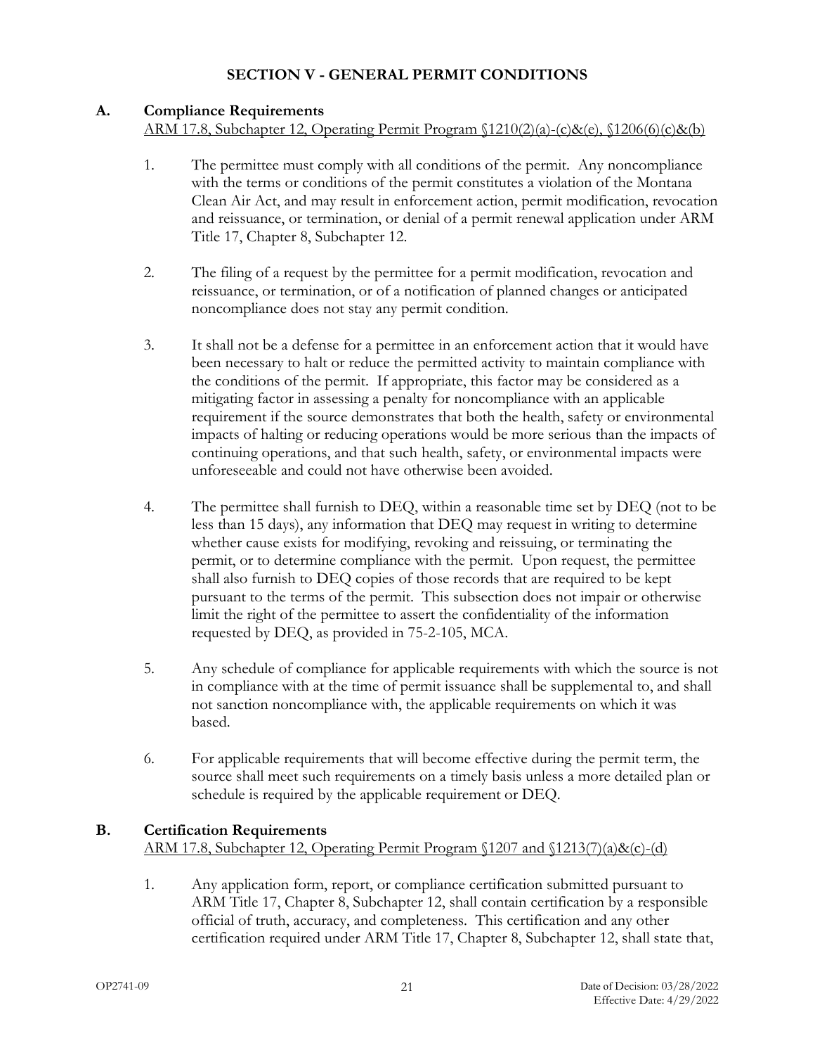## SECTION V - GENERAL PERMIT CONDITIONS

### A. Compliance Requirements

ARM 17.8, Subchapter 12, Operating Permit Program §1210(2)(a)-(c)&(e), §1206(6)(c)&(b)

1. The permittee must comply with all conditions of the permit. Any noncompliance with the terms or conditions of the permit constitutes a violation of the Montana Clean Air Act, and may result in enforcement action, permit modification, revocation and reissuance, or termination, or denial of a permit renewal application under ARM Title 17, Chapter 8, Subchapter 12.

2. The filing of a request by the permittee for a permit modification, revocation and reissuance, or termination, or of a notification of planned changes or anticipated noncompliance does not stay any permit condition.

3. It shall not be a defense for a permittee in an enforcement action that it would have been necessary to halt or reduce the permitted activity to maintain compliance with the conditions of the permit. If appropriate, this factor may be considered as a mitigating factor in assessing a penalty for noncompliance with an applicable requirement if the source demonstrates that both the health, safety or environmental impacts of halting or reducing operations would be more serious than the impacts of continuing operations, and that such health, safety, or environmental impacts were unforeseeable and could not have otherwise been avoided.

4. The permittee shall furnish to DEQ, within a reasonable time set by DEQ (not to be less than 15 days), any information that DEQ may request in writing to determine whether cause exists for modifying, revoking and reissuing, or terminating the permit, or to determine compliance with the permit. Upon request, the permittee shall also furnish to DEQ copies of those records that are required to be kept pursuant to the terms of the permit. This subsection does not impair or otherwise limit the right of the permittee to assert the confidentiality of the information requested by DEQ, as provided in 75-2-105, MCA.

5. Any schedule of compliance for applicable requirements with which the source is not in compliance with at the time of permit issuance shall be supplemental to, and shall not sanction noncompliance with, the applicable requirements on which it was based.

6. For applicable requirements that will become effective during the permit term, the source shall meet such requirements on a timely basis unless a more detailed plan or schedule is required by the applicable requirement or DEQ.

### B. Certification Requirements

ARM 17.8, Subchapter 12, Operating Permit Program §1207 and §1213(7)(a)&(c)-(d)

1. Any application form, report, or compliance certification submitted pursuant to ARM Title 17, Chapter 8, Subchapter 12, shall contain certification by a responsible official of truth, accuracy, and completeness. This certification and any other certification required under ARM Title 17, Chapter 8, Subchapter 12, shall state that,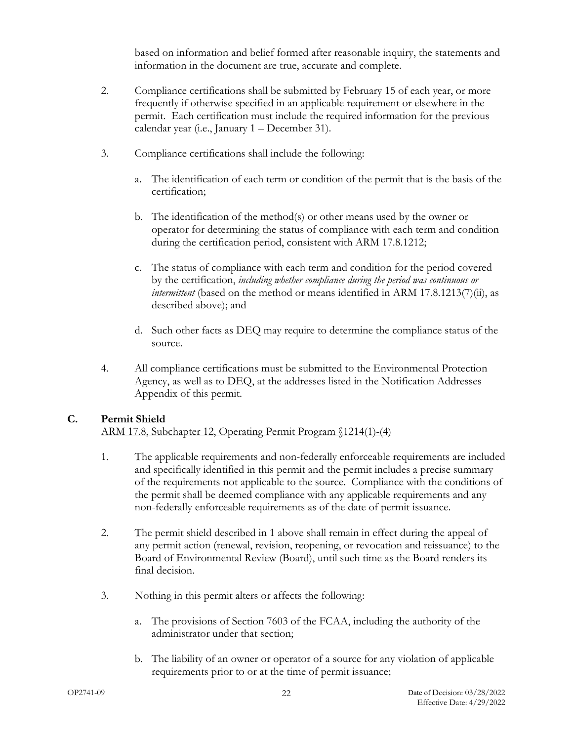based on information and belief formed after reasonable inquiry, the statements and information in the document are true, accurate and complete.

2. Compliance certifications shall be submitted by February 15 of each year, or more frequently if otherwise specified in an applicable requirement or elsewhere in the permit. Each certification must include the required information for the previous calendar year (i.e., January 1 – December 31).

3. Compliance certifications shall include the following:

   a. The identification of each term or condition of the permit that is the basis of the certification;

   b. The identification of the method(s) or other means used by the owner or operator for determining the status of compliance with each term and condition during the certification period, consistent with ARM 17.8.1212;

   c. The status of compliance with each term and condition for the period covered by the certification, *including whether compliance during the period was continuous or intermittent* (based on the method or means identified in ARM 17.8.1213(7)(ii), as described above); and

   d. Such other facts as DEQ may require to determine the compliance status of the source.

4. All compliance certifications must be submitted to the Environmental Protection Agency, as well as to DEQ, at the addresses listed in the Notification Addresses Appendix of this permit.

## C. Permit Shield

ARM 17.8, Subchapter 12, Operating Permit Program §1214(1)-(4)

1. The applicable requirements and non-federally enforceable requirements are included and specifically identified in this permit and the permit includes a precise summary of the requirements not applicable to the source. Compliance with the conditions of the permit shall be deemed compliance with any applicable requirements and any non-federally enforceable requirements as of the date of permit issuance.

2. The permit shield described in 1 above shall remain in effect during the appeal of any permit action (renewal, revision, reopening, or revocation and reissuance) to the Board of Environmental Review (Board), until such time as the Board renders its final decision.

3. Nothing in this permit alters or affects the following:

   a. The provisions of Section 7603 of the FCAA, including the authority of the administrator under that section;

   b. The liability of an owner or operator of a source for any violation of applicable requirements prior to or at the time of permit issuance;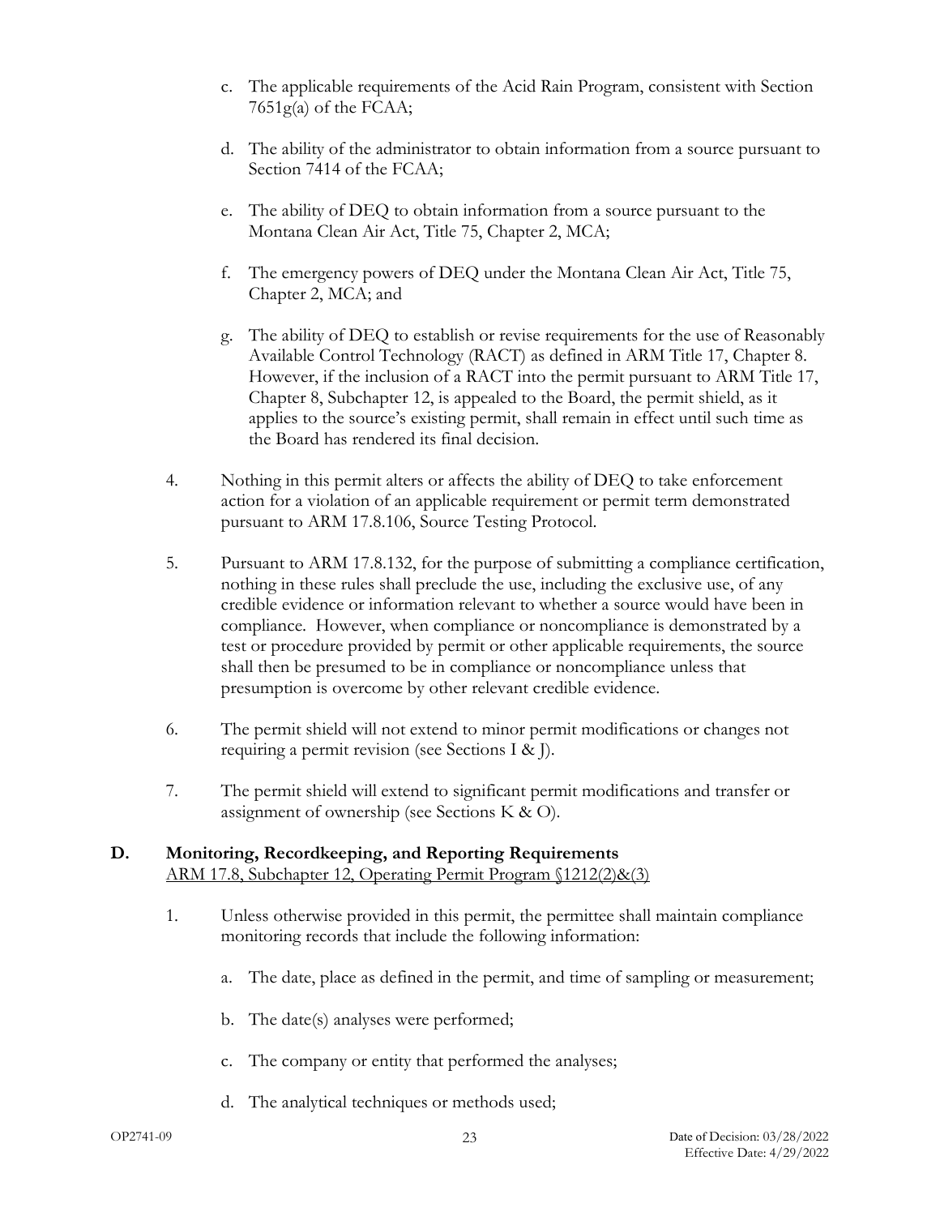c. The applicable requirements of the Acid Rain Program, consistent with Section 7651g(a) of the FCAA;

d. The ability of the administrator to obtain information from a source pursuant to Section 7414 of the FCAA;

e. The ability of DEQ to obtain information from a source pursuant to the Montana Clean Air Act, Title 75, Chapter 2, MCA;

f. The emergency powers of DEQ under the Montana Clean Air Act, Title 75, Chapter 2, MCA; and

g. The ability of DEQ to establish or revise requirements for the use of Reasonably Available Control Technology (RACT) as defined in ARM Title 17, Chapter 8. However, if the inclusion of a RACT into the permit pursuant to ARM Title 17, Chapter 8, Subchapter 12, is appealed to the Board, the permit shield, as it applies to the source's existing permit, shall remain in effect until such time as the Board has rendered its final decision.

4. Nothing in this permit alters or affects the ability of DEQ to take enforcement action for a violation of an applicable requirement or permit term demonstrated pursuant to ARM 17.8.106, Source Testing Protocol.

5. Pursuant to ARM 17.8.132, for the purpose of submitting a compliance certification, nothing in these rules shall preclude the use, including the exclusive use, of any credible evidence or information relevant to whether a source would have been in compliance. However, when compliance or noncompliance is demonstrated by a test or procedure provided by permit or other applicable requirements, the source shall then be presumed to be in compliance or noncompliance unless that presumption is overcome by other relevant credible evidence.

6. The permit shield will not extend to minor permit modifications or changes not requiring a permit revision (see Sections I & J).

7. The permit shield will extend to significant permit modifications and transfer or assignment of ownership (see Sections K & O).

## D. Monitoring, Recordkeeping, and Reporting Requirements

ARM 17.8, Subchapter 12, Operating Permit Program §1212(2)&(3)

1. Unless otherwise provided in this permit, the permittee shall maintain compliance monitoring records that include the following information:

   a. The date, place as defined in the permit, and time of sampling or measurement;

   b. The date(s) analyses were performed;

   c. The company or entity that performed the analyses;

   d. The analytical techniques or methods used;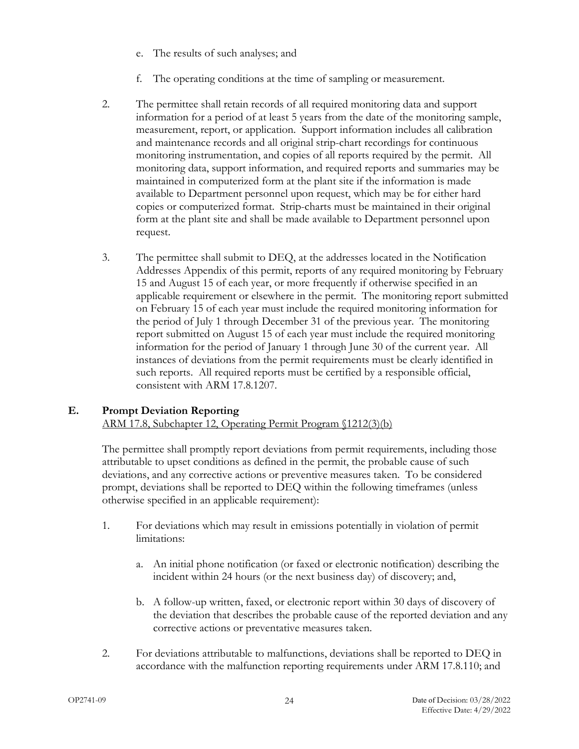e. The results of such analyses; and

f. The operating conditions at the time of sampling or measurement.

2. The permittee shall retain records of all required monitoring data and support information for a period of at least 5 years from the date of the monitoring sample, measurement, report, or application. Support information includes all calibration and maintenance records and all original strip-chart recordings for continuous monitoring instrumentation, and copies of all reports required by the permit. All monitoring data, support information, and required reports and summaries may be maintained in computerized form at the plant site if the information is made available to Department personnel upon request, which may be for either hard copies or computerized format. Strip-charts must be maintained in their original form at the plant site and shall be made available to Department personnel upon request.

3. The permittee shall submit to DEQ, at the addresses located in the Notification Addresses Appendix of this permit, reports of any required monitoring by February 15 and August 15 of each year, or more frequently if otherwise specified in an applicable requirement or elsewhere in the permit. The monitoring report submitted on February 15 of each year must include the required monitoring information for the period of July 1 through December 31 of the previous year. The monitoring report submitted on August 15 of each year must include the required monitoring information for the period of January 1 through June 30 of the current year. All instances of deviations from the permit requirements must be clearly identified in such reports. All required reports must be certified by a responsible official, consistent with ARM 17.8.1207.

## E. Prompt Deviation Reporting

ARM 17.8, Subchapter 12, Operating Permit Program §1212(3)(b)

The permittee shall promptly report deviations from permit requirements, including those attributable to upset conditions as defined in the permit, the probable cause of such deviations, and any corrective actions or preventive measures taken. To be considered prompt, deviations shall be reported to DEQ within the following timeframes (unless otherwise specified in an applicable requirement):

1. For deviations which may result in emissions potentially in violation of permit limitations:

   a. An initial phone notification (or faxed or electronic notification) describing the incident within 24 hours (or the next business day) of discovery; and,

   b. A follow-up written, faxed, or electronic report within 30 days of discovery of the deviation that describes the probable cause of the reported deviation and any corrective actions or preventative measures taken.

2. For deviations attributable to malfunctions, deviations shall be reported to DEQ in accordance with the malfunction reporting requirements under ARM 17.8.110; and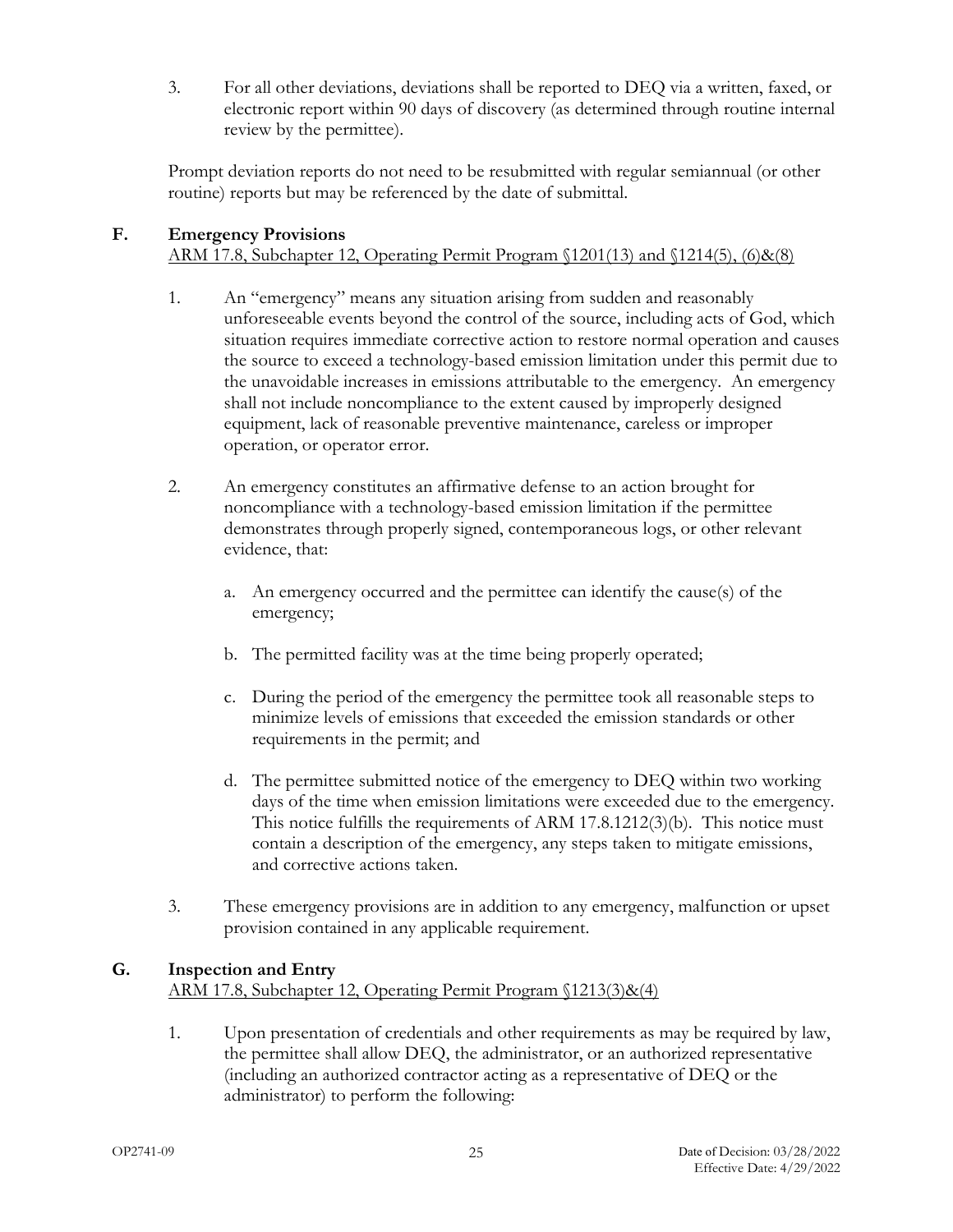3. For all other deviations, deviations shall be reported to DEQ via a written, faxed, or electronic report within 90 days of discovery (as determined through routine internal review by the permittee).

Prompt deviation reports do not need to be resubmitted with regular semiannual (or other routine) reports but may be referenced by the date of submittal.

## F. Emergency Provisions

ARM 17.8, Subchapter 12, Operating Permit Program §1201(13) and §1214(5), (6)&(8)

1. An "emergency" means any situation arising from sudden and reasonably unforeseeable events beyond the control of the source, including acts of God, which situation requires immediate corrective action to restore normal operation and causes the source to exceed a technology-based emission limitation under this permit due to the unavoidable increases in emissions attributable to the emergency. An emergency shall not include noncompliance to the extent caused by improperly designed equipment, lack of reasonable preventive maintenance, careless or improper operation, or operator error.

2. An emergency constitutes an affirmative defense to an action brought for noncompliance with a technology-based emission limitation if the permittee demonstrates through properly signed, contemporaneous logs, or other relevant evidence, that:

   a. An emergency occurred and the permittee can identify the cause(s) of the emergency;

   b. The permitted facility was at the time being properly operated;

   c. During the period of the emergency the permittee took all reasonable steps to minimize levels of emissions that exceeded the emission standards or other requirements in the permit; and

   d. The permittee submitted notice of the emergency to DEQ within two working days of the time when emission limitations were exceeded due to the emergency. This notice fulfills the requirements of ARM 17.8.1212(3)(b). This notice must contain a description of the emergency, any steps taken to mitigate emissions, and corrective actions taken.

3. These emergency provisions are in addition to any emergency, malfunction or upset provision contained in any applicable requirement.

## G. Inspection and Entry

ARM 17.8, Subchapter 12, Operating Permit Program §1213(3)&(4)

1. Upon presentation of credentials and other requirements as may be required by law, the permittee shall allow DEQ, the administrator, or an authorized representative (including an authorized contractor acting as a representative of DEQ or the administrator) to perform the following: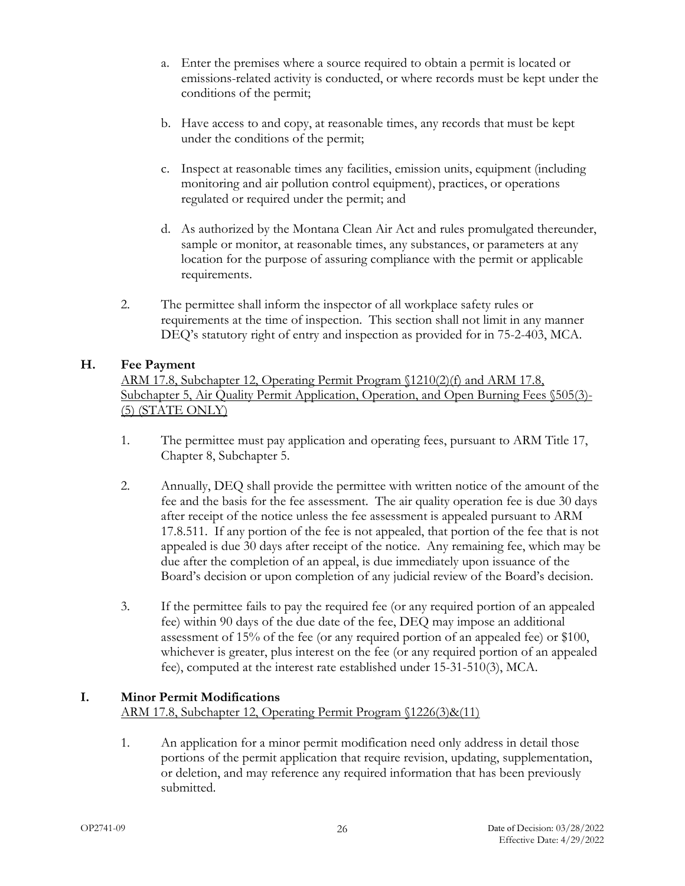a. Enter the premises where a source required to obtain a permit is located or emissions-related activity is conducted, or where records must be kept under the conditions of the permit;

b. Have access to and copy, at reasonable times, any records that must be kept under the conditions of the permit;

c. Inspect at reasonable times any facilities, emission units, equipment (including monitoring and air pollution control equipment), practices, or operations regulated or required under the permit; and

d. As authorized by the Montana Clean Air Act and rules promulgated thereunder, sample or monitor, at reasonable times, any substances, or parameters at any location for the purpose of assuring compliance with the permit or applicable requirements.

2. The permittee shall inform the inspector of all workplace safety rules or requirements at the time of inspection. This section shall not limit in any manner DEQ's statutory right of entry and inspection as provided for in 75-2-403, MCA.

## H. Fee Payment

ARM 17.8, Subchapter 12, Operating Permit Program §1210(2)(f) and ARM 17.8, Subchapter 5, Air Quality Permit Application, Operation, and Open Burning Fees §505(3)-(5) (STATE ONLY)

1. The permittee must pay application and operating fees, pursuant to ARM Title 17, Chapter 8, Subchapter 5.

2. Annually, DEQ shall provide the permittee with written notice of the amount of the fee and the basis for the fee assessment. The air quality operation fee is due 30 days after receipt of the notice unless the fee assessment is appealed pursuant to ARM 17.8.511. If any portion of the fee is not appealed, that portion of the fee that is not appealed is due 30 days after receipt of the notice. Any remaining fee, which may be due after the completion of an appeal, is due immediately upon issuance of the Board's decision or upon completion of any judicial review of the Board's decision.

3. If the permittee fails to pay the required fee (or any required portion of an appealed fee) within 90 days of the due date of the fee, DEQ may impose an additional assessment of 15% of the fee (or any required portion of an appealed fee) or $100, whichever is greater, plus interest on the fee (or any required portion of an appealed fee), computed at the interest rate established under 15-31-510(3), MCA.

## I. Minor Permit Modifications

ARM 17.8, Subchapter 12, Operating Permit Program §1226(3)&(11)

1. An application for a minor permit modification need only address in detail those portions of the permit application that require revision, updating, supplementation, or deletion, and may reference any required information that has been previously submitted.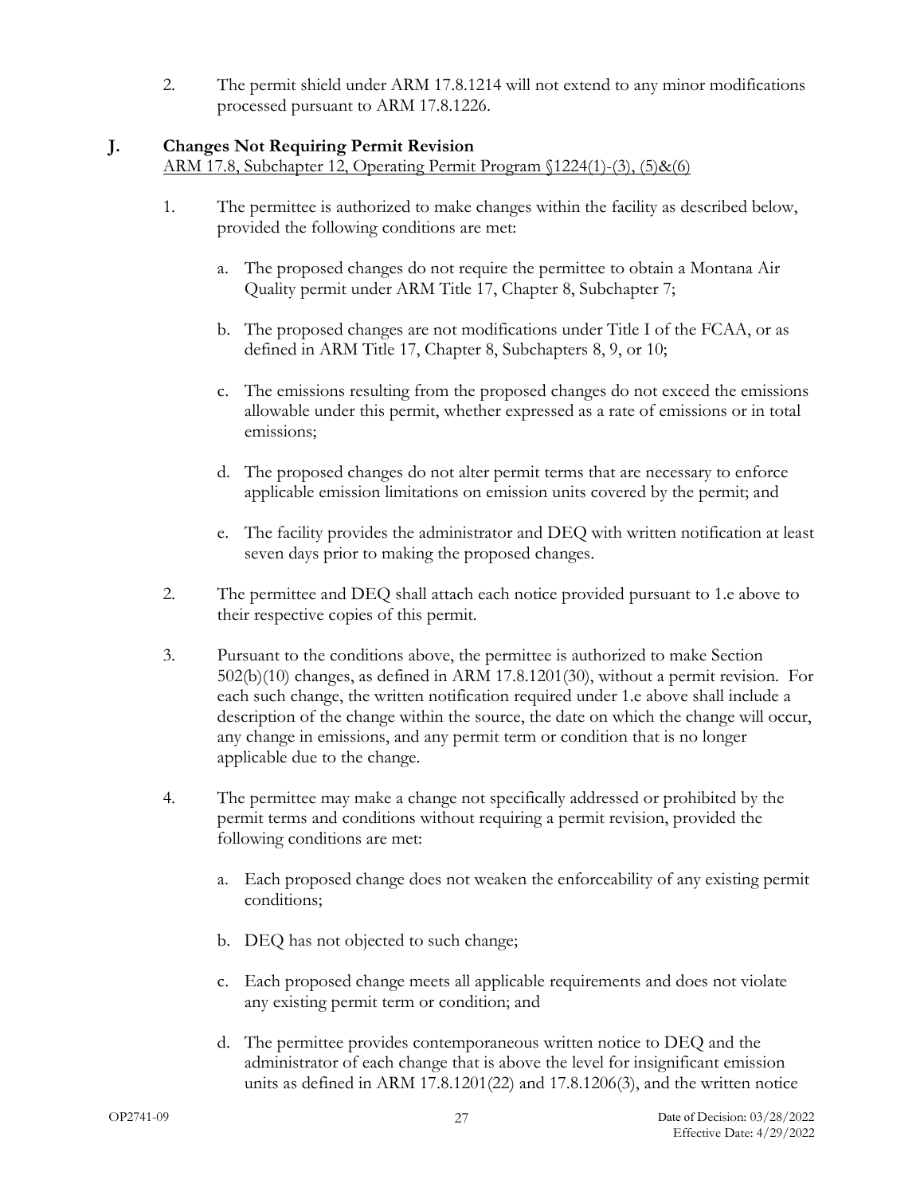2. The permit shield under ARM 17.8.1214 will not extend to any minor modifications processed pursuant to ARM 17.8.1226.

## J. Changes Not Requiring Permit Revision

ARM 17.8, Subchapter 12, Operating Permit Program §1224(1)-(3), (5)&(6)

1. The permittee is authorized to make changes within the facility as described below, provided the following conditions are met:

   a. The proposed changes do not require the permittee to obtain a Montana Air Quality permit under ARM Title 17, Chapter 8, Subchapter 7;

   b. The proposed changes are not modifications under Title I of the FCAA, or as defined in ARM Title 17, Chapter 8, Subchapters 8, 9, or 10;

   c. The emissions resulting from the proposed changes do not exceed the emissions allowable under this permit, whether expressed as a rate of emissions or in total emissions;

   d. The proposed changes do not alter permit terms that are necessary to enforce applicable emission limitations on emission units covered by the permit; and

   e. The facility provides the administrator and DEQ with written notification at least seven days prior to making the proposed changes.

2. The permittee and DEQ shall attach each notice provided pursuant to 1.e above to their respective copies of this permit.

3. Pursuant to the conditions above, the permittee is authorized to make Section 502(b)(10) changes, as defined in ARM 17.8.1201(30), without a permit revision. For each such change, the written notification required under 1.e above shall include a description of the change within the source, the date on which the change will occur, any change in emissions, and any permit term or condition that is no longer applicable due to the change.

4. The permittee may make a change not specifically addressed or prohibited by the permit terms and conditions without requiring a permit revision, provided the following conditions are met:

   a. Each proposed change does not weaken the enforceability of any existing permit conditions;

   b. DEQ has not objected to such change;

   c. Each proposed change meets all applicable requirements and does not violate any existing permit term or condition; and

   d. The permittee provides contemporaneous written notice to DEQ and the administrator of each change that is above the level for insignificant emission units as defined in ARM 17.8.1201(22) and 17.8.1206(3), and the written notice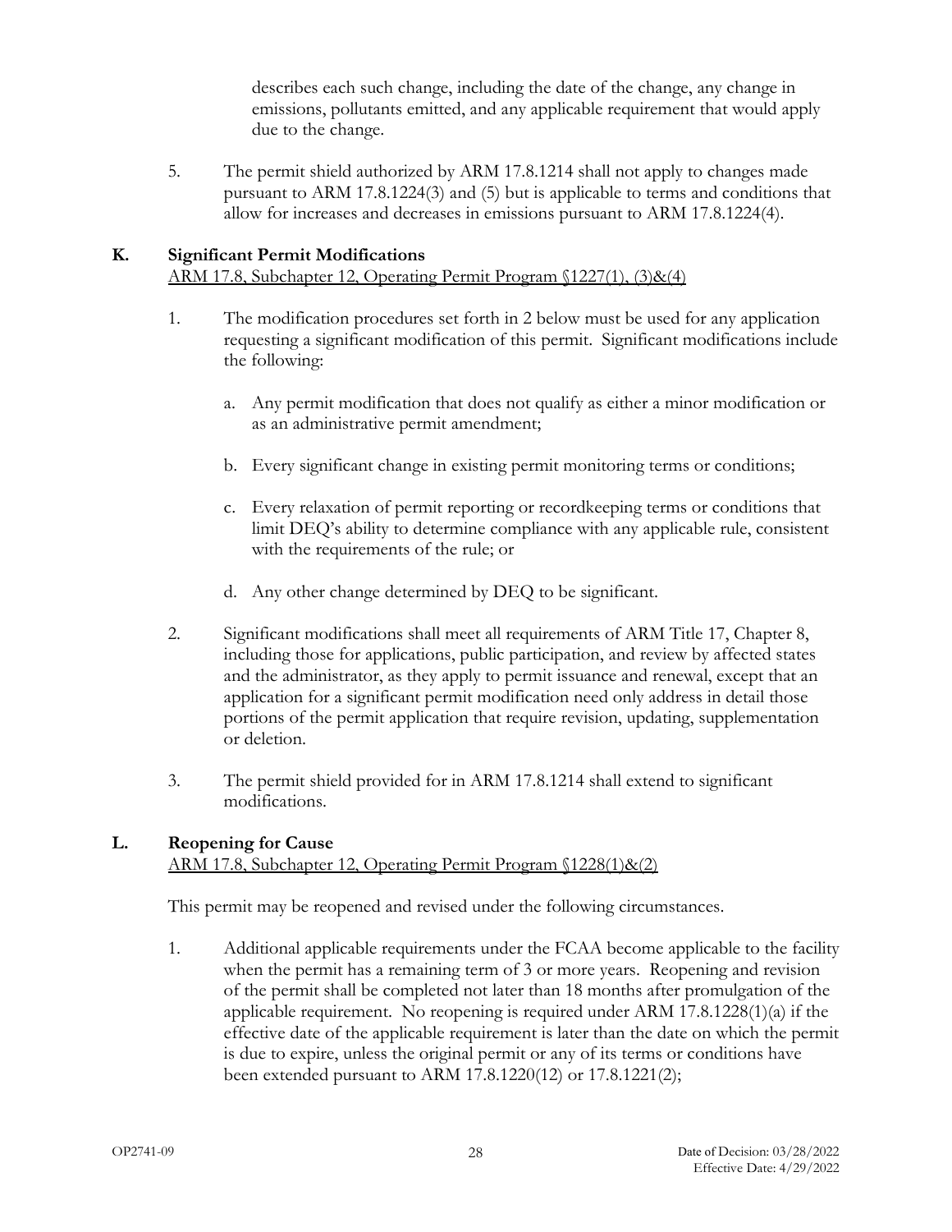describes each such change, including the date of the change, any change in emissions, pollutants emitted, and any applicable requirement that would apply due to the change.

5. The permit shield authorized by ARM 17.8.1214 shall not apply to changes made pursuant to ARM 17.8.1224(3) and (5) but is applicable to terms and conditions that allow for increases and decreases in emissions pursuant to ARM 17.8.1224(4).

## K. Significant Permit Modifications

ARM 17.8, Subchapter 12, Operating Permit Program §1227(1), (3)&(4)

1. The modification procedures set forth in 2 below must be used for any application requesting a significant modification of this permit. Significant modifications include the following:

   a. Any permit modification that does not qualify as either a minor modification or as an administrative permit amendment;

   b. Every significant change in existing permit monitoring terms or conditions;

   c. Every relaxation of permit reporting or recordkeeping terms or conditions that limit DEQ's ability to determine compliance with any applicable rule, consistent with the requirements of the rule; or

   d. Any other change determined by DEQ to be significant.

2. Significant modifications shall meet all requirements of ARM Title 17, Chapter 8, including those for applications, public participation, and review by affected states and the administrator, as they apply to permit issuance and renewal, except that an application for a significant permit modification need only address in detail those portions of the permit application that require revision, updating, supplementation or deletion.

3. The permit shield provided for in ARM 17.8.1214 shall extend to significant modifications.

## L. Reopening for Cause

ARM 17.8, Subchapter 12, Operating Permit Program §1228(1)&(2)

This permit may be reopened and revised under the following circumstances.

1. Additional applicable requirements under the FCAA become applicable to the facility when the permit has a remaining term of 3 or more years. Reopening and revision of the permit shall be completed not later than 18 months after promulgation of the applicable requirement. No reopening is required under ARM 17.8.1228(1)(a) if the effective date of the applicable requirement is later than the date on which the permit is due to expire, unless the original permit or any of its terms or conditions have been extended pursuant to ARM 17.8.1220(12) or 17.8.1221(2);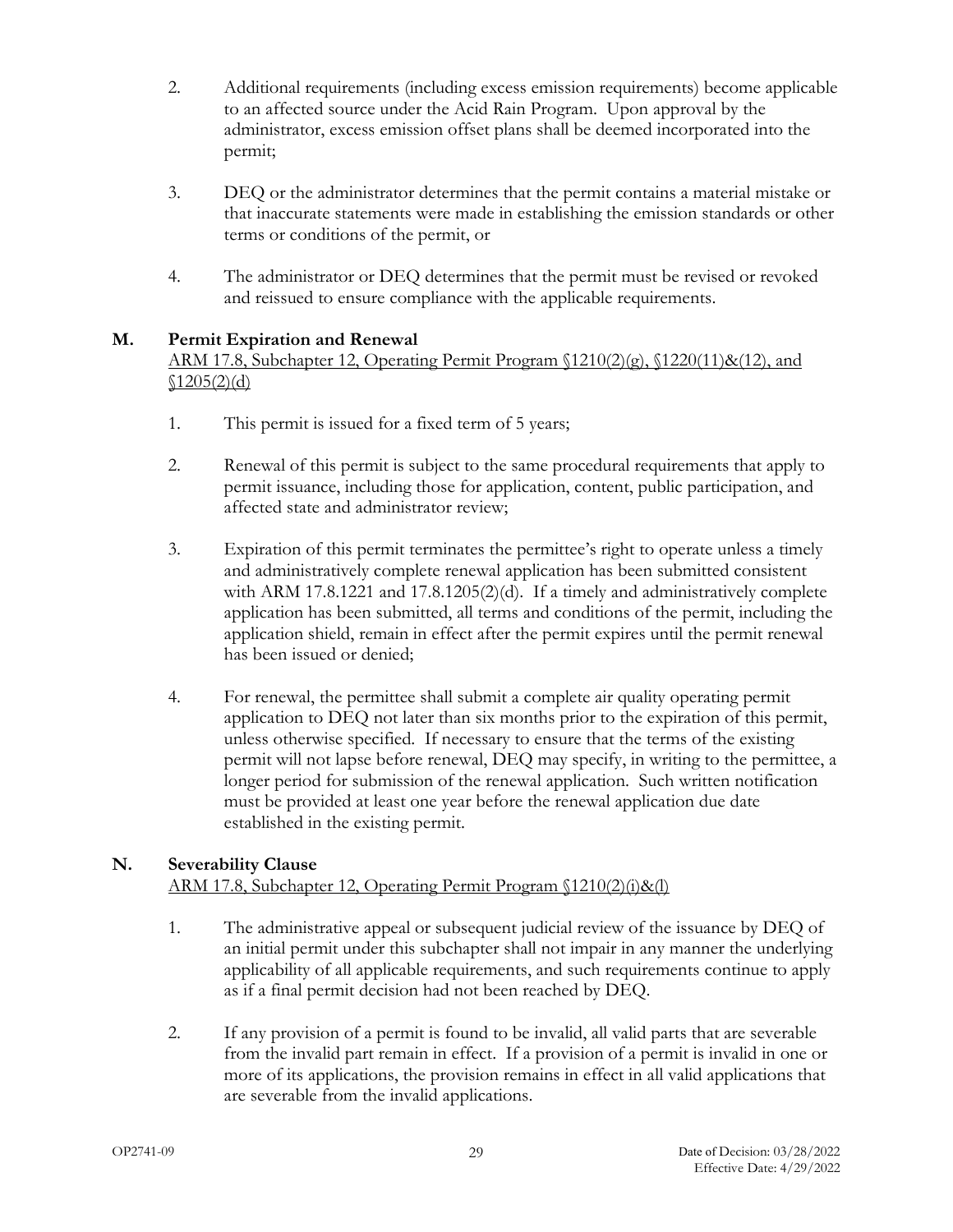2. Additional requirements (including excess emission requirements) become applicable to an affected source under the Acid Rain Program. Upon approval by the administrator, excess emission offset plans shall be deemed incorporated into the permit;

3. DEQ or the administrator determines that the permit contains a material mistake or that inaccurate statements were made in establishing the emission standards or other terms or conditions of the permit, or

4. The administrator or DEQ determines that the permit must be revised or revoked and reissued to ensure compliance with the applicable requirements.

## M. Permit Expiration and Renewal

ARM 17.8, Subchapter 12, Operating Permit Program §1210(2)(g), §1220(11)&(12), and §1205(2)(d)

1. This permit is issued for a fixed term of 5 years;

2. Renewal of this permit is subject to the same procedural requirements that apply to permit issuance, including those for application, content, public participation, and affected state and administrator review;

3. Expiration of this permit terminates the permittee's right to operate unless a timely and administratively complete renewal application has been submitted consistent with ARM 17.8.1221 and 17.8.1205(2)(d). If a timely and administratively complete application has been submitted, all terms and conditions of the permit, including the application shield, remain in effect after the permit expires until the permit renewal has been issued or denied;

4. For renewal, the permittee shall submit a complete air quality operating permit application to DEQ not later than six months prior to the expiration of this permit, unless otherwise specified. If necessary to ensure that the terms of the existing permit will not lapse before renewal, DEQ may specify, in writing to the permittee, a longer period for submission of the renewal application. Such written notification must be provided at least one year before the renewal application due date established in the existing permit.

## N. Severability Clause

ARM 17.8, Subchapter 12, Operating Permit Program §1210(2)(i)&(l)

1. The administrative appeal or subsequent judicial review of the issuance by DEQ of an initial permit under this subchapter shall not impair in any manner the underlying applicability of all applicable requirements, and such requirements continue to apply as if a final permit decision had not been reached by DEQ.

2. If any provision of a permit is found to be invalid, all valid parts that are severable from the invalid part remain in effect. If a provision of a permit is invalid in one or more of its applications, the provision remains in effect in all valid applications that are severable from the invalid applications.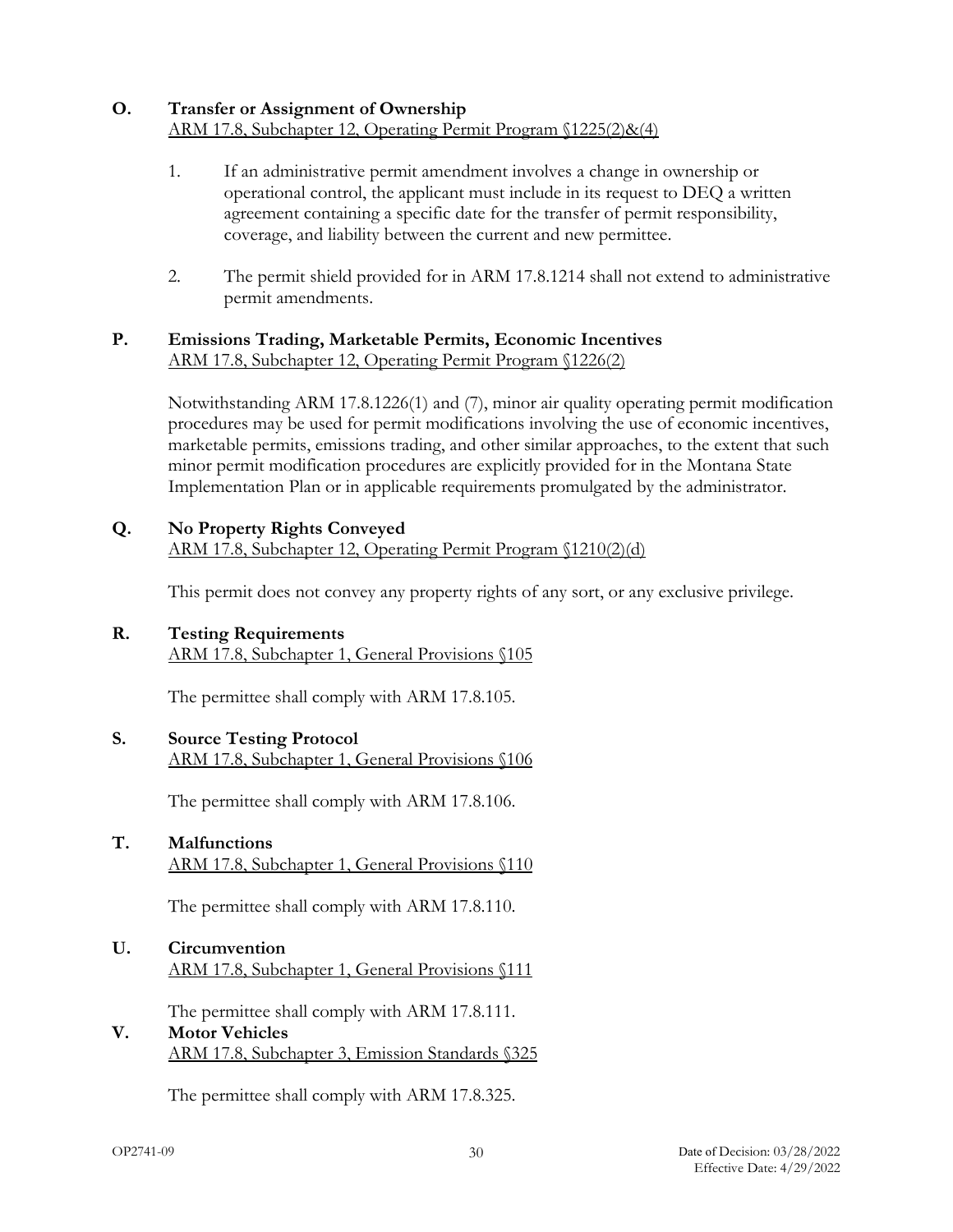**O. Transfer or Assignment of Ownership**
ARM 17.8, Subchapter 12, Operating Permit Program §1225(2)&(4)

1. If an administrative permit amendment involves a change in ownership or operational control, the applicant must include in its request to DEQ a written agreement containing a specific date for the transfer of permit responsibility, coverage, and liability between the current and new permittee.

2. The permit shield provided for in ARM 17.8.1214 shall not extend to administrative permit amendments.

**P. Emissions Trading, Marketable Permits, Economic Incentives**
ARM 17.8, Subchapter 12, Operating Permit Program §1226(2)

Notwithstanding ARM 17.8.1226(1) and (7), minor air quality operating permit modification procedures may be used for permit modifications involving the use of economic incentives, marketable permits, emissions trading, and other similar approaches, to the extent that such minor permit modification procedures are explicitly provided for in the Montana State Implementation Plan or in applicable requirements promulgated by the administrator.

**Q. No Property Rights Conveyed**
ARM 17.8, Subchapter 12, Operating Permit Program §1210(2)(d)

This permit does not convey any property rights of any sort, or any exclusive privilege.

**R. Testing Requirements**
ARM 17.8, Subchapter 1, General Provisions §105

The permittee shall comply with ARM 17.8.105.

**S. Source Testing Protocol**
ARM 17.8, Subchapter 1, General Provisions §106

The permittee shall comply with ARM 17.8.106.

**T. Malfunctions**
ARM 17.8, Subchapter 1, General Provisions §110

The permittee shall comply with ARM 17.8.110.

**U. Circumvention**
ARM 17.8, Subchapter 1, General Provisions §111

The permittee shall comply with ARM 17.8.111.

**V. Motor Vehicles**
ARM 17.8, Subchapter 3, Emission Standards §325

The permittee shall comply with ARM 17.8.325.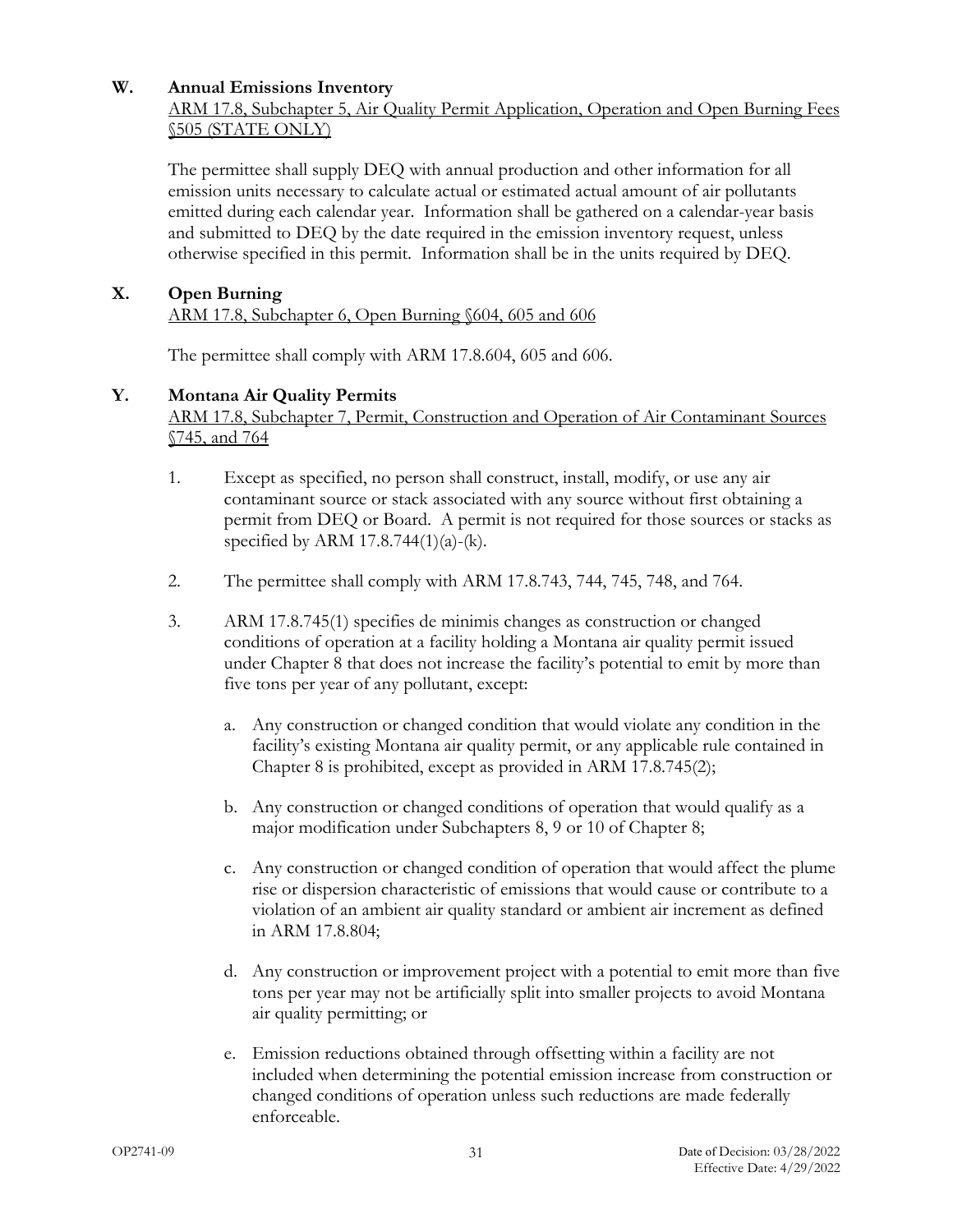**W. Annual Emissions Inventory**

ARM 17.8, Subchapter 5, Air Quality Permit Application, Operation and Open Burning Fees §505 (STATE ONLY)

The permittee shall supply DEQ with annual production and other information for all emission units necessary to calculate actual or estimated actual amount of air pollutants emitted during each calendar year. Information shall be gathered on a calendar-year basis and submitted to DEQ by the date required in the emission inventory request, unless otherwise specified in this permit. Information shall be in the units required by DEQ.

**X. Open Burning**

ARM 17.8, Subchapter 6, Open Burning §604, 605 and 606

The permittee shall comply with ARM 17.8.604, 605 and 606.

**Y. Montana Air Quality Permits**

ARM 17.8, Subchapter 7, Permit, Construction and Operation of Air Contaminant Sources §745, and 764

1. Except as specified, no person shall construct, install, modify, or use any air contaminant source or stack associated with any source without first obtaining a permit from DEQ or Board. A permit is not required for those sources or stacks as specified by ARM 17.8.744(1)(a)-(k).

2. The permittee shall comply with ARM 17.8.743, 744, 745, 748, and 764.

3. ARM 17.8.745(1) specifies de minimis changes as construction or changed conditions of operation at a facility holding a Montana air quality permit issued under Chapter 8 that does not increase the facility's potential to emit by more than five tons per year of any pollutant, except:

   a. Any construction or changed condition that would violate any condition in the facility's existing Montana air quality permit, or any applicable rule contained in Chapter 8 is prohibited, except as provided in ARM 17.8.745(2);

   b. Any construction or changed conditions of operation that would qualify as a major modification under Subchapters 8, 9 or 10 of Chapter 8;

   c. Any construction or changed condition of operation that would affect the plume rise or dispersion characteristic of emissions that would cause or contribute to a violation of an ambient air quality standard or ambient air increment as defined in ARM 17.8.804;

   d. Any construction or improvement project with a potential to emit more than five tons per year may not be artificially split into smaller projects to avoid Montana air quality permitting; or

   e. Emission reductions obtained through offsetting within a facility are not included when determining the potential emission increase from construction or changed conditions of operation unless such reductions are made federally enforceable.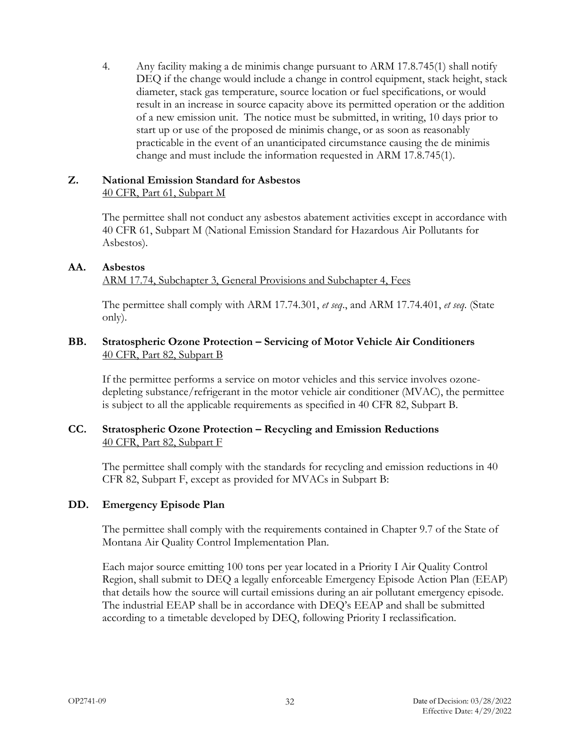4. Any facility making a de minimis change pursuant to ARM 17.8.745(1) shall notify DEQ if the change would include a change in control equipment, stack height, stack diameter, stack gas temperature, source location or fuel specifications, or would result in an increase in source capacity above its permitted operation or the addition of a new emission unit. The notice must be submitted, in writing, 10 days prior to start up or use of the proposed de minimis change, or as soon as reasonably practicable in the event of an unanticipated circumstance causing the de minimis change and must include the information requested in ARM 17.8.745(1).

## Z. National Emission Standard for Asbestos

40 CFR, Part 61, Subpart M

The permittee shall not conduct any asbestos abatement activities except in accordance with 40 CFR 61, Subpart M (National Emission Standard for Hazardous Air Pollutants for Asbestos).

## AA. Asbestos

ARM 17.74, Subchapter 3, General Provisions and Subchapter 4, Fees

The permittee shall comply with ARM 17.74.301, *et seq*., and ARM 17.74.401, *et seq*. (State only).

## BB. Stratospheric Ozone Protection – Servicing of Motor Vehicle Air Conditioners

40 CFR, Part 82, Subpart B

If the permittee performs a service on motor vehicles and this service involves ozone-depleting substance/refrigerant in the motor vehicle air conditioner (MVAC), the permittee is subject to all the applicable requirements as specified in 40 CFR 82, Subpart B.

## CC. Stratospheric Ozone Protection – Recycling and Emission Reductions

40 CFR, Part 82, Subpart F

The permittee shall comply with the standards for recycling and emission reductions in 40 CFR 82, Subpart F, except as provided for MVACs in Subpart B:

## DD. Emergency Episode Plan

The permittee shall comply with the requirements contained in Chapter 9.7 of the State of Montana Air Quality Control Implementation Plan.

Each major source emitting 100 tons per year located in a Priority I Air Quality Control Region, shall submit to DEQ a legally enforceable Emergency Episode Action Plan (EEAP) that details how the source will curtail emissions during an air pollutant emergency episode. The industrial EEAP shall be in accordance with DEQ's EEAP and shall be submitted according to a timetable developed by DEQ, following Priority I reclassification.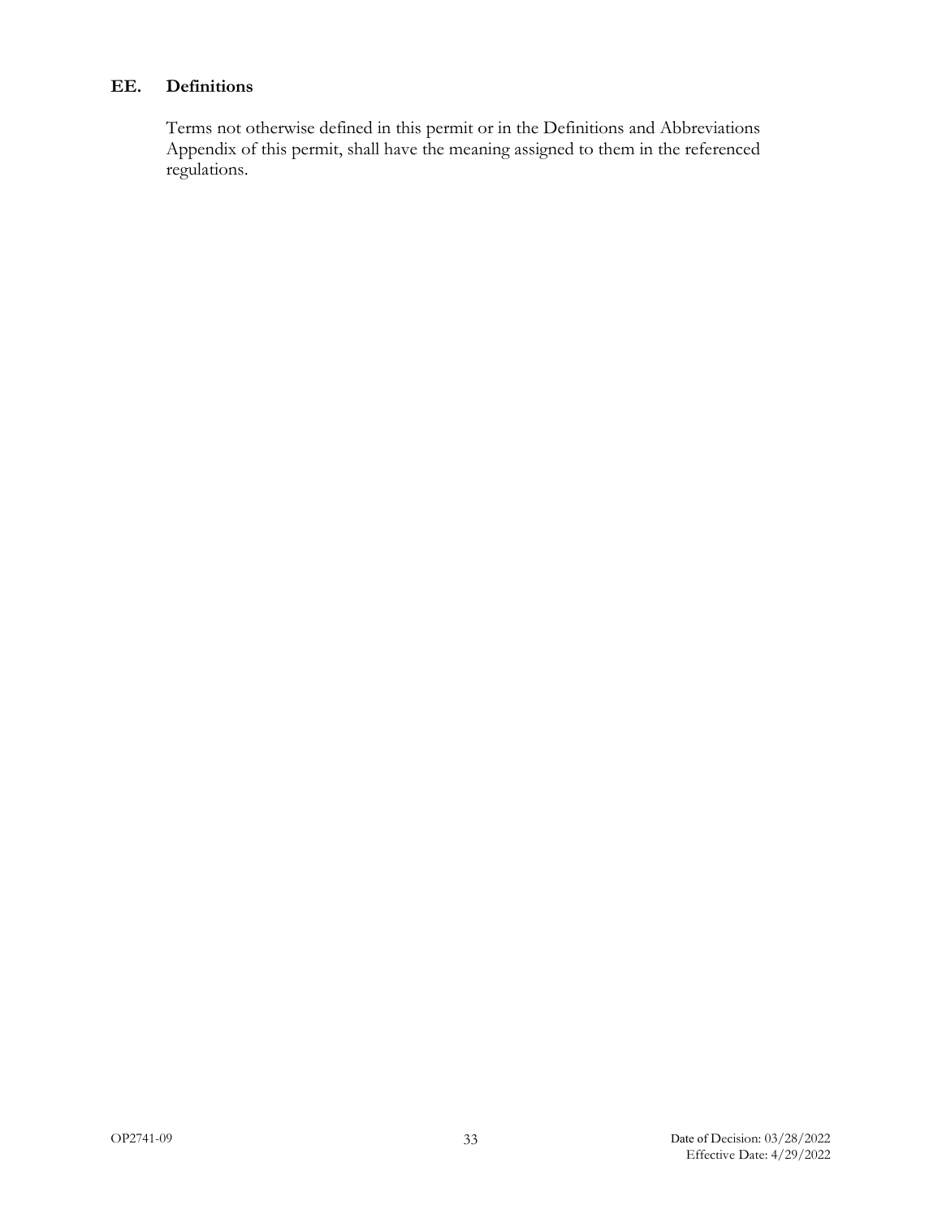### EE. Definitions

Terms not otherwise defined in this permit or in the Definitions and Abbreviations Appendix of this permit, shall have the meaning assigned to them in the referenced regulations.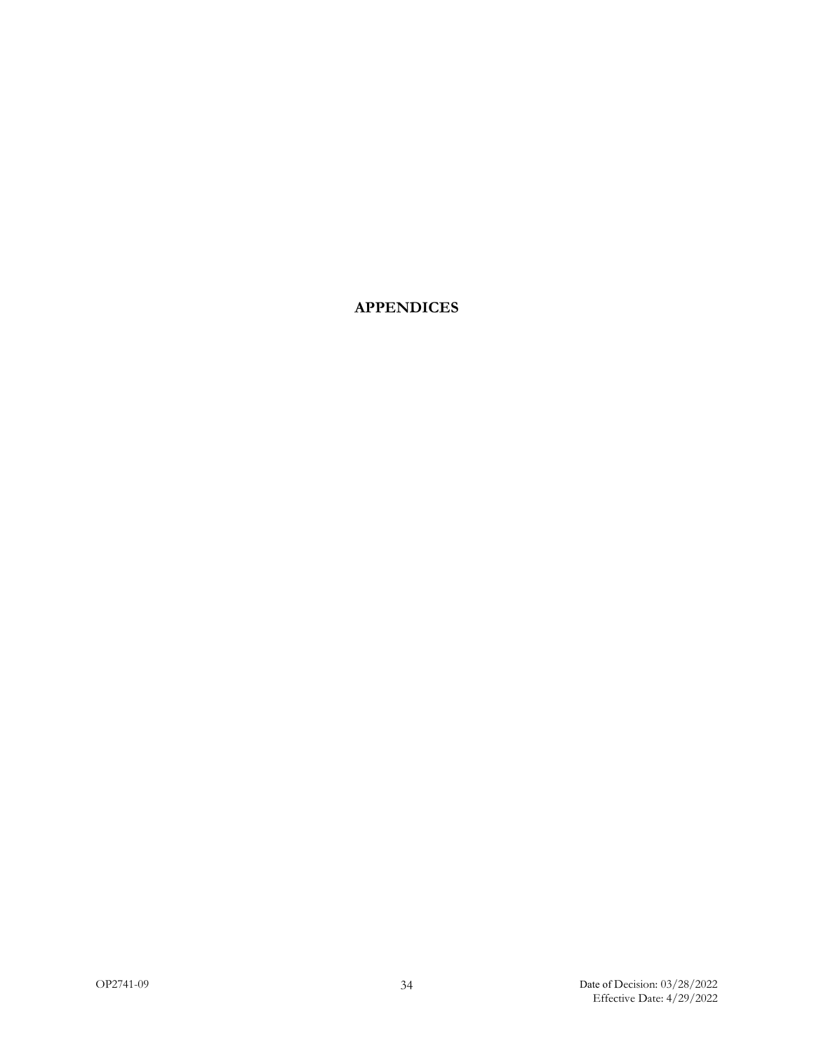# APPENDICES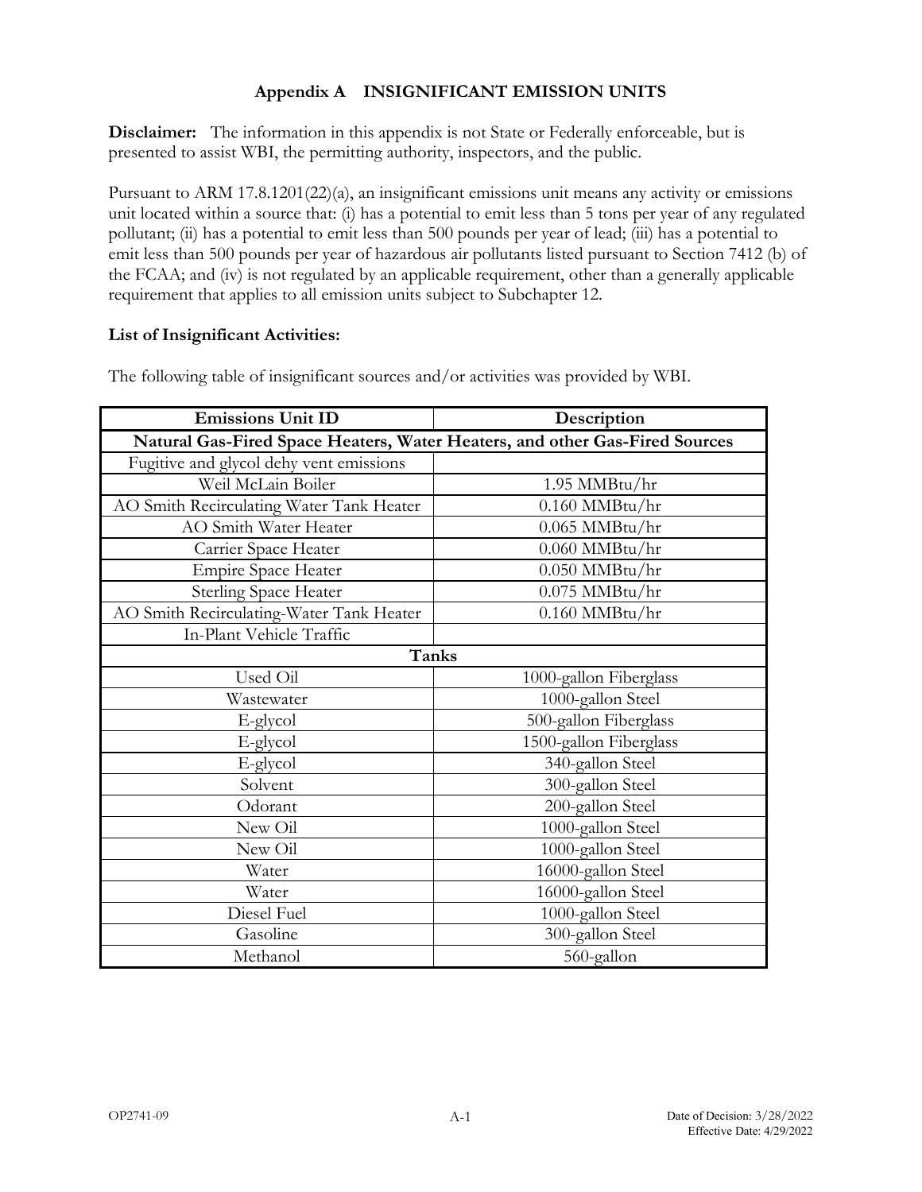## Appendix A INSIGNIFICANT EMISSION UNITS

**Disclaimer:** The information in this appendix is not State or Federally enforceable, but is presented to assist WBI, the permitting authority, inspectors, and the public.

Pursuant to ARM 17.8.1201(22)(a), an insignificant emissions unit means any activity or emissions unit located within a source that: (i) has a potential to emit less than 5 tons per year of any regulated pollutant; (ii) has a potential to emit less than 500 pounds per year of lead; (iii) has a potential to emit less than 500 pounds per year of hazardous air pollutants listed pursuant to Section 7412 (b) of the FCAA; and (iv) is not regulated by an applicable requirement, other than a generally applicable requirement that applies to all emission units subject to Subchapter 12.

**List of Insignificant Activities:**

The following table of insignificant sources and/or activities was provided by WBI.

| Emissions Unit ID | Description |
|---|---|
| **Natural Gas-Fired Space Heaters, Water Heaters, and other Gas-Fired Sources** | |
| Fugitive and glycol dehy vent emissions | |
| Weil McLain Boiler | 1.95 MMBtu/hr |
| AO Smith Recirculating Water Tank Heater | 0.160 MMBtu/hr |
| AO Smith Water Heater | 0.065 MMBtu/hr |
| Carrier Space Heater | 0.060 MMBtu/hr |
| Empire Space Heater | 0.050 MMBtu/hr |
| Sterling Space Heater | 0.075 MMBtu/hr |
| AO Smith Recirculating-Water Tank Heater | 0.160 MMBtu/hr |
| In-Plant Vehicle Traffic | |
| **Tanks** | |
| Used Oil | 1000-gallon Fiberglass |
| Wastewater | 1000-gallon Steel |
| E-glycol | 500-gallon Fiberglass |
| E-glycol | 1500-gallon Fiberglass |
| E-glycol | 340-gallon Steel |
| Solvent | 300-gallon Steel |
| Odorant | 200-gallon Steel |
| New Oil | 1000-gallon Steel |
| New Oil | 1000-gallon Steel |
| Water | 16000-gallon Steel |
| Water | 16000-gallon Steel |
| Diesel Fuel | 1000-gallon Steel |
| Gasoline | 300-gallon Steel |
| Methanol | 560-gallon |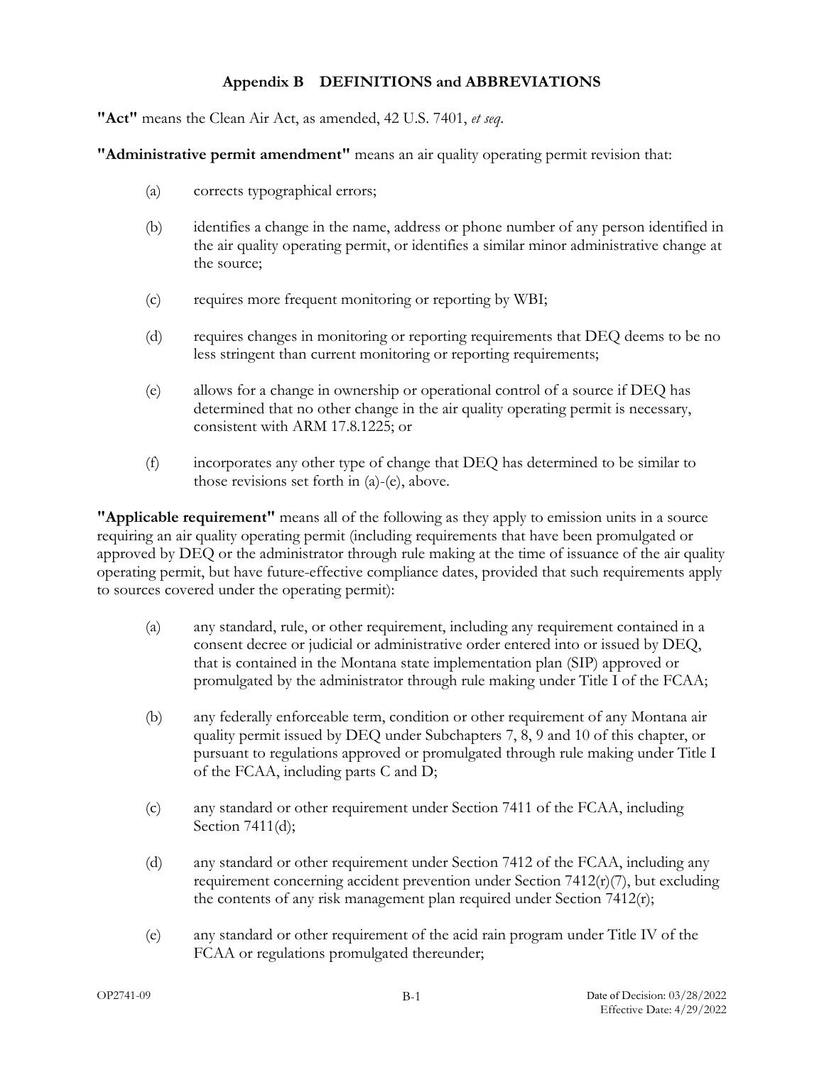## Appendix B DEFINITIONS and ABBREVIATIONS

**"Act"** means the Clean Air Act, as amended, 42 U.S. 7401, *et seq*.

**"Administrative permit amendment"** means an air quality operating permit revision that:

(a) corrects typographical errors;

(b) identifies a change in the name, address or phone number of any person identified in the air quality operating permit, or identifies a similar minor administrative change at the source;

(c) requires more frequent monitoring or reporting by WBI;

(d) requires changes in monitoring or reporting requirements that DEQ deems to be no less stringent than current monitoring or reporting requirements;

(e) allows for a change in ownership or operational control of a source if DEQ has determined that no other change in the air quality operating permit is necessary, consistent with ARM 17.8.1225; or

(f) incorporates any other type of change that DEQ has determined to be similar to those revisions set forth in (a)-(e), above.

**"Applicable requirement"** means all of the following as they apply to emission units in a source requiring an air quality operating permit (including requirements that have been promulgated or approved by DEQ or the administrator through rule making at the time of issuance of the air quality operating permit, but have future-effective compliance dates, provided that such requirements apply to sources covered under the operating permit):

(a) any standard, rule, or other requirement, including any requirement contained in a consent decree or judicial or administrative order entered into or issued by DEQ, that is contained in the Montana state implementation plan (SIP) approved or promulgated by the administrator through rule making under Title I of the FCAA;

(b) any federally enforceable term, condition or other requirement of any Montana air quality permit issued by DEQ under Subchapters 7, 8, 9 and 10 of this chapter, or pursuant to regulations approved or promulgated through rule making under Title I of the FCAA, including parts C and D;

(c) any standard or other requirement under Section 7411 of the FCAA, including Section 7411(d);

(d) any standard or other requirement under Section 7412 of the FCAA, including any requirement concerning accident prevention under Section 7412(r)(7), but excluding the contents of any risk management plan required under Section 7412(r);

(e) any standard or other requirement of the acid rain program under Title IV of the FCAA or regulations promulgated thereunder;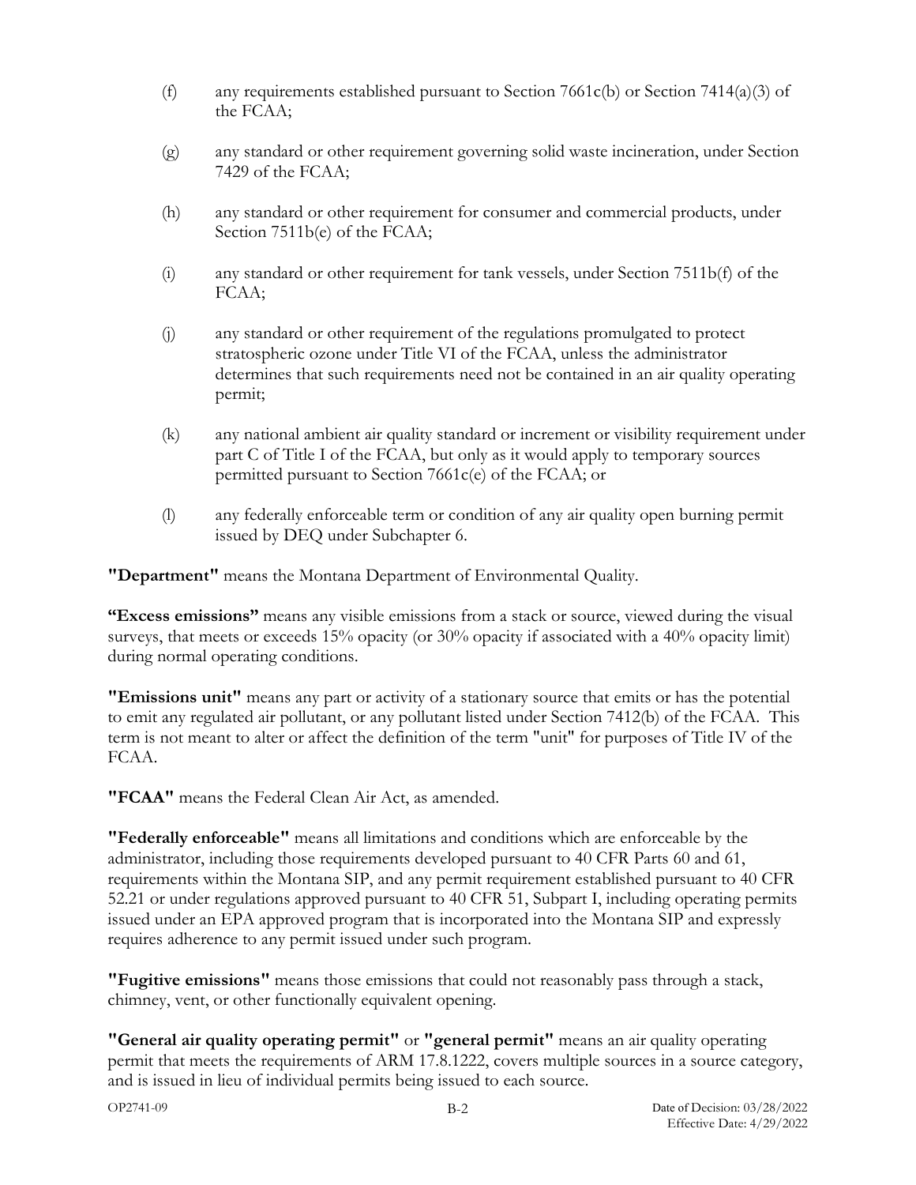(f) any requirements established pursuant to Section 7661c(b) or Section 7414(a)(3) of the FCAA;

(g) any standard or other requirement governing solid waste incineration, under Section 7429 of the FCAA;

(h) any standard or other requirement for consumer and commercial products, under Section 7511b(e) of the FCAA;

(i) any standard or other requirement for tank vessels, under Section 7511b(f) of the FCAA;

(j) any standard or other requirement of the regulations promulgated to protect stratospheric ozone under Title VI of the FCAA, unless the administrator determines that such requirements need not be contained in an air quality operating permit;

(k) any national ambient air quality standard or increment or visibility requirement under part C of Title I of the FCAA, but only as it would apply to temporary sources permitted pursuant to Section 7661c(e) of the FCAA; or

(l) any federally enforceable term or condition of any air quality open burning permit issued by DEQ under Subchapter 6.

**"Department"** means the Montana Department of Environmental Quality.

**"Excess emissions"** means any visible emissions from a stack or source, viewed during the visual surveys, that meets or exceeds 15% opacity (or 30% opacity if associated with a 40% opacity limit) during normal operating conditions.

**"Emissions unit"** means any part or activity of a stationary source that emits or has the potential to emit any regulated air pollutant, or any pollutant listed under Section 7412(b) of the FCAA. This term is not meant to alter or affect the definition of the term "unit" for purposes of Title IV of the FCAA.

**"FCAA"** means the Federal Clean Air Act, as amended.

**"Federally enforceable"** means all limitations and conditions which are enforceable by the administrator, including those requirements developed pursuant to 40 CFR Parts 60 and 61, requirements within the Montana SIP, and any permit requirement established pursuant to 40 CFR 52.21 or under regulations approved pursuant to 40 CFR 51, Subpart I, including operating permits issued under an EPA approved program that is incorporated into the Montana SIP and expressly requires adherence to any permit issued under such program.

**"Fugitive emissions"** means those emissions that could not reasonably pass through a stack, chimney, vent, or other functionally equivalent opening.

**"General air quality operating permit"** or **"general permit"** means an air quality operating permit that meets the requirements of ARM 17.8.1222, covers multiple sources in a source category, and is issued in lieu of individual permits being issued to each source.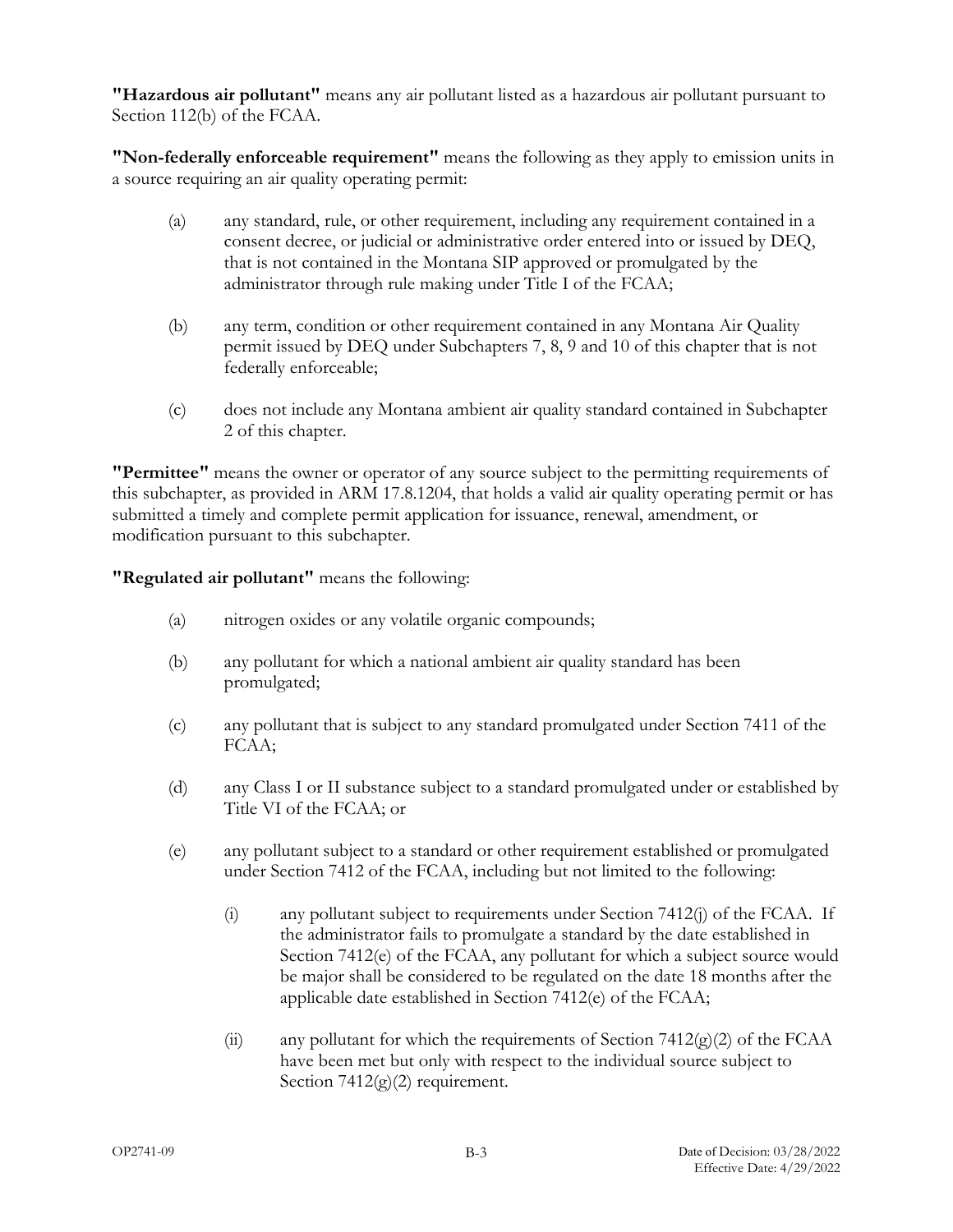**"Hazardous air pollutant"** means any air pollutant listed as a hazardous air pollutant pursuant to Section 112(b) of the FCAA.

**"Non-federally enforceable requirement"** means the following as they apply to emission units in a source requiring an air quality operating permit:

(a) any standard, rule, or other requirement, including any requirement contained in a consent decree, or judicial or administrative order entered into or issued by DEQ, that is not contained in the Montana SIP approved or promulgated by the administrator through rule making under Title I of the FCAA;

(b) any term, condition or other requirement contained in any Montana Air Quality permit issued by DEQ under Subchapters 7, 8, 9 and 10 of this chapter that is not federally enforceable;

(c) does not include any Montana ambient air quality standard contained in Subchapter 2 of this chapter.

**"Permittee"** means the owner or operator of any source subject to the permitting requirements of this subchapter, as provided in ARM 17.8.1204, that holds a valid air quality operating permit or has submitted a timely and complete permit application for issuance, renewal, amendment, or modification pursuant to this subchapter.

**"Regulated air pollutant"** means the following:

(a) nitrogen oxides or any volatile organic compounds;

(b) any pollutant for which a national ambient air quality standard has been promulgated;

(c) any pollutant that is subject to any standard promulgated under Section 7411 of the FCAA;

(d) any Class I or II substance subject to a standard promulgated under or established by Title VI of the FCAA; or

(e) any pollutant subject to a standard or other requirement established or promulgated under Section 7412 of the FCAA, including but not limited to the following:

   (i) any pollutant subject to requirements under Section 7412(j) of the FCAA. If the administrator fails to promulgate a standard by the date established in Section 7412(e) of the FCAA, any pollutant for which a subject source would be major shall be considered to be regulated on the date 18 months after the applicable date established in Section 7412(e) of the FCAA;

   (ii) any pollutant for which the requirements of Section 7412(g)(2) of the FCAA have been met but only with respect to the individual source subject to Section 7412(g)(2) requirement.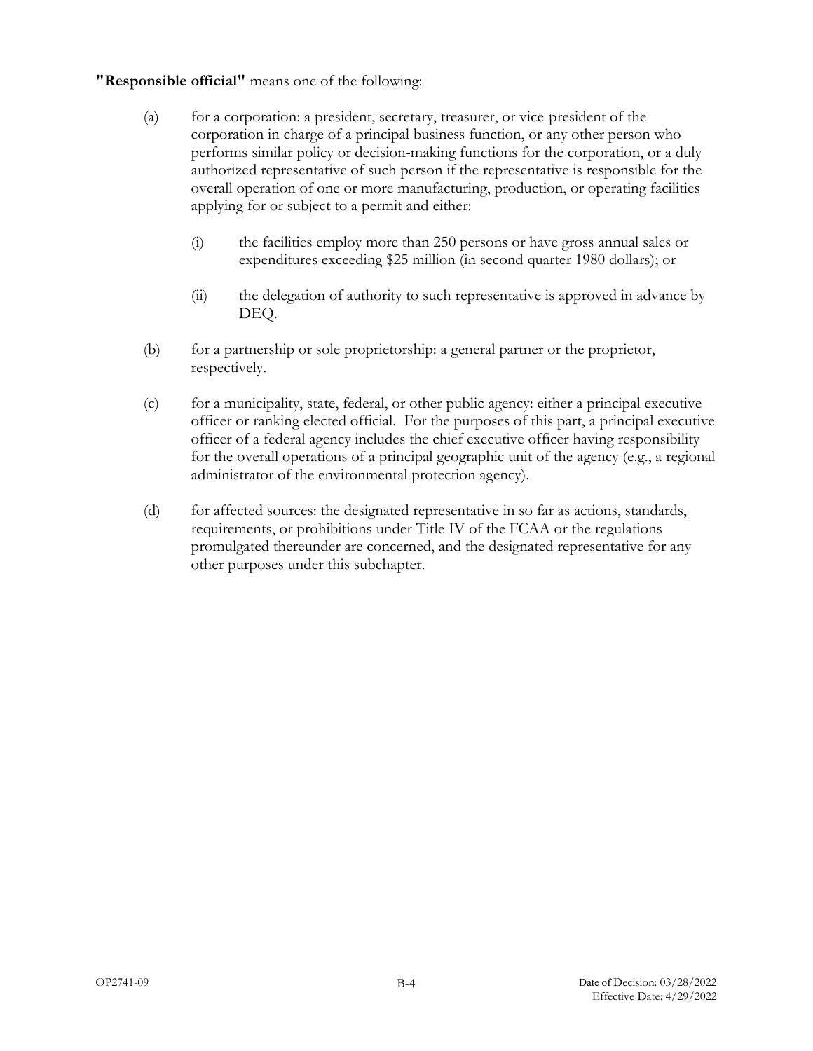**"Responsible official"** means one of the following:

(a) for a corporation: a president, secretary, treasurer, or vice-president of the corporation in charge of a principal business function, or any other person who performs similar policy or decision-making functions for the corporation, or a duly authorized representative of such person if the representative is responsible for the overall operation of one or more manufacturing, production, or operating facilities applying for or subject to a permit and either:

  (i) the facilities employ more than 250 persons or have gross annual sales or expenditures exceeding $25 million (in second quarter 1980 dollars); or

  (ii) the delegation of authority to such representative is approved in advance by DEQ.

(b) for a partnership or sole proprietorship: a general partner or the proprietor, respectively.

(c) for a municipality, state, federal, or other public agency: either a principal executive officer or ranking elected official. For the purposes of this part, a principal executive officer of a federal agency includes the chief executive officer having responsibility for the overall operations of a principal geographic unit of the agency (e.g., a regional administrator of the environmental protection agency).

(d) for affected sources: the designated representative in so far as actions, standards, requirements, or prohibitions under Title IV of the FCAA or the regulations promulgated thereunder are concerned, and the designated representative for any other purposes under this subchapter.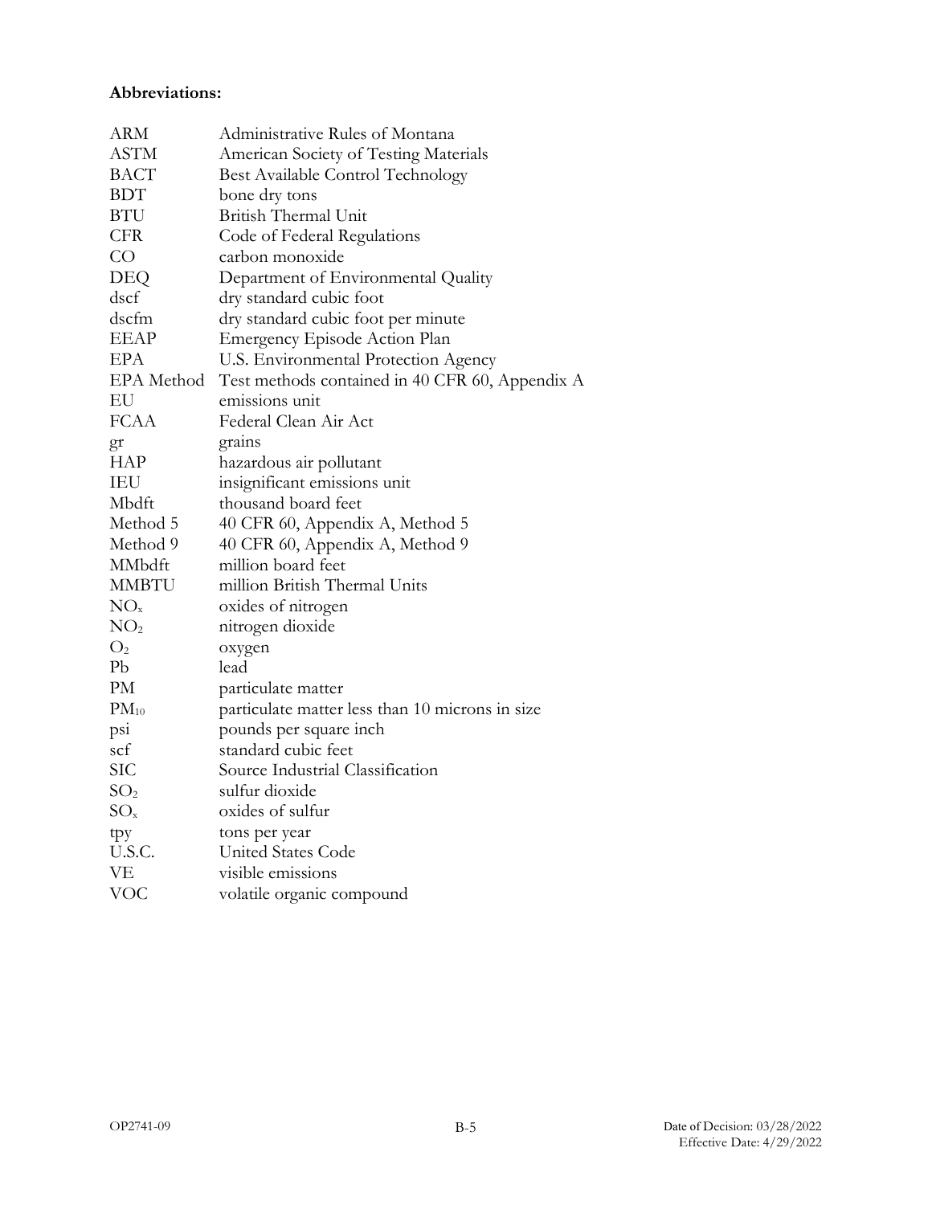**Abbreviations:**

| | |
|---|---|
| ARM | Administrative Rules of Montana |
| ASTM | American Society of Testing Materials |
| BACT | Best Available Control Technology |
| BDT | bone dry tons |
| BTU | British Thermal Unit |
| CFR | Code of Federal Regulations |
| CO | carbon monoxide |
| DEQ | Department of Environmental Quality |
| dscf | dry standard cubic foot |
| dscfm | dry standard cubic foot per minute |
| EEAP | Emergency Episode Action Plan |
| EPA | U.S. Environmental Protection Agency |
| EPA Method | Test methods contained in 40 CFR 60, Appendix A |
| EU | emissions unit |
| FCAA | Federal Clean Air Act |
| gr | grains |
| HAP | hazardous air pollutant |
| IEU | insignificant emissions unit |
| Mbdft | thousand board feet |
| Method 5 | 40 CFR 60, Appendix A, Method 5 |
| Method 9 | 40 CFR 60, Appendix A, Method 9 |
| MMbdft | million board feet |
| MMBTU | million British Thermal Units |
| $NO_x$ | oxides of nitrogen |
| $NO_2$ | nitrogen dioxide |
| $O_2$ | oxygen |
| Pb | lead |
| PM | particulate matter |
| $PM_{10}$ | particulate matter less than 10 microns in size |
| psi | pounds per square inch |
| scf | standard cubic feet |
| SIC | Source Industrial Classification |
| $SO_2$ | sulfur dioxide |
| $SO_x$ | oxides of sulfur |
| tpy | tons per year |
| U.S.C. | United States Code |
| VE | visible emissions |
| VOC | volatile organic compound |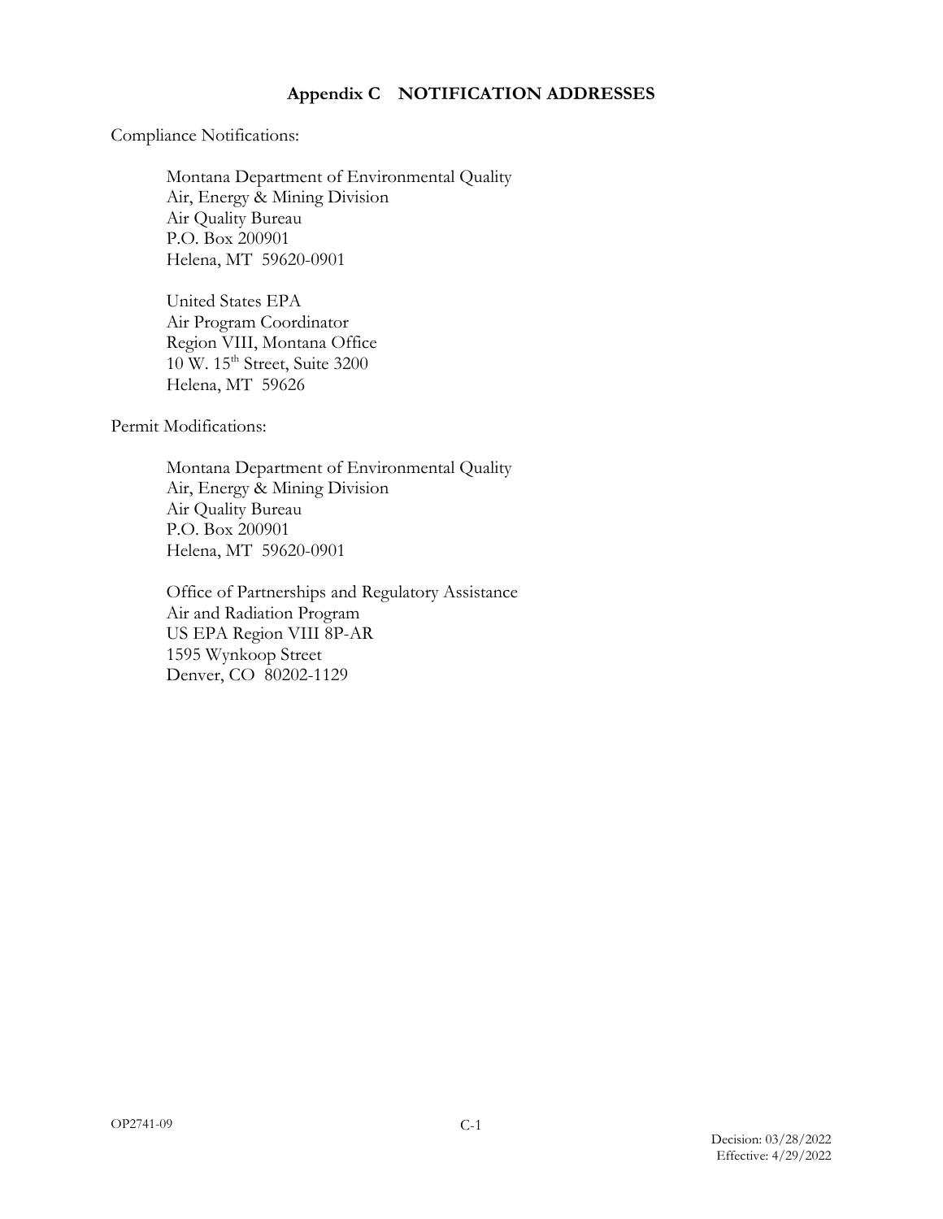# Appendix C NOTIFICATION ADDRESSES

Compliance Notifications:

Montana Department of Environmental Quality
Air, Energy & Mining Division
Air Quality Bureau
P.O. Box 200901
Helena, MT 59620-0901

United States EPA
Air Program Coordinator
Region VIII, Montana Office
10 W. 15th Street, Suite 3200
Helena, MT 59626

Permit Modifications:

Montana Department of Environmental Quality
Air, Energy & Mining Division
Air Quality Bureau
P.O. Box 200901
Helena, MT 59620-0901

Office of Partnerships and Regulatory Assistance
Air and Radiation Program
US EPA Region VIII 8P-AR
1595 Wynkoop Street
Denver, CO 80202-1129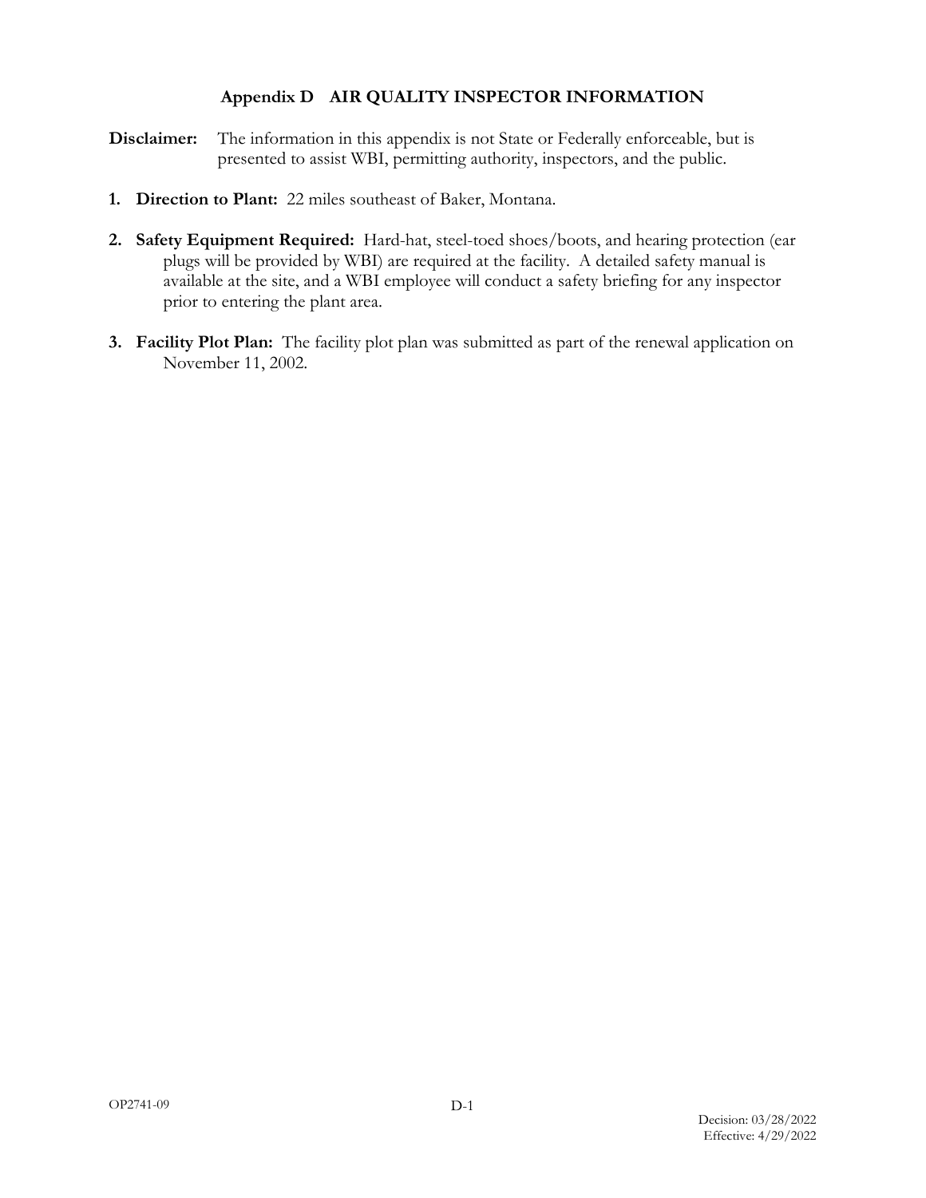# Appendix D AIR QUALITY INSPECTOR INFORMATION

**Disclaimer:** The information in this appendix is not State or Federally enforceable, but is presented to assist WBI, permitting authority, inspectors, and the public.

1. **Direction to Plant:** 22 miles southeast of Baker, Montana.

2. **Safety Equipment Required:** Hard-hat, steel-toed shoes/boots, and hearing protection (ear plugs will be provided by WBI) are required at the facility. A detailed safety manual is available at the site, and a WBI employee will conduct a safety briefing for any inspector prior to entering the plant area.

3. **Facility Plot Plan:** The facility plot plan was submitted as part of the renewal application on November 11, 2002.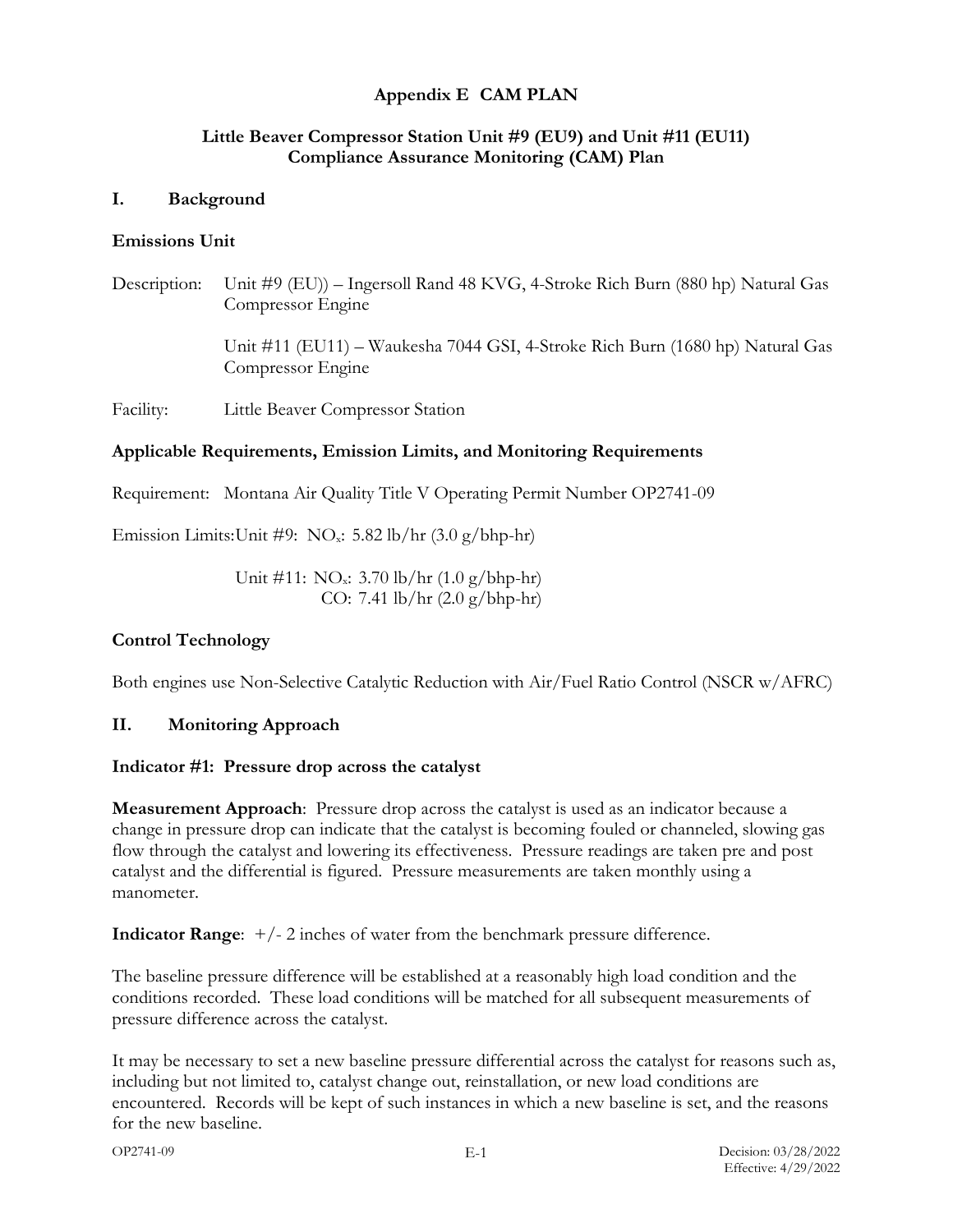# Appendix E CAM PLAN

## Little Beaver Compressor Station Unit #9 (EU9) and Unit #11 (EU11) Compliance Assurance Monitoring (CAM) Plan

## I. Background

### Emissions Unit

Description: Unit #9 (EU)) – Ingersoll Rand 48 KVG, 4-Stroke Rich Burn (880 hp) Natural Gas Compressor Engine

Unit #11 (EU11) – Waukesha 7044 GSI, 4-Stroke Rich Burn (1680 hp) Natural Gas Compressor Engine

Facility: Little Beaver Compressor Station

### Applicable Requirements, Emission Limits, and Monitoring Requirements

Requirement: Montana Air Quality Title V Operating Permit Number OP2741-09

Emission Limits: Unit #9: $NO_x$: 5.82 lb/hr (3.0 g/bhp-hr)

Unit #11: $NO_x$: 3.70 lb/hr (1.0 g/bhp-hr)
CO: 7.41 lb/hr (2.0 g/bhp-hr)

### Control Technology

Both engines use Non-Selective Catalytic Reduction with Air/Fuel Ratio Control (NSCR w/AFRC)

## II. Monitoring Approach

### Indicator #1: Pressure drop across the catalyst

**Measurement Approach**: Pressure drop across the catalyst is used as an indicator because a change in pressure drop can indicate that the catalyst is becoming fouled or channeled, slowing gas flow through the catalyst and lowering its effectiveness. Pressure readings are taken pre and post catalyst and the differential is figured. Pressure measurements are taken monthly using a manometer.

**Indicator Range**: +/- 2 inches of water from the benchmark pressure difference.

The baseline pressure difference will be established at a reasonably high load condition and the conditions recorded. These load conditions will be matched for all subsequent measurements of pressure difference across the catalyst.

It may be necessary to set a new baseline pressure differential across the catalyst for reasons such as, including but not limited to, catalyst change out, reinstallation, or new load conditions are encountered. Records will be kept of such instances in which a new baseline is set, and the reasons for the new baseline.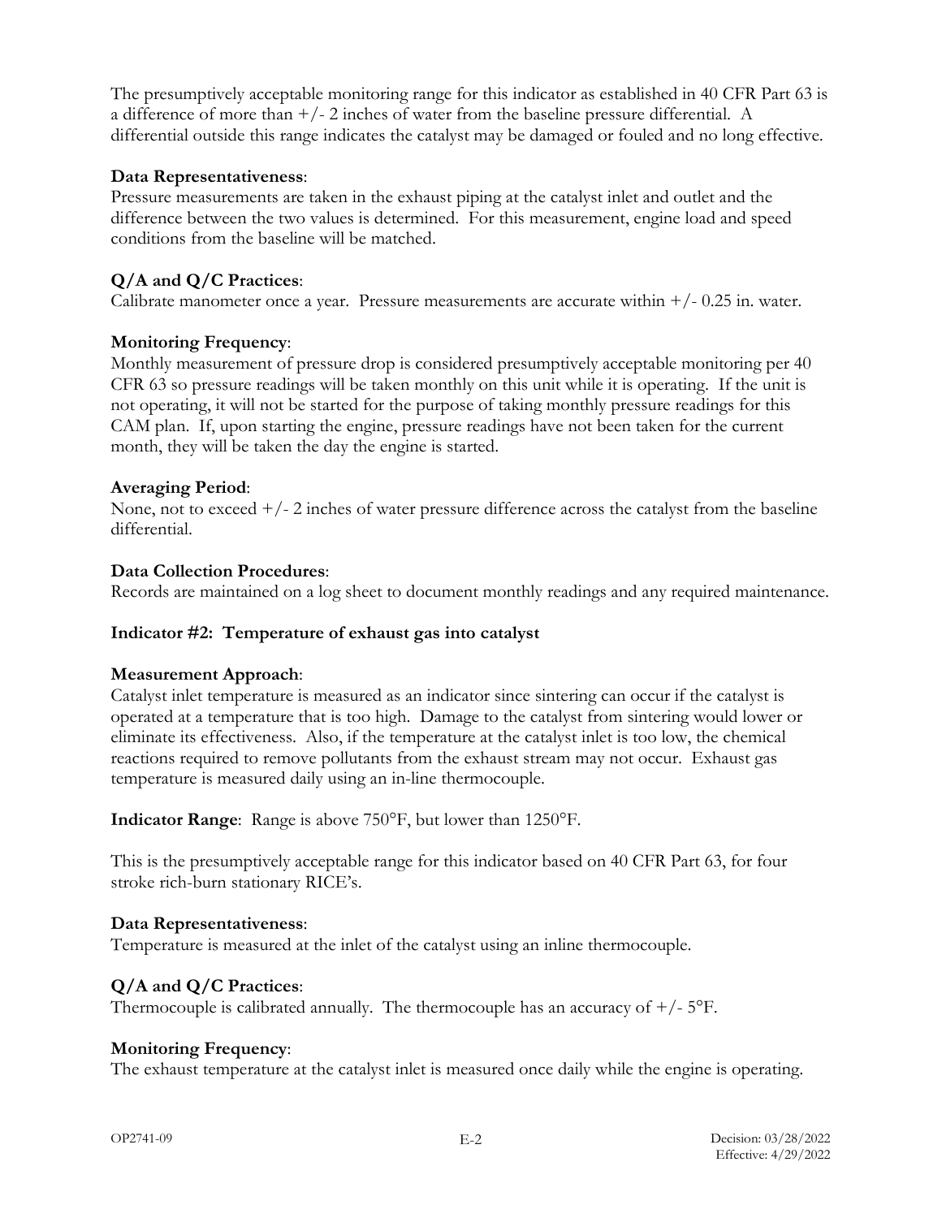The presumptively acceptable monitoring range for this indicator as established in 40 CFR Part 63 is a difference of more than +/- 2 inches of water from the baseline pressure differential. A differential outside this range indicates the catalyst may be damaged or fouled and no long effective.

**Data Representativeness**:
Pressure measurements are taken in the exhaust piping at the catalyst inlet and outlet and the difference between the two values is determined. For this measurement, engine load and speed conditions from the baseline will be matched.

**Q/A and Q/C Practices**:
Calibrate manometer once a year. Pressure measurements are accurate within +/- 0.25 in. water.

**Monitoring Frequency**:
Monthly measurement of pressure drop is considered presumptively acceptable monitoring per 40 CFR 63 so pressure readings will be taken monthly on this unit while it is operating. If the unit is not operating, it will not be started for the purpose of taking monthly pressure readings for this CAM plan. If, upon starting the engine, pressure readings have not been taken for the current month, they will be taken the day the engine is started.

**Averaging Period**:
None, not to exceed +/- 2 inches of water pressure difference across the catalyst from the baseline differential.

**Data Collection Procedures**:
Records are maintained on a log sheet to document monthly readings and any required maintenance.

**Indicator #2: Temperature of exhaust gas into catalyst**

**Measurement Approach**:
Catalyst inlet temperature is measured as an indicator since sintering can occur if the catalyst is operated at a temperature that is too high. Damage to the catalyst from sintering would lower or eliminate its effectiveness. Also, if the temperature at the catalyst inlet is too low, the chemical reactions required to remove pollutants from the exhaust stream may not occur. Exhaust gas temperature is measured daily using an in-line thermocouple.

**Indicator Range**: Range is above 750°F, but lower than 1250°F.

This is the presumptively acceptable range for this indicator based on 40 CFR Part 63, for four stroke rich-burn stationary RICE's.

**Data Representativeness**:
Temperature is measured at the inlet of the catalyst using an inline thermocouple.

**Q/A and Q/C Practices**:
Thermocouple is calibrated annually. The thermocouple has an accuracy of +/- 5°F.

**Monitoring Frequency**:
The exhaust temperature at the catalyst inlet is measured once daily while the engine is operating.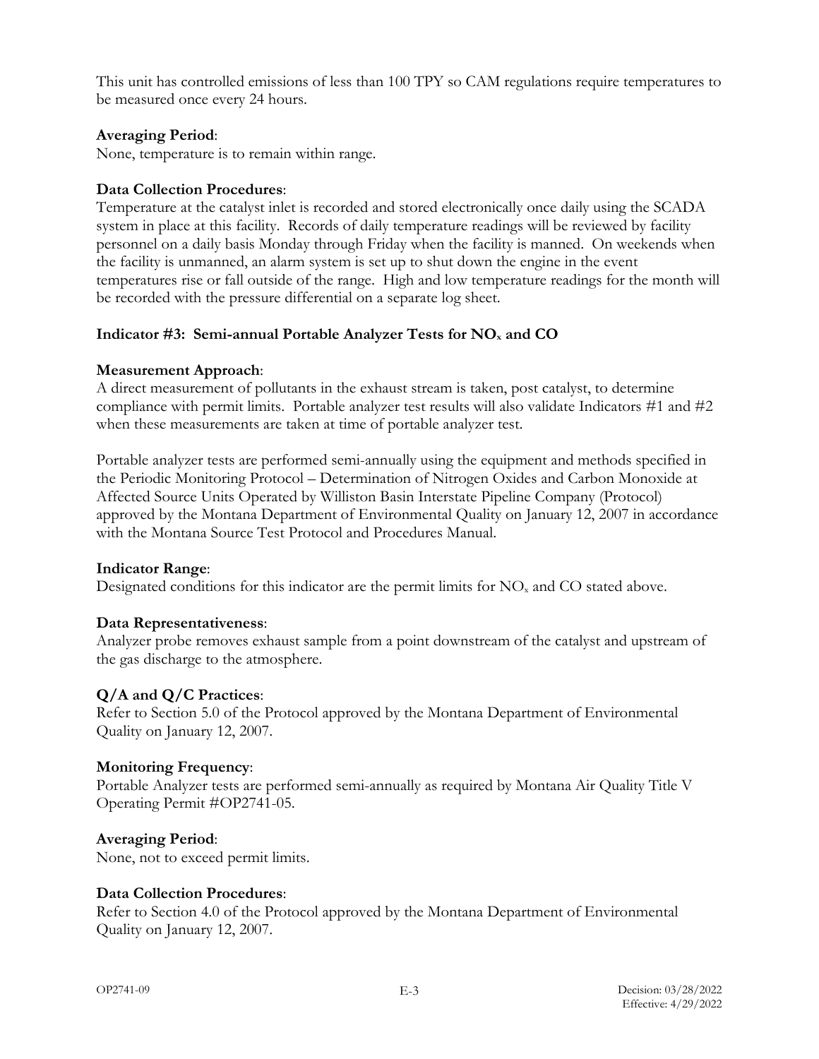This unit has controlled emissions of less than 100 TPY so CAM regulations require temperatures to be measured once every 24 hours.

**Averaging Period**:
None, temperature is to remain within range.

**Data Collection Procedures**:
Temperature at the catalyst inlet is recorded and stored electronically once daily using the SCADA system in place at this facility. Records of daily temperature readings will be reviewed by facility personnel on a daily basis Monday through Friday when the facility is manned. On weekends when the facility is unmanned, an alarm system is set up to shut down the engine in the event temperatures rise or fall outside of the range. High and low temperature readings for the month will be recorded with the pressure differential on a separate log sheet.

**Indicator #3: Semi-annual Portable Analyzer Tests for $NO_x$ and CO**

**Measurement Approach**:
A direct measurement of pollutants in the exhaust stream is taken, post catalyst, to determine compliance with permit limits. Portable analyzer test results will also validate Indicators #1 and #2 when these measurements are taken at time of portable analyzer test.

Portable analyzer tests are performed semi-annually using the equipment and methods specified in the Periodic Monitoring Protocol – Determination of Nitrogen Oxides and Carbon Monoxide at Affected Source Units Operated by Williston Basin Interstate Pipeline Company (Protocol) approved by the Montana Department of Environmental Quality on January 12, 2007 in accordance with the Montana Source Test Protocol and Procedures Manual.

**Indicator Range**:
Designated conditions for this indicator are the permit limits for $NO_x$ and CO stated above.

**Data Representativeness**:
Analyzer probe removes exhaust sample from a point downstream of the catalyst and upstream of the gas discharge to the atmosphere.

**Q/A and Q/C Practices**:
Refer to Section 5.0 of the Protocol approved by the Montana Department of Environmental Quality on January 12, 2007.

**Monitoring Frequency**:
Portable Analyzer tests are performed semi-annually as required by Montana Air Quality Title V Operating Permit #OP2741-05.

**Averaging Period**:
None, not to exceed permit limits.

**Data Collection Procedures**:
Refer to Section 4.0 of the Protocol approved by the Montana Department of Environmental Quality on January 12, 2007.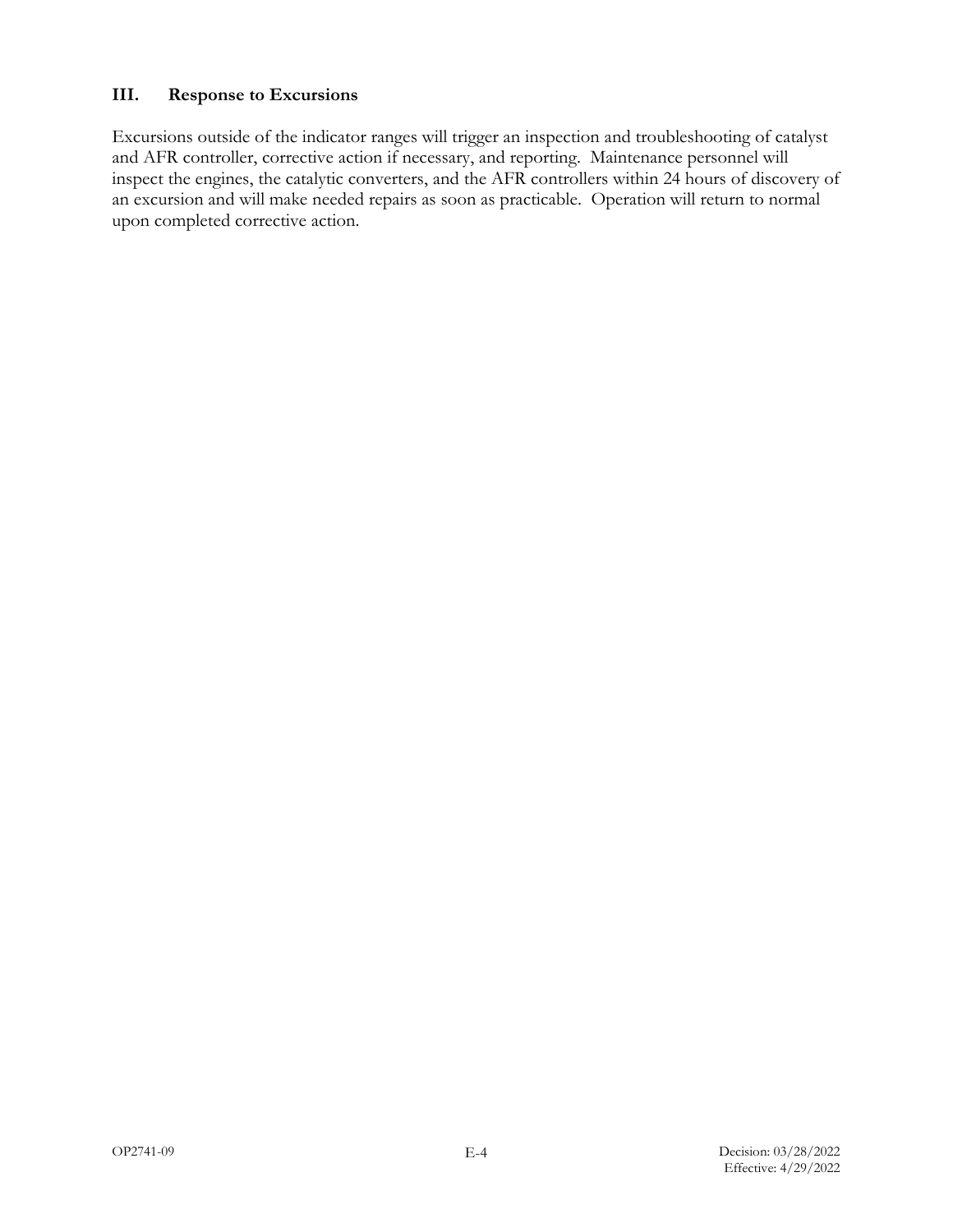## III. Response to Excursions

Excursions outside of the indicator ranges will trigger an inspection and troubleshooting of catalyst and AFR controller, corrective action if necessary, and reporting. Maintenance personnel will inspect the engines, the catalytic converters, and the AFR controllers within 24 hours of discovery of an excursion and will make needed repairs as soon as practicable. Operation will return to normal upon completed corrective action.